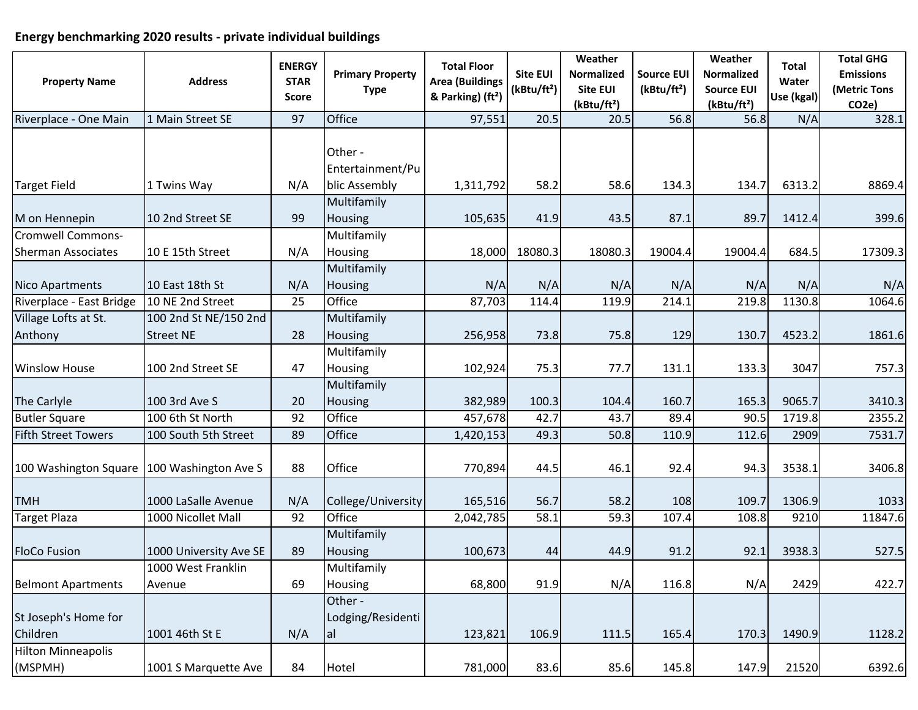**Energy benchmarking 2020 results - private individual buildings**

| Property Name | Address | ENERGY STAR Score | Primary Property Type | Total Floor Area (Buildings & Parking) (ft²) | Site EUI (kBtu/ft²) | Weather Normalized Site EUI (kBtu/ft²) | Source EUI (kBtu/ft²) | Weather Normalized Source EUI (kBtu/ft²) | Total Water Use (kgal) | Total GHG Emissions (Metric Tons CO2e) |
|---|---|---|---|---|---|---|---|---|---|---|
| Riverplace - One Main | 1 Main Street SE | 97 | Office | 97,551 | 20.5 | 20.5 | 56.8 | 56.8 | N/A | 328.1 |
| Target Field | 1 Twins Way | N/A | Other - Entertainment/Public Assembly | 1,311,792 | 58.2 | 58.6 | 134.3 | 134.7 | 6313.2 | 8869.4 |
| M on Hennepin | 10 2nd Street SE | 99 | Multifamily Housing | 105,635 | 41.9 | 43.5 | 87.1 | 89.7 | 1412.4 | 399.6 |
| Cromwell Commons-Sherman Associates | 10 E 15th Street | N/A | Multifamily Housing | 18,000 | 18080.3 | 18080.3 | 19004.4 | 19004.4 | 684.5 | 17309.3 |
| Nico Apartments | 10 East 18th St | N/A | Multifamily Housing | N/A | N/A | N/A | N/A | N/A | N/A | N/A |
| Riverplace - East Bridge | 10 NE 2nd Street | 25 | Office | 87,703 | 114.4 | 119.9 | 214.1 | 219.8 | 1130.8 | 1064.6 |
| Village Lofts at St. Anthony | 100 2nd St NE/150 2nd Street NE | 28 | Multifamily Housing | 256,958 | 73.8 | 75.8 | 129 | 130.7 | 4523.2 | 1861.6 |
| Winslow House | 100 2nd Street SE | 47 | Multifamily Housing | 102,924 | 75.3 | 77.7 | 131.1 | 133.3 | 3047 | 757.3 |
| The Carlyle | 100 3rd Ave S | 20 | Multifamily Housing | 382,989 | 100.3 | 104.4 | 160.7 | 165.3 | 9065.7 | 3410.3 |
| Butler Square | 100 6th St North | 92 | Office | 457,678 | 42.7 | 43.7 | 89.4 | 90.5 | 1719.8 | 2355.2 |
| Fifth Street Towers | 100 South 5th Street | 89 | Office | 1,420,153 | 49.3 | 50.8 | 110.9 | 112.6 | 2909 | 7531.7 |
| 100 Washington Square | 100 Washington Ave S | 88 | Office | 770,894 | 44.5 | 46.1 | 92.4 | 94.3 | 3538.1 | 3406.8 |
| TMH | 1000 LaSalle Avenue | N/A | College/University | 165,516 | 56.7 | 58.2 | 108 | 109.7 | 1306.9 | 1033 |
| Target Plaza | 1000 Nicollet Mall | 92 | Office | 2,042,785 | 58.1 | 59.3 | 107.4 | 108.8 | 9210 | 11847.6 |
| FloCo Fusion | 1000 University Ave SE | 89 | Multifamily Housing | 100,673 | 44 | 44.9 | 91.2 | 92.1 | 3938.3 | 527.5 |
| Belmont Apartments | 1000 West Franklin Avenue | 69 | Multifamily Housing | 68,800 | 91.9 | N/A | 116.8 | N/A | 2429 | 422.7 |
| St Joseph's Home for Children | 1001 46th St E | N/A | Other - Lodging/Residential | 123,821 | 106.9 | 111.5 | 165.4 | 170.3 | 1490.9 | 1128.2 |
| Hilton Minneapolis (MSPMH) | 1001 S Marquette Ave | 84 | Hotel | 781,000 | 83.6 | 85.6 | 145.8 | 147.9 | 21520 | 6392.6 |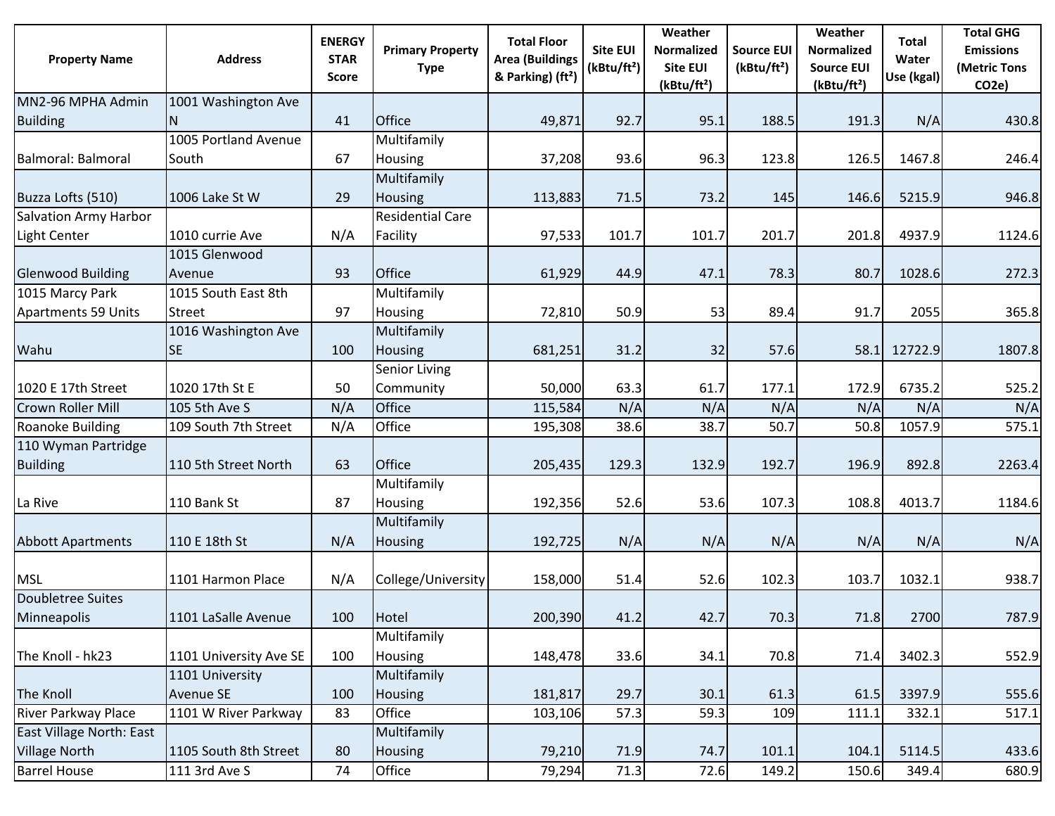| Property Name | Address | ENERGY STAR Score | Primary Property Type | Total Floor Area (Buildings & Parking) (ft²) | Site EUI (kBtu/ft²) | Weather Normalized Site EUI (kBtu/ft²) | Source EUI (kBtu/ft²) | Weather Normalized Source EUI (kBtu/ft²) | Total Water Use (kgal) | Total GHG Emissions (Metric Tons CO2e) |
|---|---|---|---|---|---|---|---|---|---|---|
| MN2-96 MPHA Admin Building | 1001 Washington Ave N | 41 | Office | 49,871 | 92.7 | 95.1 | 188.5 | 191.3 | N/A | 430.8 |
| Balmoral: Balmoral | 1005 Portland Avenue South | 67 | Multifamily Housing | 37,208 | 93.6 | 96.3 | 123.8 | 126.5 | 1467.8 | 246.4 |
| Buzza Lofts (510) | 1006 Lake St W | 29 | Multifamily Housing | 113,883 | 71.5 | 73.2 | 145 | 146.6 | 5215.9 | 946.8 |
| Salvation Army Harbor Light Center | 1010 currie Ave | N/A | Residential Care Facility | 97,533 | 101.7 | 101.7 | 201.7 | 201.8 | 4937.9 | 1124.6 |
| Glenwood Building | 1015 Glenwood Avenue | 93 | Office | 61,929 | 44.9 | 47.1 | 78.3 | 80.7 | 1028.6 | 272.3 |
| 1015 Marcy Park Apartments 59 Units | 1015 South East 8th Street | 97 | Multifamily Housing | 72,810 | 50.9 | 53 | 89.4 | 91.7 | 2055 | 365.8 |
| Wahu | 1016 Washington Ave SE | 100 | Multifamily Housing | 681,251 | 31.2 | 32 | 57.6 | 58.1 | 12722.9 | 1807.8 |
| 1020 E 17th Street | 1020 17th St E | 50 | Senior Living Community | 50,000 | 63.3 | 61.7 | 177.1 | 172.9 | 6735.2 | 525.2 |
| Crown Roller Mill | 105 5th Ave S | N/A | Office | 115,584 | N/A | N/A | N/A | N/A | N/A | N/A |
| Roanoke Building | 109 South 7th Street | N/A | Office | 195,308 | 38.6 | 38.7 | 50.7 | 50.8 | 1057.9 | 575.1 |
| 110 Wyman Partridge Building | 110 5th Street North | 63 | Office | 205,435 | 129.3 | 132.9 | 192.7 | 196.9 | 892.8 | 2263.4 |
| La Rive | 110 Bank St | 87 | Multifamily Housing | 192,356 | 52.6 | 53.6 | 107.3 | 108.8 | 4013.7 | 1184.6 |
| Abbott Apartments | 110 E 18th St | N/A | Multifamily Housing | 192,725 | N/A | N/A | N/A | N/A | N/A | N/A |
| MSL | 1101 Harmon Place | N/A | College/University | 158,000 | 51.4 | 52.6 | 102.3 | 103.7 | 1032.1 | 938.7 |
| Doubletree Suites Minneapolis | 1101 LaSalle Avenue | 100 | Hotel | 200,390 | 41.2 | 42.7 | 70.3 | 71.8 | 2700 | 787.9 |
| The Knoll - hk23 | 1101 University Ave SE | 100 | Multifamily Housing | 148,478 | 33.6 | 34.1 | 70.8 | 71.4 | 3402.3 | 552.9 |
| The Knoll | 1101 University Avenue SE | 100 | Multifamily Housing | 181,817 | 29.7 | 30.1 | 61.3 | 61.5 | 3397.9 | 555.6 |
| River Parkway Place | 1101 W River Parkway | 83 | Office | 103,106 | 57.3 | 59.3 | 109 | 111.1 | 332.1 | 517.1 |
| East Village North: East Village North | 1105 South 8th Street | 80 | Multifamily Housing | 79,210 | 71.9 | 74.7 | 101.1 | 104.1 | 5114.5 | 433.6 |
| Barrel House | 111 3rd Ave S | 74 | Office | 79,294 | 71.3 | 72.6 | 149.2 | 150.6 | 349.4 | 680.9 |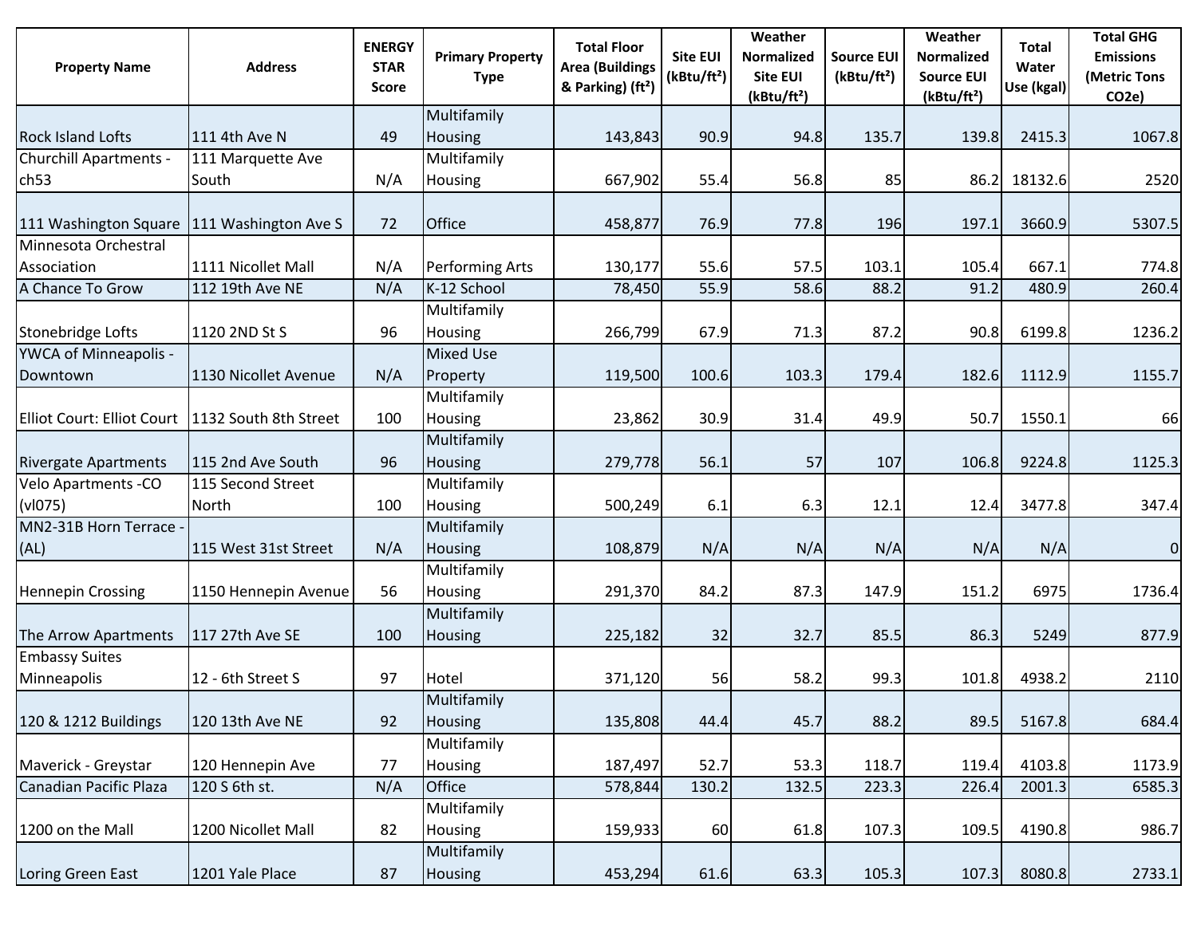| Property Name | Address | ENERGY STAR Score | Primary Property Type | Total Floor Area (Buildings & Parking) (ft²) | Site EUI (kBtu/ft²) | Weather Normalized Site EUI (kBtu/ft²) | Source EUI (kBtu/ft²) | Weather Normalized Source EUI (kBtu/ft²) | Total Water Use (kgal) | Total GHG Emissions (Metric Tons CO2e) |
|---|---|---|---|---|---|---|---|---|---|---|
| Rock Island Lofts | 111 4th Ave N | 49 | Multifamily Housing | 143,843 | 90.9 | 94.8 | 135.7 | 139.8 | 2415.3 | 1067.8 |
| Churchill Apartments - ch53 | 111 Marquette Ave South | N/A | Multifamily Housing | 667,902 | 55.4 | 56.8 | 85 | 86.2 | 18132.6 | 2520 |
| 111 Washington Square | 111 Washington Ave S | 72 | Office | 458,877 | 76.9 | 77.8 | 196 | 197.1 | 3660.9 | 5307.5 |
| Minnesota Orchestral Association | 1111 Nicollet Mall | N/A | Performing Arts | 130,177 | 55.6 | 57.5 | 103.1 | 105.4 | 667.1 | 774.8 |
| A Chance To Grow | 112 19th Ave NE | N/A | K-12 School | 78,450 | 55.9 | 58.6 | 88.2 | 91.2 | 480.9 | 260.4 |
| Stonebridge Lofts | 1120 2ND St S | 96 | Multifamily Housing | 266,799 | 67.9 | 71.3 | 87.2 | 90.8 | 6199.8 | 1236.2 |
| YWCA of Minneapolis - Downtown | 1130 Nicollet Avenue | N/A | Mixed Use Property | 119,500 | 100.6 | 103.3 | 179.4 | 182.6 | 1112.9 | 1155.7 |
| Elliot Court: Elliot Court | 1132 South 8th Street | 100 | Multifamily Housing | 23,862 | 30.9 | 31.4 | 49.9 | 50.7 | 1550.1 | 66 |
| Rivergate Apartments | 115 2nd Ave South | 96 | Multifamily Housing | 279,778 | 56.1 | 57 | 107 | 106.8 | 9224.8 | 1125.3 |
| Velo Apartments -CO (vl075) | 115 Second Street North | 100 | Multifamily Housing | 500,249 | 6.1 | 6.3 | 12.1 | 12.4 | 3477.8 | 347.4 |
| MN2-31B Horn Terrace - (AL) | 115 West 31st Street | N/A | Multifamily Housing | 108,879 | N/A | N/A | N/A | N/A | N/A | 0 |
| Hennepin Crossing | 1150 Hennepin Avenue | 56 | Multifamily Housing | 291,370 | 84.2 | 87.3 | 147.9 | 151.2 | 6975 | 1736.4 |
| The Arrow Apartments | 117 27th Ave SE | 100 | Multifamily Housing | 225,182 | 32 | 32.7 | 85.5 | 86.3 | 5249 | 877.9 |
| Embassy Suites Minneapolis | 12 - 6th Street S | 97 | Hotel | 371,120 | 56 | 58.2 | 99.3 | 101.8 | 4938.2 | 2110 |
| 120 & 1212 Buildings | 120 13th Ave NE | 92 | Multifamily Housing | 135,808 | 44.4 | 45.7 | 88.2 | 89.5 | 5167.8 | 684.4 |
| Maverick - Greystar | 120 Hennepin Ave | 77 | Multifamily Housing | 187,497 | 52.7 | 53.3 | 118.7 | 119.4 | 4103.8 | 1173.9 |
| Canadian Pacific Plaza | 120 S 6th st. | N/A | Office | 578,844 | 130.2 | 132.5 | 223.3 | 226.4 | 2001.3 | 6585.3 |
| 1200 on the Mall | 1200 Nicollet Mall | 82 | Multifamily Housing | 159,933 | 60 | 61.8 | 107.3 | 109.5 | 4190.8 | 986.7 |
| Loring Green East | 1201 Yale Place | 87 | Multifamily Housing | 453,294 | 61.6 | 63.3 | 105.3 | 107.3 | 8080.8 | 2733.1 |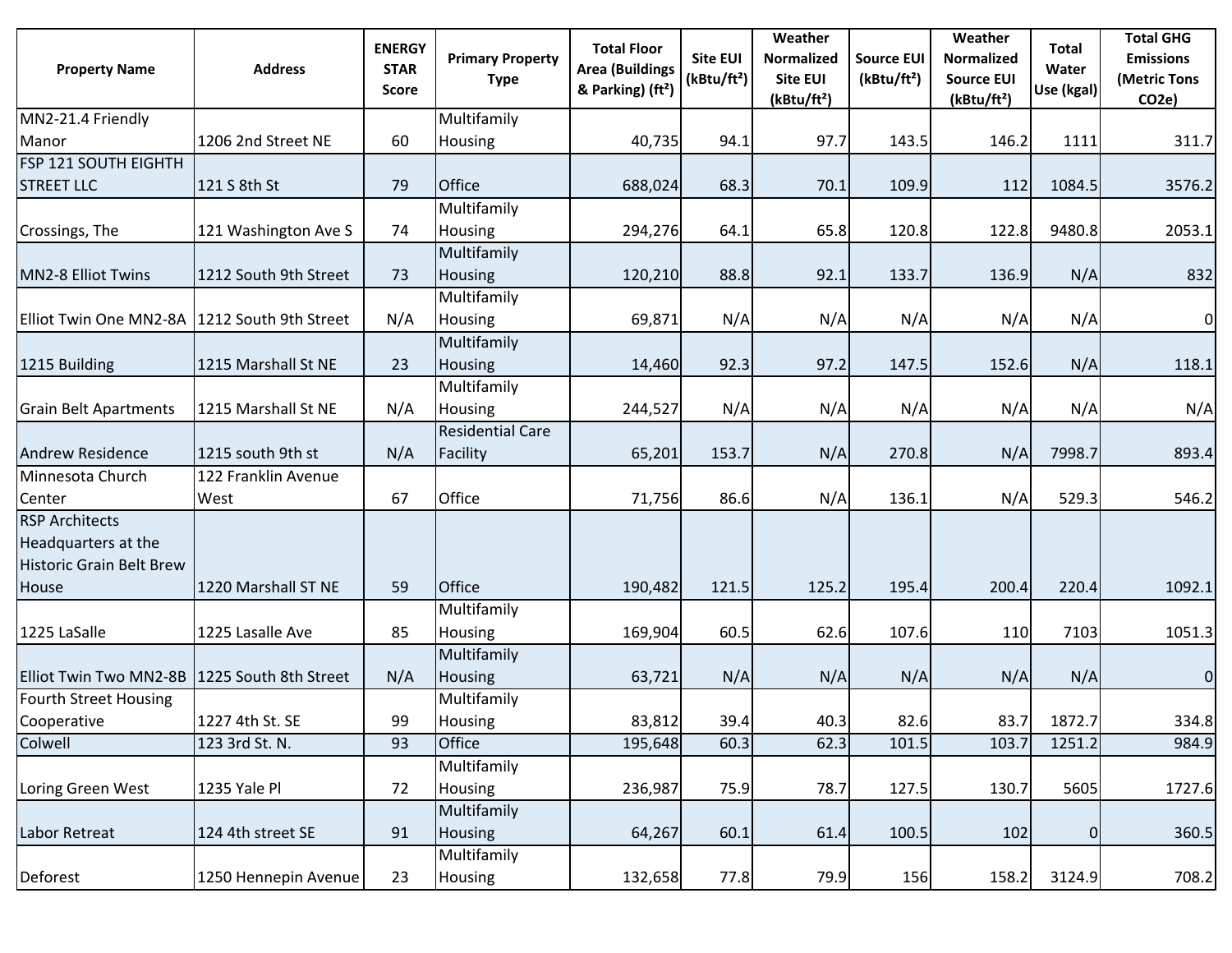| Property Name | Address | ENERGY STAR Score | Primary Property Type | Total Floor Area (Buildings & Parking) (ft²) | Site EUI (kBtu/ft²) | Weather Normalized Site EUI (kBtu/ft²) | Source EUI (kBtu/ft²) | Weather Normalized Source EUI (kBtu/ft²) | Total Water Use (kgal) | Total GHG Emissions (Metric Tons CO2e) |
|---|---|---|---|---|---|---|---|---|---|---|
| MN2-21.4 Friendly Manor | 1206 2nd Street NE | 60 | Multifamily Housing | 40,735 | 94.1 | 97.7 | 143.5 | 146.2 | 1111 | 311.7 |
| FSP 121 SOUTH EIGHTH STREET LLC | 121 S 8th St | 79 | Office | 688,024 | 68.3 | 70.1 | 109.9 | 112 | 1084.5 | 3576.2 |
| Crossings, The | 121 Washington Ave S | 74 | Multifamily Housing | 294,276 | 64.1 | 65.8 | 120.8 | 122.8 | 9480.8 | 2053.1 |
| MN2-8 Elliot Twins | 1212 South 9th Street | 73 | Multifamily Housing | 120,210 | 88.8 | 92.1 | 133.7 | 136.9 | N/A | 832 |
| Elliot Twin One MN2-8A | 1212 South 9th Street | N/A | Multifamily Housing | 69,871 | N/A | N/A | N/A | N/A | N/A | 0 |
| 1215 Building | 1215 Marshall St NE | 23 | Multifamily Housing | 14,460 | 92.3 | 97.2 | 147.5 | 152.6 | N/A | 118.1 |
| Grain Belt Apartments | 1215 Marshall St NE | N/A | Multifamily Housing | 244,527 | N/A | N/A | N/A | N/A | N/A | N/A |
| Andrew Residence | 1215 south 9th st | N/A | Residential Care Facility | 65,201 | 153.7 | N/A | 270.8 | N/A | 7998.7 | 893.4 |
| Minnesota Church Center | 122 Franklin Avenue West | 67 | Office | 71,756 | 86.6 | N/A | 136.1 | N/A | 529.3 | 546.2 |
| RSP Architects Headquarters at the Historic Grain Belt Brew House | 1220 Marshall ST NE | 59 | Office | 190,482 | 121.5 | 125.2 | 195.4 | 200.4 | 220.4 | 1092.1 |
| 1225 LaSalle | 1225 Lasalle Ave | 85 | Multifamily Housing | 169,904 | 60.5 | 62.6 | 107.6 | 110 | 7103 | 1051.3 |
| Elliot Twin Two MN2-8B | 1225 South 8th Street | N/A | Multifamily Housing | 63,721 | N/A | N/A | N/A | N/A | N/A | 0 |
| Fourth Street Housing Cooperative | 1227 4th St. SE | 99 | Multifamily Housing | 83,812 | 39.4 | 40.3 | 82.6 | 83.7 | 1872.7 | 334.8 |
| Colwell | 123 3rd St. N. | 93 | Office | 195,648 | 60.3 | 62.3 | 101.5 | 103.7 | 1251.2 | 984.9 |
| Loring Green West | 1235 Yale Pl | 72 | Multifamily Housing | 236,987 | 75.9 | 78.7 | 127.5 | 130.7 | 5605 | 1727.6 |
| Labor Retreat | 124 4th street SE | 91 | Multifamily Housing | 64,267 | 60.1 | 61.4 | 100.5 | 102 | 0 | 360.5 |
| Deforest | 1250 Hennepin Avenue | 23 | Multifamily Housing | 132,658 | 77.8 | 79.9 | 156 | 158.2 | 3124.9 | 708.2 |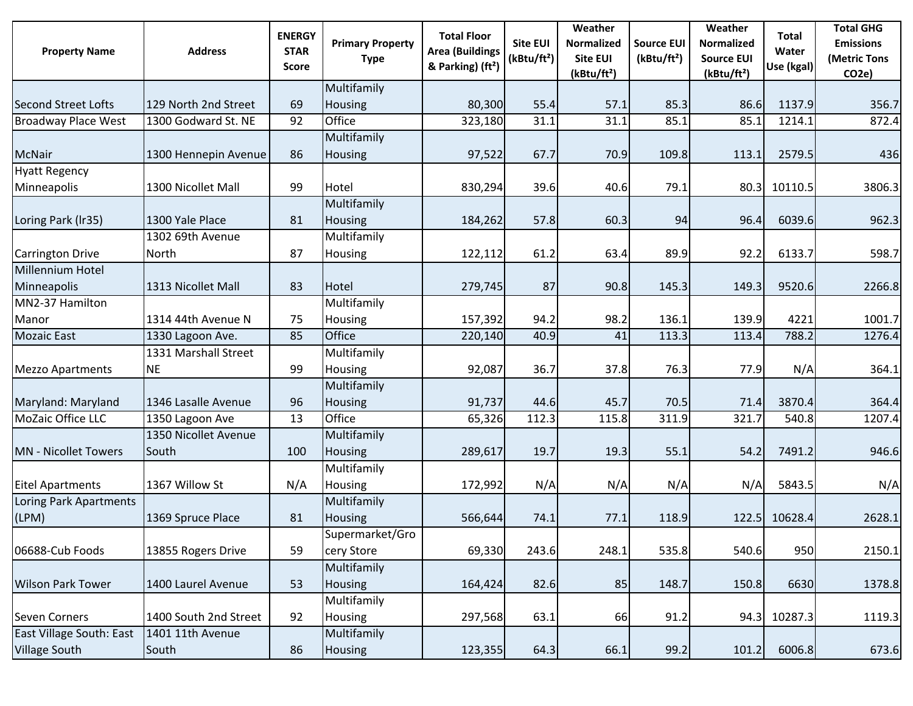| Property Name | Address | ENERGY STAR Score | Primary Property Type | Total Floor Area (Buildings & Parking) (ft²) | Site EUI (kBtu/ft²) | Weather Normalized Site EUI (kBtu/ft²) | Source EUI (kBtu/ft²) | Weather Normalized Source EUI (kBtu/ft²) | Total Water Use (kgal) | Total GHG Emissions (Metric Tons CO2e) |
|---|---|---|---|---|---|---|---|---|---|---|
| Second Street Lofts | 129 North 2nd Street | 69 | Multifamily Housing | 80,300 | 55.4 | 57.1 | 85.3 | 86.6 | 1137.9 | 356.7 |
| Broadway Place West | 1300 Godward St. NE | 92 | Office | 323,180 | 31.1 | 31.1 | 85.1 | 85.1 | 1214.1 | 872.4 |
| McNair | 1300 Hennepin Avenue | 86 | Multifamily Housing | 97,522 | 67.7 | 70.9 | 109.8 | 113.1 | 2579.5 | 436 |
| Hyatt Regency Minneapolis | 1300 Nicollet Mall | 99 | Hotel | 830,294 | 39.6 | 40.6 | 79.1 | 80.3 | 10110.5 | 3806.3 |
| Loring Park (lr35) | 1300 Yale Place | 81 | Multifamily Housing | 184,262 | 57.8 | 60.3 | 94 | 96.4 | 6039.6 | 962.3 |
| Carrington Drive | 1302 69th Avenue North | 87 | Multifamily Housing | 122,112 | 61.2 | 63.4 | 89.9 | 92.2 | 6133.7 | 598.7 |
| Millennium Hotel Minneapolis | 1313 Nicollet Mall | 83 | Hotel | 279,745 | 87 | 90.8 | 145.3 | 149.3 | 9520.6 | 2266.8 |
| MN2-37 Hamilton Manor | 1314 44th Avenue N | 75 | Multifamily Housing | 157,392 | 94.2 | 98.2 | 136.1 | 139.9 | 4221 | 1001.7 |
| Mozaic East | 1330 Lagoon Ave. | 85 | Office | 220,140 | 40.9 | 41 | 113.3 | 113.4 | 788.2 | 1276.4 |
| Mezzo Apartments | 1331 Marshall Street NE | 99 | Multifamily Housing | 92,087 | 36.7 | 37.8 | 76.3 | 77.9 | N/A | 364.1 |
| Maryland: Maryland | 1346 Lasalle Avenue | 96 | Multifamily Housing | 91,737 | 44.6 | 45.7 | 70.5 | 71.4 | 3870.4 | 364.4 |
| MoZaic Office LLC | 1350 Lagoon Ave | 13 | Office | 65,326 | 112.3 | 115.8 | 311.9 | 321.7 | 540.8 | 1207.4 |
| MN - Nicollet Towers | 1350 Nicollet Avenue South | 100 | Multifamily Housing | 289,617 | 19.7 | 19.3 | 55.1 | 54.2 | 7491.2 | 946.6 |
| Eitel Apartments | 1367 Willow St | N/A | Multifamily Housing | 172,992 | N/A | N/A | N/A | N/A | 5843.5 | N/A |
| Loring Park Apartments (LPM) | 1369 Spruce Place | 81 | Multifamily Housing | 566,644 | 74.1 | 77.1 | 118.9 | 122.5 | 10628.4 | 2628.1 |
| 06688-Cub Foods | 13855 Rogers Drive | 59 | Supermarket/Grocery Store | 69,330 | 243.6 | 248.1 | 535.8 | 540.6 | 950 | 2150.1 |
| Wilson Park Tower | 1400 Laurel Avenue | 53 | Multifamily Housing | 164,424 | 82.6 | 85 | 148.7 | 150.8 | 6630 | 1378.8 |
| Seven Corners | 1400 South 2nd Street | 92 | Multifamily Housing | 297,568 | 63.1 | 66 | 91.2 | 94.3 | 10287.3 | 1119.3 |
| East Village South: East Village South | 1401 11th Avenue South | 86 | Multifamily Housing | 123,355 | 64.3 | 66.1 | 99.2 | 101.2 | 6006.8 | 673.6 |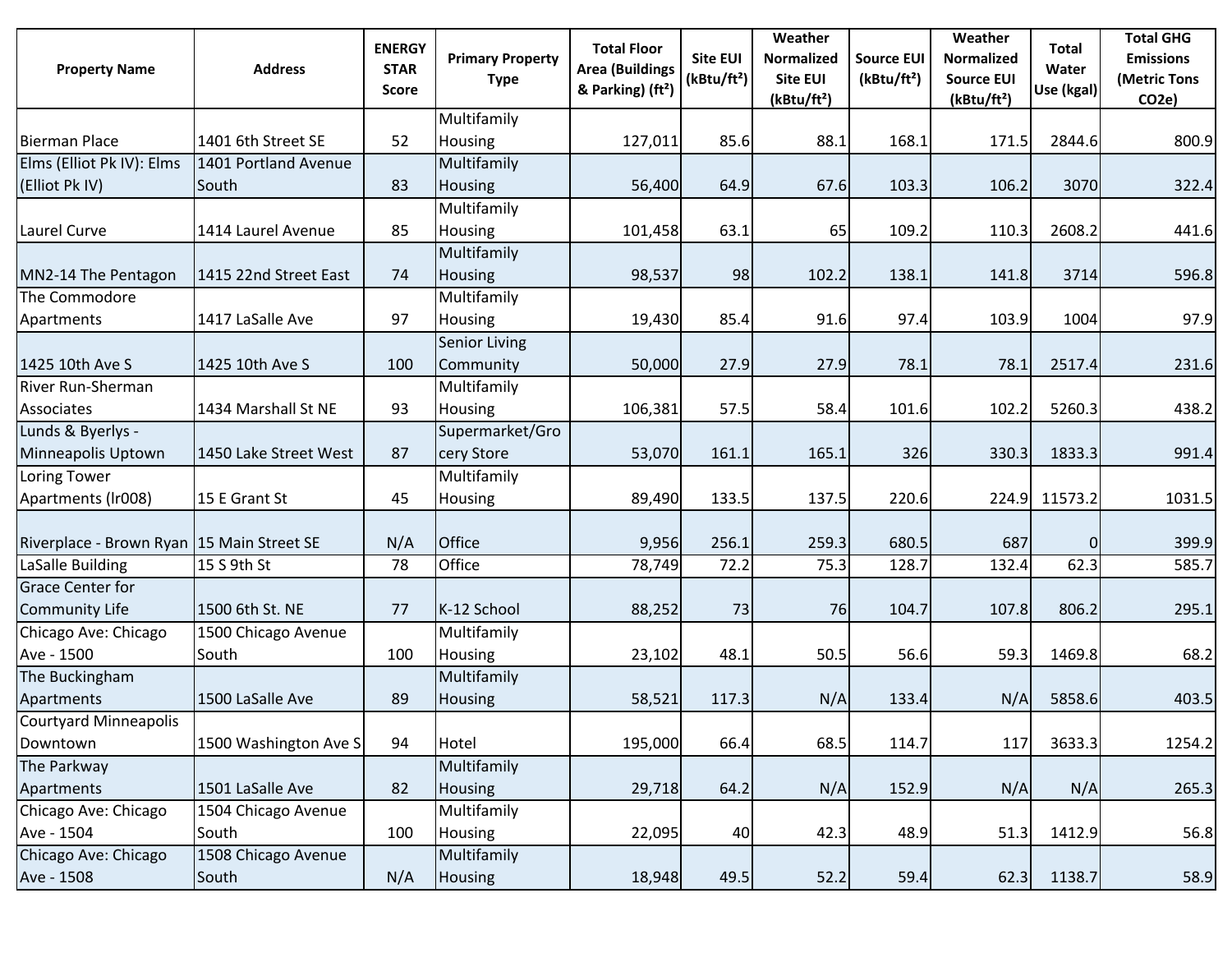| Property Name | Address | ENERGY STAR Score | Primary Property Type | Total Floor Area (Buildings & Parking) (ft²) | Site EUI (kBtu/ft²) | Weather Normalized Site EUI (kBtu/ft²) | Source EUI (kBtu/ft²) | Weather Normalized Source EUI (kBtu/ft²) | Total Water Use (kgal) | Total GHG Emissions (Metric Tons CO2e) |
|---|---|---|---|---|---|---|---|---|---|---|
| Bierman Place | 1401 6th Street SE | 52 | Multifamily Housing | 127,011 | 85.6 | 88.1 | 168.1 | 171.5 | 2844.6 | 800.9 |
| Elms (Elliot Pk IV): Elms (Elliot Pk IV) | 1401 Portland Avenue South | 83 | Multifamily Housing | 56,400 | 64.9 | 67.6 | 103.3 | 106.2 | 3070 | 322.4 |
| Laurel Curve | 1414 Laurel Avenue | 85 | Multifamily Housing | 101,458 | 63.1 | 65 | 109.2 | 110.3 | 2608.2 | 441.6 |
| MN2-14 The Pentagon | 1415 22nd Street East | 74 | Multifamily Housing | 98,537 | 98 | 102.2 | 138.1 | 141.8 | 3714 | 596.8 |
| The Commodore Apartments | 1417 LaSalle Ave | 97 | Multifamily Housing | 19,430 | 85.4 | 91.6 | 97.4 | 103.9 | 1004 | 97.9 |
| 1425 10th Ave S | 1425 10th Ave S | 100 | Senior Living Community | 50,000 | 27.9 | 27.9 | 78.1 | 78.1 | 2517.4 | 231.6 |
| River Run-Sherman Associates | 1434 Marshall St NE | 93 | Multifamily Housing | 106,381 | 57.5 | 58.4 | 101.6 | 102.2 | 5260.3 | 438.2 |
| Lunds & Byerlys - Minneapolis Uptown | 1450 Lake Street West | 87 | Supermarket/Grocery Store | 53,070 | 161.1 | 165.1 | 326 | 330.3 | 1833.3 | 991.4 |
| Loring Tower Apartments (lr008) | 15 E Grant St | 45 | Multifamily Housing | 89,490 | 133.5 | 137.5 | 220.6 | 224.9 | 11573.2 | 1031.5 |
| Riverplace - Brown Ryan | 15 Main Street SE | N/A | Office | 9,956 | 256.1 | 259.3 | 680.5 | 687 | 0 | 399.9 |
| LaSalle Building | 15 S 9th St | 78 | Office | 78,749 | 72.2 | 75.3 | 128.7 | 132.4 | 62.3 | 585.7 |
| Grace Center for Community Life | 1500 6th St. NE | 77 | K-12 School | 88,252 | 73 | 76 | 104.7 | 107.8 | 806.2 | 295.1 |
| Chicago Ave: Chicago Ave - 1500 | 1500 Chicago Avenue South | 100 | Multifamily Housing | 23,102 | 48.1 | 50.5 | 56.6 | 59.3 | 1469.8 | 68.2 |
| The Buckingham Apartments | 1500 LaSalle Ave | 89 | Multifamily Housing | 58,521 | 117.3 | N/A | 133.4 | N/A | 5858.6 | 403.5 |
| Courtyard Minneapolis Downtown | 1500 Washington Ave S | 94 | Hotel | 195,000 | 66.4 | 68.5 | 114.7 | 117 | 3633.3 | 1254.2 |
| The Parkway Apartments | 1501 LaSalle Ave | 82 | Multifamily Housing | 29,718 | 64.2 | N/A | 152.9 | N/A | N/A | 265.3 |
| Chicago Ave: Chicago Ave - 1504 | 1504 Chicago Avenue South | 100 | Multifamily Housing | 22,095 | 40 | 42.3 | 48.9 | 51.3 | 1412.9 | 56.8 |
| Chicago Ave: Chicago Ave - 1508 | 1508 Chicago Avenue South | N/A | Multifamily Housing | 18,948 | 49.5 | 52.2 | 59.4 | 62.3 | 1138.7 | 58.9 |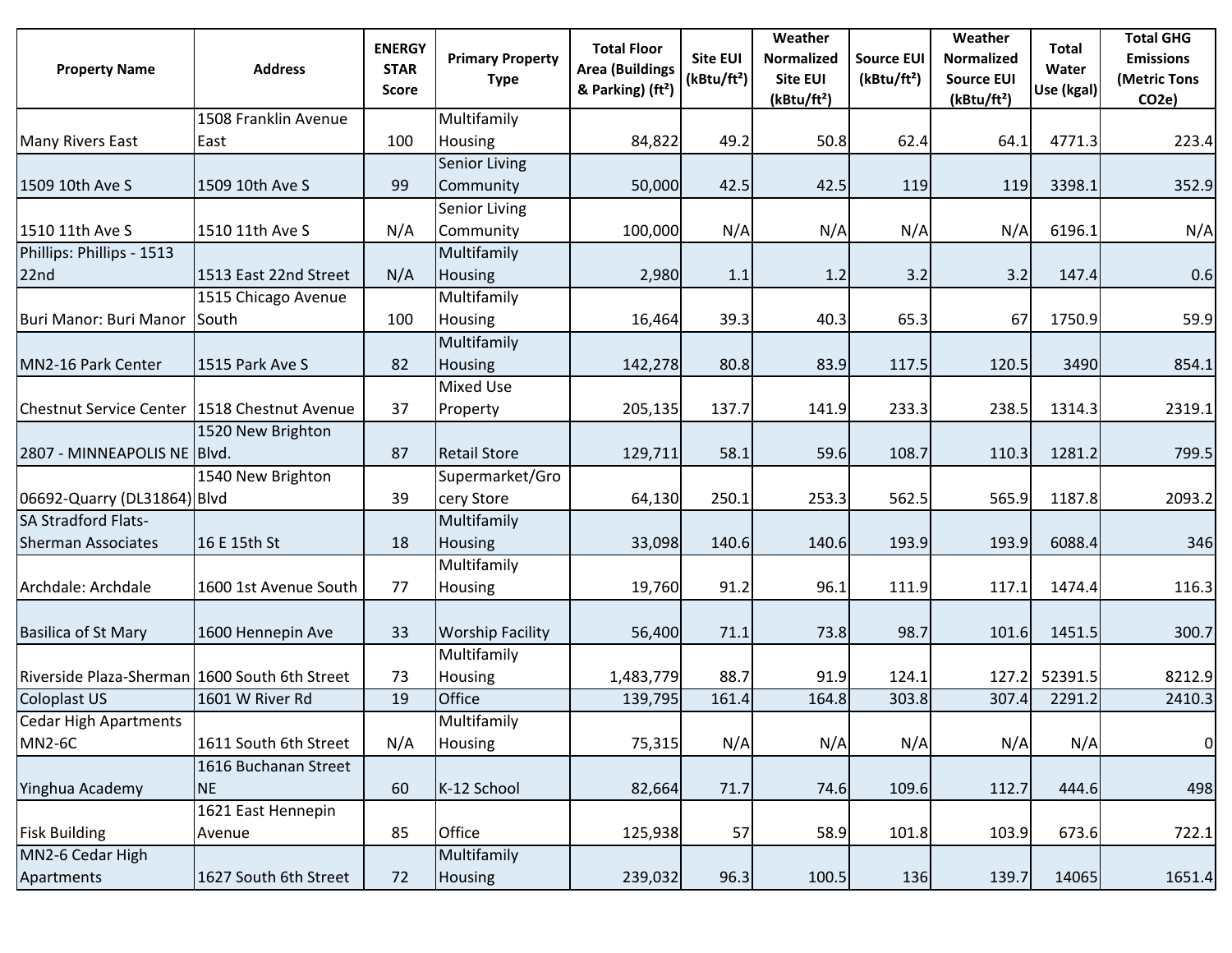| Property Name | Address | ENERGY STAR Score | Primary Property Type | Total Floor Area (Buildings & Parking) (ft²) | Site EUI (kBtu/ft²) | Weather Normalized Site EUI (kBtu/ft²) | Source EUI (kBtu/ft²) | Weather Normalized Source EUI (kBtu/ft²) | Total Water Use (kgal) | Total GHG Emissions (Metric Tons CO2e) |
|---|---|---|---|---|---|---|---|---|---|---|
| Many Rivers East | 1508 Franklin Avenue East | 100 | Multifamily Housing | 84,822 | 49.2 | 50.8 | 62.4 | 64.1 | 4771.3 | 223.4 |
| 1509 10th Ave S | 1509 10th Ave S | 99 | Senior Living Community | 50,000 | 42.5 | 42.5 | 119 | 119 | 3398.1 | 352.9 |
| 1510 11th Ave S | 1510 11th Ave S | N/A | Senior Living Community | 100,000 | N/A | N/A | N/A | N/A | 6196.1 | N/A |
| Phillips: Phillips - 1513 22nd | 1513 East 22nd Street | N/A | Multifamily Housing | 2,980 | 1.1 | 1.2 | 3.2 | 3.2 | 147.4 | 0.6 |
| Buri Manor: Buri Manor | 1515 Chicago Avenue South | 100 | Multifamily Housing | 16,464 | 39.3 | 40.3 | 65.3 | 67 | 1750.9 | 59.9 |
| MN2-16 Park Center | 1515 Park Ave S | 82 | Multifamily Housing | 142,278 | 80.8 | 83.9 | 117.5 | 120.5 | 3490 | 854.1 |
| Chestnut Service Center | 1518 Chestnut Avenue | 37 | Mixed Use Property | 205,135 | 137.7 | 141.9 | 233.3 | 238.5 | 1314.3 | 2319.1 |
| 2807 - MINNEAPOLIS NE | 1520 New Brighton Blvd. | 87 | Retail Store | 129,711 | 58.1 | 59.6 | 108.7 | 110.3 | 1281.2 | 799.5 |
| 06692-Quarry (DL31864) | 1540 New Brighton Blvd | 39 | Supermarket/Grocery Store | 64,130 | 250.1 | 253.3 | 562.5 | 565.9 | 1187.8 | 2093.2 |
| SA Stradford Flats-Sherman Associates | 16 E 15th St | 18 | Multifamily Housing | 33,098 | 140.6 | 140.6 | 193.9 | 193.9 | 6088.4 | 346 |
| Archdale: Archdale | 1600 1st Avenue South | 77 | Multifamily Housing | 19,760 | 91.2 | 96.1 | 111.9 | 117.1 | 1474.4 | 116.3 |
| Basilica of St Mary | 1600 Hennepin Ave | 33 | Worship Facility | 56,400 | 71.1 | 73.8 | 98.7 | 101.6 | 1451.5 | 300.7 |
| Riverside Plaza-Sherman | 1600 South 6th Street | 73 | Multifamily Housing | 1,483,779 | 88.7 | 91.9 | 124.1 | 127.2 | 52391.5 | 8212.9 |
| Coloplast US | 1601 W River Rd | 19 | Office | 139,795 | 161.4 | 164.8 | 303.8 | 307.4 | 2291.2 | 2410.3 |
| Cedar High Apartments MN2-6C | 1611 South 6th Street | N/A | Multifamily Housing | 75,315 | N/A | N/A | N/A | N/A | N/A | 0 |
| Yinghua Academy | 1616 Buchanan Street NE | 60 | K-12 School | 82,664 | 71.7 | 74.6 | 109.6 | 112.7 | 444.6 | 498 |
| Fisk Building | 1621 East Hennepin Avenue | 85 | Office | 125,938 | 57 | 58.9 | 101.8 | 103.9 | 673.6 | 722.1 |
| MN2-6 Cedar High Apartments | 1627 South 6th Street | 72 | Multifamily Housing | 239,032 | 96.3 | 100.5 | 136 | 139.7 | 14065 | 1651.4 |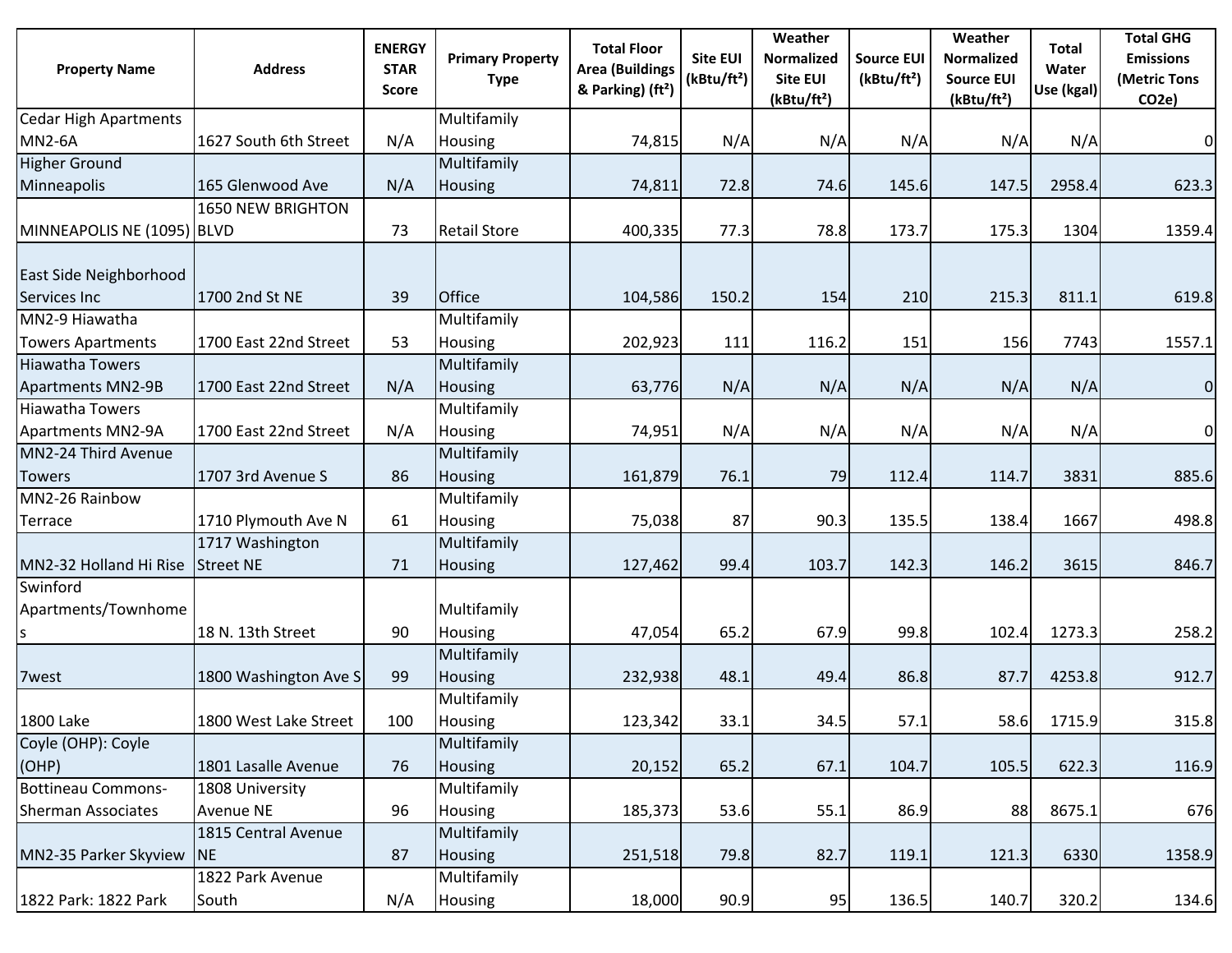| Property Name | Address | ENERGY STAR Score | Primary Property Type | Total Floor Area (Buildings & Parking) (ft²) | Site EUI (kBtu/ft²) | Weather Normalized Site EUI (kBtu/ft²) | Source EUI (kBtu/ft²) | Weather Normalized Source EUI (kBtu/ft²) | Total Water Use (kgal) | Total GHG Emissions (Metric Tons CO2e) |
|---|---|---|---|---|---|---|---|---|---|---|
| Cedar High Apartments MN2-6A | 1627 South 6th Street | N/A | Multifamily Housing | 74,815 | N/A | N/A | N/A | N/A | N/A | 0 |
| Higher Ground Minneapolis | 165 Glenwood Ave | N/A | Multifamily Housing | 74,811 | 72.8 | 74.6 | 145.6 | 147.5 | 2958.4 | 623.3 |
| MINNEAPOLIS NE (1095) | 1650 NEW BRIGHTON BLVD | 73 | Retail Store | 400,335 | 77.3 | 78.8 | 173.7 | 175.3 | 1304 | 1359.4 |
| East Side Neighborhood Services Inc | 1700 2nd St NE | 39 | Office | 104,586 | 150.2 | 154 | 210 | 215.3 | 811.1 | 619.8 |
| MN2-9 Hiawatha Towers Apartments | 1700 East 22nd Street | 53 | Multifamily Housing | 202,923 | 111 | 116.2 | 151 | 156 | 7743 | 1557.1 |
| Hiawatha Towers Apartments MN2-9B | 1700 East 22nd Street | N/A | Multifamily Housing | 63,776 | N/A | N/A | N/A | N/A | N/A | 0 |
| Hiawatha Towers Apartments MN2-9A | 1700 East 22nd Street | N/A | Multifamily Housing | 74,951 | N/A | N/A | N/A | N/A | N/A | 0 |
| MN2-24 Third Avenue Towers | 1707 3rd Avenue S | 86 | Multifamily Housing | 161,879 | 76.1 | 79 | 112.4 | 114.7 | 3831 | 885.6 |
| MN2-26 Rainbow Terrace | 1710 Plymouth Ave N | 61 | Multifamily Housing | 75,038 | 87 | 90.3 | 135.5 | 138.4 | 1667 | 498.8 |
| MN2-32 Holland Hi Rise | 1717 Washington Street NE | 71 | Multifamily Housing | 127,462 | 99.4 | 103.7 | 142.3 | 146.2 | 3615 | 846.7 |
| Swinford Apartments/Townhomes | 18 N. 13th Street | 90 | Multifamily Housing | 47,054 | 65.2 | 67.9 | 99.8 | 102.4 | 1273.3 | 258.2 |
| 7west | 1800 Washington Ave S | 99 | Multifamily Housing | 232,938 | 48.1 | 49.4 | 86.8 | 87.7 | 4253.8 | 912.7 |
| 1800 Lake | 1800 West Lake Street | 100 | Multifamily Housing | 123,342 | 33.1 | 34.5 | 57.1 | 58.6 | 1715.9 | 315.8 |
| Coyle (OHP): Coyle (OHP) | 1801 Lasalle Avenue | 76 | Multifamily Housing | 20,152 | 65.2 | 67.1 | 104.7 | 105.5 | 622.3 | 116.9 |
| Bottineau Commons-Sherman Associates | 1808 University Avenue NE | 96 | Multifamily Housing | 185,373 | 53.6 | 55.1 | 86.9 | 88 | 8675.1 | 676 |
| MN2-35 Parker Skyview | 1815 Central Avenue NE | 87 | Multifamily Housing | 251,518 | 79.8 | 82.7 | 119.1 | 121.3 | 6330 | 1358.9 |
| 1822 Park: 1822 Park | 1822 Park Avenue South | N/A | Multifamily Housing | 18,000 | 90.9 | 95 | 136.5 | 140.7 | 320.2 | 134.6 |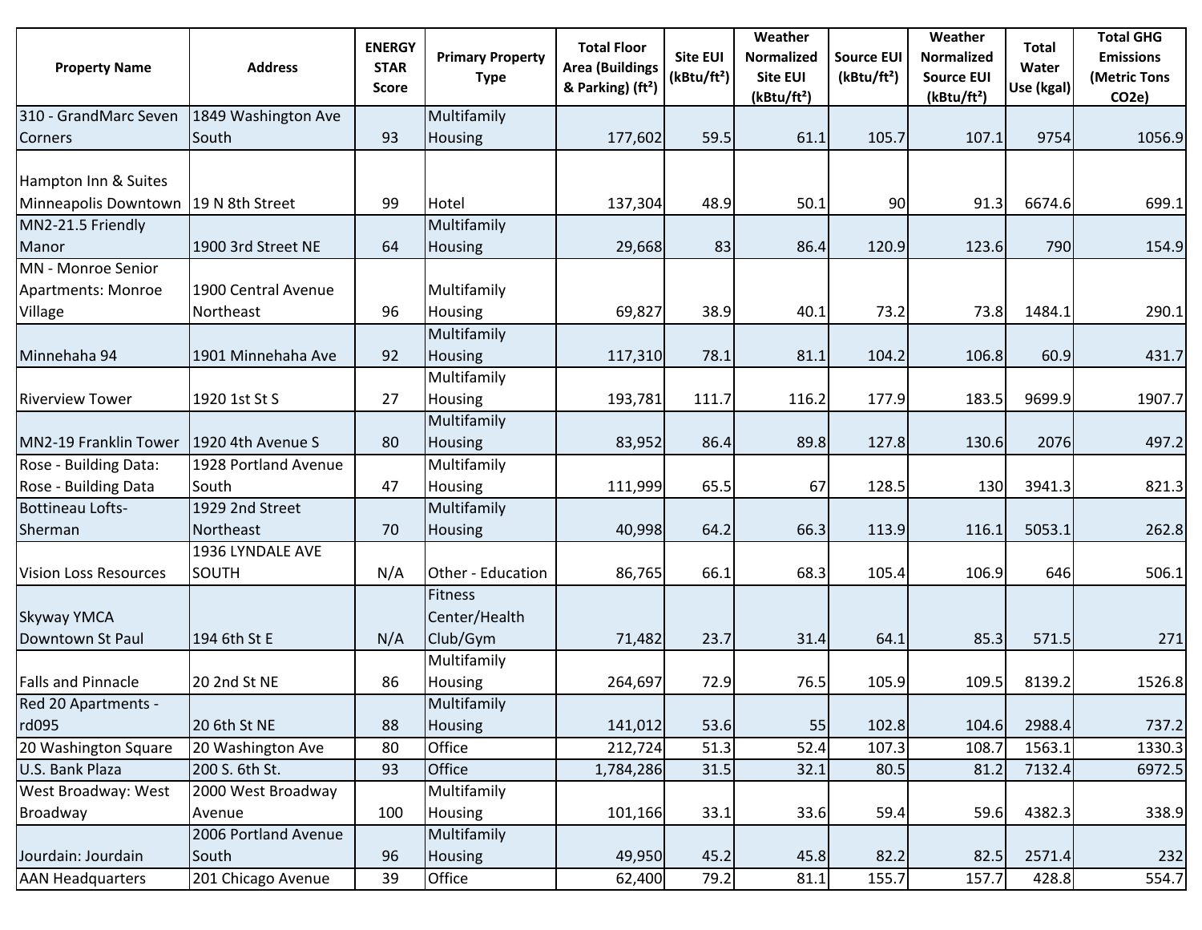| Property Name | Address | ENERGY STAR Score | Primary Property Type | Total Floor Area (Buildings & Parking) (ft²) | Site EUI (kBtu/ft²) | Weather Normalized Site EUI (kBtu/ft²) | Source EUI (kBtu/ft²) | Weather Normalized Source EUI (kBtu/ft²) | Total Water Use (kgal) | Total GHG Emissions (Metric Tons CO2e) |
|---|---|---|---|---|---|---|---|---|---|---|
| 310 - GrandMarc Seven Corners | 1849 Washington Ave South | 93 | Multifamily Housing | 177,602 | 59.5 | 61.1 | 105.7 | 107.1 | 9754 | 1056.9 |
| Hampton Inn & Suites Minneapolis Downtown | 19 N 8th Street | 99 | Hotel | 137,304 | 48.9 | 50.1 | 90 | 91.3 | 6674.6 | 699.1 |
| MN2-21.5 Friendly Manor | 1900 3rd Street NE | 64 | Multifamily Housing | 29,668 | 83 | 86.4 | 120.9 | 123.6 | 790 | 154.9 |
| MN - Monroe Senior Apartments: Monroe Village | 1900 Central Avenue Northeast | 96 | Multifamily Housing | 69,827 | 38.9 | 40.1 | 73.2 | 73.8 | 1484.1 | 290.1 |
| Minnehaha 94 | 1901 Minnehaha Ave | 92 | Multifamily Housing | 117,310 | 78.1 | 81.1 | 104.2 | 106.8 | 60.9 | 431.7 |
| Riverview Tower | 1920 1st St S | 27 | Multifamily Housing | 193,781 | 111.7 | 116.2 | 177.9 | 183.5 | 9699.9 | 1907.7 |
| MN2-19 Franklin Tower | 1920 4th Avenue S | 80 | Multifamily Housing | 83,952 | 86.4 | 89.8 | 127.8 | 130.6 | 2076 | 497.2 |
| Rose - Building Data: Rose - Building Data | 1928 Portland Avenue South | 47 | Multifamily Housing | 111,999 | 65.5 | 67 | 128.5 | 130 | 3941.3 | 821.3 |
| Bottineau Lofts-Sherman | 1929 2nd Street Northeast | 70 | Multifamily Housing | 40,998 | 64.2 | 66.3 | 113.9 | 116.1 | 5053.1 | 262.8 |
| Vision Loss Resources | 1936 LYNDALE AVE SOUTH | N/A | Other - Education | 86,765 | 66.1 | 68.3 | 105.4 | 106.9 | 646 | 506.1 |
| Skyway YMCA Downtown St Paul | 194 6th St E | N/A | Fitness Center/Health Club/Gym | 71,482 | 23.7 | 31.4 | 64.1 | 85.3 | 571.5 | 271 |
| Falls and Pinnacle | 20 2nd St NE | 86 | Multifamily Housing | 264,697 | 72.9 | 76.5 | 105.9 | 109.5 | 8139.2 | 1526.8 |
| Red 20 Apartments - rd095 | 20 6th St NE | 88 | Multifamily Housing | 141,012 | 53.6 | 55 | 102.8 | 104.6 | 2988.4 | 737.2 |
| 20 Washington Square | 20 Washington Ave | 80 | Office | 212,724 | 51.3 | 52.4 | 107.3 | 108.7 | 1563.1 | 1330.3 |
| U.S. Bank Plaza | 200 S. 6th St. | 93 | Office | 1,784,286 | 31.5 | 32.1 | 80.5 | 81.2 | 7132.4 | 6972.5 |
| West Broadway: West Broadway | 2000 West Broadway Avenue | 100 | Multifamily Housing | 101,166 | 33.1 | 33.6 | 59.4 | 59.6 | 4382.3 | 338.9 |
| Jourdain: Jourdain | 2006 Portland Avenue South | 96 | Multifamily Housing | 49,950 | 45.2 | 45.8 | 82.2 | 82.5 | 2571.4 | 232 |
| AAN Headquarters | 201 Chicago Avenue | 39 | Office | 62,400 | 79.2 | 81.1 | 155.7 | 157.7 | 428.8 | 554.7 |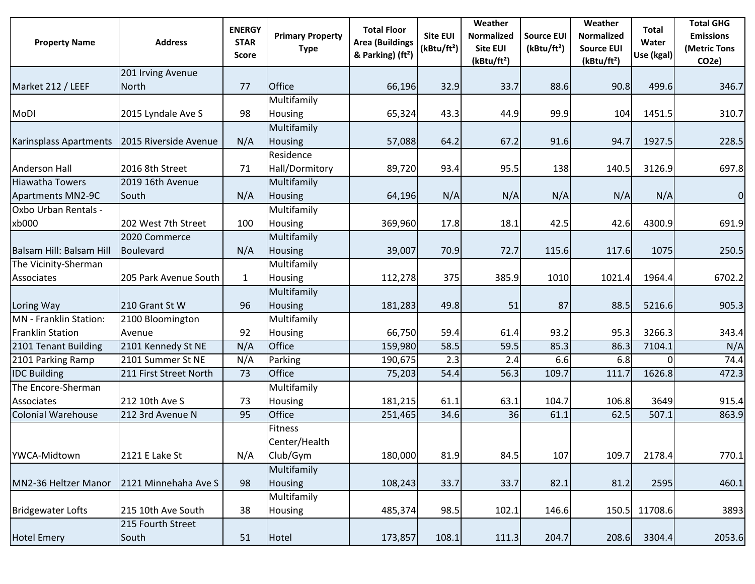| Property Name | Address | ENERGY STAR Score | Primary Property Type | Total Floor Area (Buildings & Parking) (ft²) | Site EUI (kBtu/ft²) | Weather Normalized Site EUI (kBtu/ft²) | Source EUI (kBtu/ft²) | Weather Normalized Source EUI (kBtu/ft²) | Total Water Use (kgal) | Total GHG Emissions (Metric Tons CO2e) |
|---|---|---|---|---|---|---|---|---|---|---|
| Market 212 / LEEF | 201 Irving Avenue North | 77 | Office | 66,196 | 32.9 | 33.7 | 88.6 | 90.8 | 499.6 | 346.7 |
| MoDI | 2015 Lyndale Ave S | 98 | Multifamily Housing | 65,324 | 43.3 | 44.9 | 99.9 | 104 | 1451.5 | 310.7 |
| Karinsplass Apartments | 2015 Riverside Avenue | N/A | Multifamily Housing | 57,088 | 64.2 | 67.2 | 91.6 | 94.7 | 1927.5 | 228.5 |
| Anderson Hall | 2016 8th Street | 71 | Residence Hall/Dormitory | 89,720 | 93.4 | 95.5 | 138 | 140.5 | 3126.9 | 697.8 |
| Hiawatha Towers Apartments MN2-9C | 2019 16th Avenue South | N/A | Multifamily Housing | 64,196 | N/A | N/A | N/A | N/A | N/A | 0 |
| Oxbo Urban Rentals - xb000 | 202 West 7th Street | 100 | Multifamily Housing | 369,960 | 17.8 | 18.1 | 42.5 | 42.6 | 4300.9 | 691.9 |
| Balsam Hill: Balsam Hill | 2020 Commerce Boulevard | N/A | Multifamily Housing | 39,007 | 70.9 | 72.7 | 115.6 | 117.6 | 1075 | 250.5 |
| The Vicinity-Sherman Associates | 205 Park Avenue South | 1 | Multifamily Housing | 112,278 | 375 | 385.9 | 1010 | 1021.4 | 1964.4 | 6702.2 |
| Loring Way | 210 Grant St W | 96 | Multifamily Housing | 181,283 | 49.8 | 51 | 87 | 88.5 | 5216.6 | 905.3 |
| MN - Franklin Station: Franklin Station | 2100 Bloomington Avenue | 92 | Multifamily Housing | 66,750 | 59.4 | 61.4 | 93.2 | 95.3 | 3266.3 | 343.4 |
| 2101 Tenant Building | 2101 Kennedy St NE | N/A | Office | 159,980 | 58.5 | 59.5 | 85.3 | 86.3 | 7104.1 | N/A |
| 2101 Parking Ramp | 2101 Summer St NE | N/A | Parking | 190,675 | 2.3 | 2.4 | 6.6 | 6.8 | 0 | 74.4 |
| IDC Building | 211 First Street North | 73 | Office | 75,203 | 54.4 | 56.3 | 109.7 | 111.7 | 1626.8 | 472.3 |
| The Encore-Sherman Associates | 212 10th Ave S | 73 | Multifamily Housing | 181,215 | 61.1 | 63.1 | 104.7 | 106.8 | 3649 | 915.4 |
| Colonial Warehouse | 212 3rd Avenue N | 95 | Office | 251,465 | 34.6 | 36 | 61.1 | 62.5 | 507.1 | 863.9 |
| YWCA-Midtown | 2121 E Lake St | N/A | Fitness Center/Health Club/Gym | 180,000 | 81.9 | 84.5 | 107 | 109.7 | 2178.4 | 770.1 |
| MN2-36 Heltzer Manor | 2121 Minnehaha Ave S | 98 | Multifamily Housing | 108,243 | 33.7 | 33.7 | 82.1 | 81.2 | 2595 | 460.1 |
| Bridgewater Lofts | 215 10th Ave South | 38 | Multifamily Housing | 485,374 | 98.5 | 102.1 | 146.6 | 150.5 | 11708.6 | 3893 |
| Hotel Emery | 215 Fourth Street South | 51 | Hotel | 173,857 | 108.1 | 111.3 | 204.7 | 208.6 | 3304.4 | 2053.6 |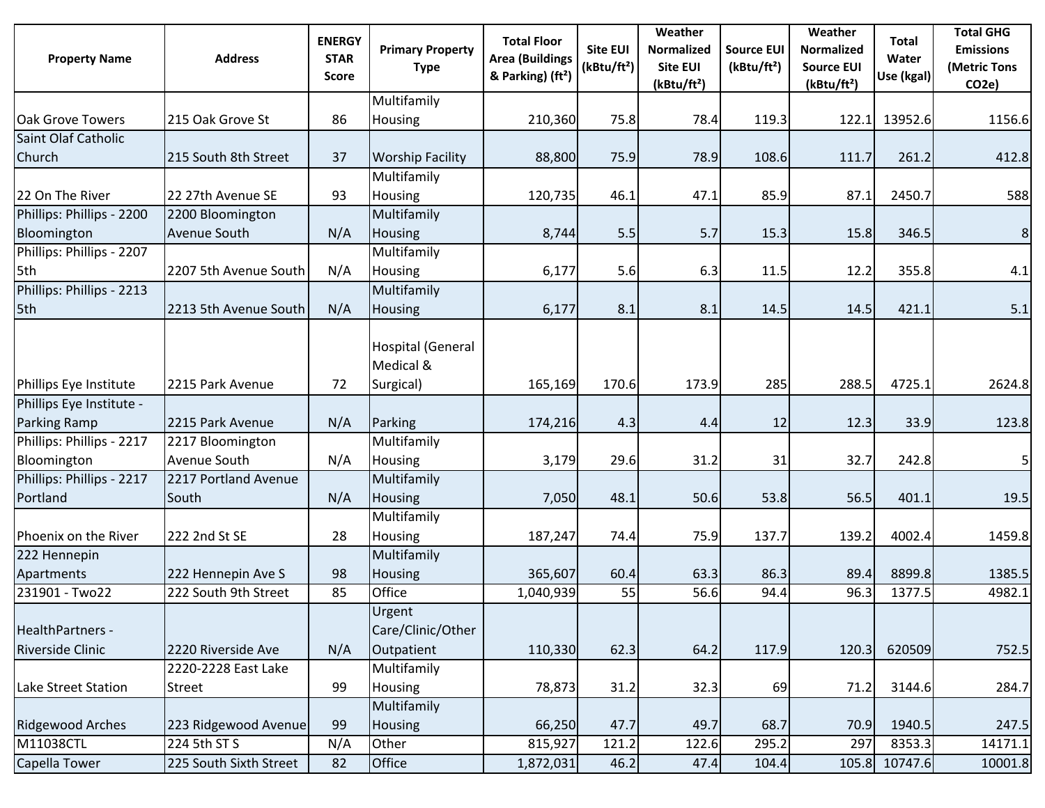| Property Name | Address | ENERGY STAR Score | Primary Property Type | Total Floor Area (Buildings & Parking) (ft²) | Site EUI (kBtu/ft²) | Weather Normalized Site EUI (kBtu/ft²) | Source EUI (kBtu/ft²) | Weather Normalized Source EUI (kBtu/ft²) | Total Water Use (kgal) | Total GHG Emissions (Metric Tons CO2e) |
|---|---|---|---|---|---|---|---|---|---|---|
| Oak Grove Towers | 215 Oak Grove St | 86 | Multifamily Housing | 210,360 | 75.8 | 78.4 | 119.3 | 122.1 | 13952.6 | 1156.6 |
| Saint Olaf Catholic Church | 215 South 8th Street | 37 | Worship Facility | 88,800 | 75.9 | 78.9 | 108.6 | 111.7 | 261.2 | 412.8 |
| 22 On The River | 22 27th Avenue SE | 93 | Multifamily Housing | 120,735 | 46.1 | 47.1 | 85.9 | 87.1 | 2450.7 | 588 |
| Phillips: Phillips - 2200 Bloomington | 2200 Bloomington Avenue South | N/A | Multifamily Housing | 8,744 | 5.5 | 5.7 | 15.3 | 15.8 | 346.5 | 8 |
| Phillips: Phillips - 2207 5th | 2207 5th Avenue South | N/A | Multifamily Housing | 6,177 | 5.6 | 6.3 | 11.5 | 12.2 | 355.8 | 4.1 |
| Phillips: Phillips - 2213 5th | 2213 5th Avenue South | N/A | Multifamily Housing | 6,177 | 8.1 | 8.1 | 14.5 | 14.5 | 421.1 | 5.1 |
| Phillips Eye Institute | 2215 Park Avenue | 72 | Hospital (General Medical & Surgical) | 165,169 | 170.6 | 173.9 | 285 | 288.5 | 4725.1 | 2624.8 |
| Phillips Eye Institute - Parking Ramp | 2215 Park Avenue | N/A | Parking | 174,216 | 4.3 | 4.4 | 12 | 12.3 | 33.9 | 123.8 |
| Phillips: Phillips - 2217 Bloomington | 2217 Bloomington Avenue South | N/A | Multifamily Housing | 3,179 | 29.6 | 31.2 | 31 | 32.7 | 242.8 | 5 |
| Phillips: Phillips - 2217 Portland | 2217 Portland Avenue South | N/A | Multifamily Housing | 7,050 | 48.1 | 50.6 | 53.8 | 56.5 | 401.1 | 19.5 |
| Phoenix on the River | 222 2nd St SE | 28 | Multifamily Housing | 187,247 | 74.4 | 75.9 | 137.7 | 139.2 | 4002.4 | 1459.8 |
| 222 Hennepin Apartments | 222 Hennepin Ave S | 98 | Multifamily Housing | 365,607 | 60.4 | 63.3 | 86.3 | 89.4 | 8899.8 | 1385.5 |
| 231901 - Two22 | 222 South 9th Street | 85 | Office | 1,040,939 | 55 | 56.6 | 94.4 | 96.3 | 1377.5 | 4982.1 |
| HealthPartners - Riverside Clinic | 2220 Riverside Ave | N/A | Urgent Care/Clinic/Other Outpatient | 110,330 | 62.3 | 64.2 | 117.9 | 120.3 | 620509 | 752.5 |
| Lake Street Station | 2220-2228 East Lake Street | 99 | Multifamily Housing | 78,873 | 31.2 | 32.3 | 69 | 71.2 | 3144.6 | 284.7 |
| Ridgewood Arches | 223 Ridgewood Avenue | 99 | Multifamily Housing | 66,250 | 47.7 | 49.7 | 68.7 | 70.9 | 1940.5 | 247.5 |
| M11038CTL | 224 5th ST S | N/A | Other | 815,927 | 121.2 | 122.6 | 295.2 | 297 | 8353.3 | 14171.1 |
| Capella Tower | 225 South Sixth Street | 82 | Office | 1,872,031 | 46.2 | 47.4 | 104.4 | 105.8 | 10747.6 | 10001.8 |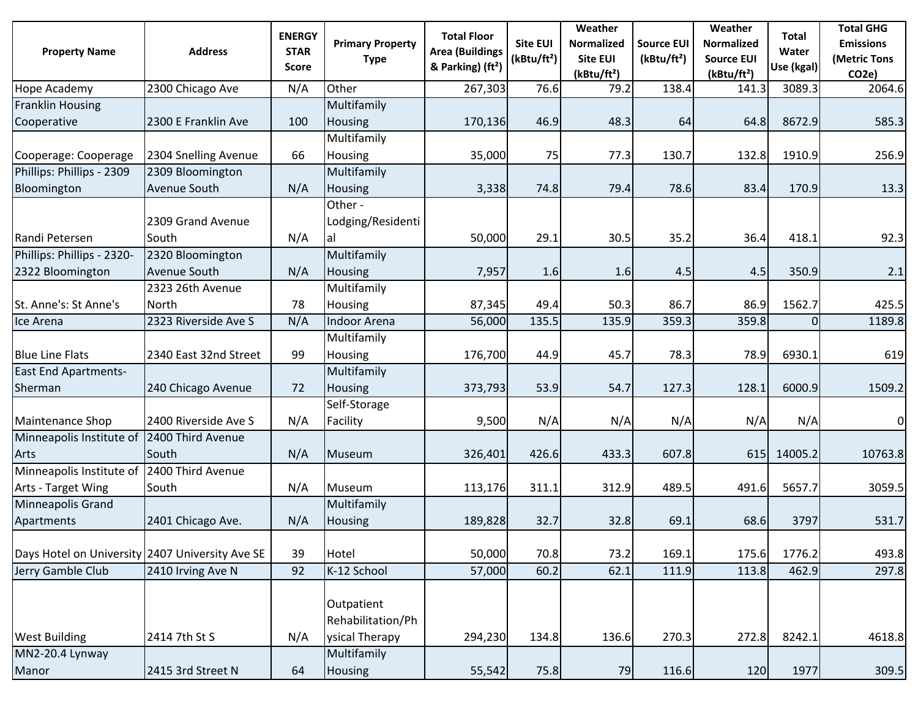| Property Name | Address | ENERGY STAR Score | Primary Property Type | Total Floor Area (Buildings & Parking) (ft²) | Site EUI (kBtu/ft²) | Weather Normalized Site EUI (kBtu/ft²) | Source EUI (kBtu/ft²) | Weather Normalized Source EUI (kBtu/ft²) | Total Water Use (kgal) | Total GHG Emissions (Metric Tons CO2e) |
|---|---|---|---|---|---|---|---|---|---|---|
| Hope Academy | 2300 Chicago Ave | N/A | Other | 267,303 | 76.6 | 79.2 | 138.4 | 141.3 | 3089.3 | 2064.6 |
| Franklin Housing Cooperative | 2300 E Franklin Ave | 100 | Multifamily Housing | 170,136 | 46.9 | 48.3 | 64 | 64.8 | 8672.9 | 585.3 |
| Cooperage: Cooperage | 2304 Snelling Avenue | 66 | Multifamily Housing | 35,000 | 75 | 77.3 | 130.7 | 132.8 | 1910.9 | 256.9 |
| Phillips: Phillips - 2309 Bloomington | 2309 Bloomington Avenue South | N/A | Multifamily Housing | 3,338 | 74.8 | 79.4 | 78.6 | 83.4 | 170.9 | 13.3 |
| Randi Petersen | 2309 Grand Avenue South | N/A | Other - Lodging/Residential | 50,000 | 29.1 | 30.5 | 35.2 | 36.4 | 418.1 | 92.3 |
| Phillips: Phillips - 2320-2322 Bloomington | 2320 Bloomington Avenue South | N/A | Multifamily Housing | 7,957 | 1.6 | 1.6 | 4.5 | 4.5 | 350.9 | 2.1 |
| St. Anne's: St Anne's | 2323 26th Avenue North | 78 | Multifamily Housing | 87,345 | 49.4 | 50.3 | 86.7 | 86.9 | 1562.7 | 425.5 |
| Ice Arena | 2323 Riverside Ave S | N/A | Indoor Arena | 56,000 | 135.5 | 135.9 | 359.3 | 359.8 | 0 | 1189.8 |
| Blue Line Flats | 2340 East 32nd Street | 99 | Multifamily Housing | 176,700 | 44.9 | 45.7 | 78.3 | 78.9 | 6930.1 | 619 |
| East End Apartments-Sherman | 240 Chicago Avenue | 72 | Multifamily Housing | 373,793 | 53.9 | 54.7 | 127.3 | 128.1 | 6000.9 | 1509.2 |
| Maintenance Shop | 2400 Riverside Ave S | N/A | Self-Storage Facility | 9,500 | N/A | N/A | N/A | N/A | N/A | 0 |
| Minneapolis Institute of Arts | 2400 Third Avenue South | N/A | Museum | 326,401 | 426.6 | 433.3 | 607.8 | 615 | 14005.2 | 10763.8 |
| Minneapolis Institute of Arts - Target Wing | 2400 Third Avenue South | N/A | Museum | 113,176 | 311.1 | 312.9 | 489.5 | 491.6 | 5657.7 | 3059.5 |
| Minneapolis Grand Apartments | 2401 Chicago Ave. | N/A | Multifamily Housing | 189,828 | 32.7 | 32.8 | 69.1 | 68.6 | 3797 | 531.7 |
| Days Hotel on University | 2407 University Ave SE | 39 | Hotel | 50,000 | 70.8 | 73.2 | 169.1 | 175.6 | 1776.2 | 493.8 |
| Jerry Gamble Club | 2410 Irving Ave N | 92 | K-12 School | 57,000 | 60.2 | 62.1 | 111.9 | 113.8 | 462.9 | 297.8 |
| West Building | 2414 7th St S | N/A | Outpatient Rehabilitation/Physical Therapy | 294,230 | 134.8 | 136.6 | 270.3 | 272.8 | 8242.1 | 4618.8 |
| MN2-20.4 Lynway Manor | 2415 3rd Street N | 64 | Multifamily Housing | 55,542 | 75.8 | 79 | 116.6 | 120 | 1977 | 309.5 |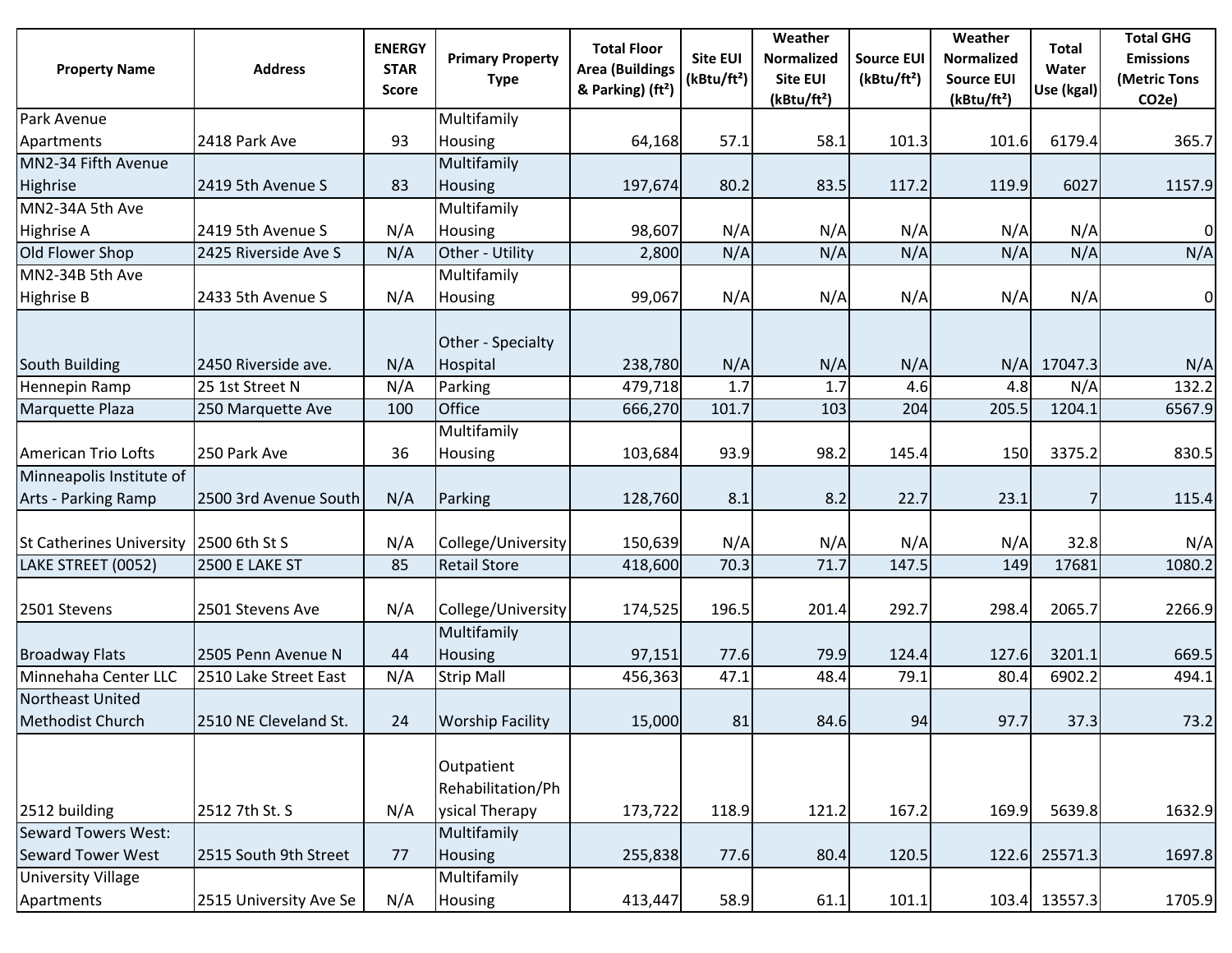| Property Name | Address | ENERGY STAR Score | Primary Property Type | Total Floor Area (Buildings & Parking) (ft²) | Site EUI (kBtu/ft²) | Weather Normalized Site EUI (kBtu/ft²) | Source EUI (kBtu/ft²) | Weather Normalized Source EUI (kBtu/ft²) | Total Water Use (kgal) | Total GHG Emissions (Metric Tons CO2e) |
|---|---|---|---|---|---|---|---|---|---|---|
| Park Avenue Apartments | 2418 Park Ave | 93 | Multifamily Housing | 64,168 | 57.1 | 58.1 | 101.3 | 101.6 | 6179.4 | 365.7 |
| MN2-34 Fifth Avenue Highrise | 2419 5th Avenue S | 83 | Multifamily Housing | 197,674 | 80.2 | 83.5 | 117.2 | 119.9 | 6027 | 1157.9 |
| MN2-34A 5th Ave Highrise A | 2419 5th Avenue S | N/A | Multifamily Housing | 98,607 | N/A | N/A | N/A | N/A | N/A | 0 |
| Old Flower Shop | 2425 Riverside Ave S | N/A | Other - Utility | 2,800 | N/A | N/A | N/A | N/A | N/A | N/A |
| MN2-34B 5th Ave Highrise B | 2433 5th Avenue S | N/A | Multifamily Housing | 99,067 | N/A | N/A | N/A | N/A | N/A | 0 |
| South Building | 2450 Riverside ave. | N/A | Other - Specialty Hospital | 238,780 | N/A | N/A | N/A | N/A | 17047.3 | N/A |
| Hennepin Ramp | 25 1st Street N | N/A | Parking | 479,718 | 1.7 | 1.7 | 4.6 | 4.8 | N/A | 132.2 |
| Marquette Plaza | 250 Marquette Ave | 100 | Office | 666,270 | 101.7 | 103 | 204 | 205.5 | 1204.1 | 6567.9 |
| American Trio Lofts | 250 Park Ave | 36 | Multifamily Housing | 103,684 | 93.9 | 98.2 | 145.4 | 150 | 3375.2 | 830.5 |
| Minneapolis Institute of Arts - Parking Ramp | 2500 3rd Avenue South | N/A | Parking | 128,760 | 8.1 | 8.2 | 22.7 | 23.1 | 7 | 115.4 |
| St Catherines University | 2500 6th St S | N/A | College/University | 150,639 | N/A | N/A | N/A | N/A | 32.8 | N/A |
| LAKE STREET (0052) | 2500 E LAKE ST | 85 | Retail Store | 418,600 | 70.3 | 71.7 | 147.5 | 149 | 17681 | 1080.2 |
| 2501 Stevens | 2501 Stevens Ave | N/A | College/University | 174,525 | 196.5 | 201.4 | 292.7 | 298.4 | 2065.7 | 2266.9 |
| Broadway Flats | 2505 Penn Avenue N | 44 | Multifamily Housing | 97,151 | 77.6 | 79.9 | 124.4 | 127.6 | 3201.1 | 669.5 |
| Minnehaha Center LLC | 2510 Lake Street East | N/A | Strip Mall | 456,363 | 47.1 | 48.4 | 79.1 | 80.4 | 6902.2 | 494.1 |
| Northeast United Methodist Church | 2510 NE Cleveland St. | 24 | Worship Facility | 15,000 | 81 | 84.6 | 94 | 97.7 | 37.3 | 73.2 |
| 2512 building | 2512 7th St. S | N/A | Outpatient Rehabilitation/Physical Therapy | 173,722 | 118.9 | 121.2 | 167.2 | 169.9 | 5639.8 | 1632.9 |
| Seward Towers West: Seward Tower West | 2515 South 9th Street | 77 | Multifamily Housing | 255,838 | 77.6 | 80.4 | 120.5 | 122.6 | 25571.3 | 1697.8 |
| University Village Apartments | 2515 University Ave Se | N/A | Multifamily Housing | 413,447 | 58.9 | 61.1 | 101.1 | 103.4 | 13557.3 | 1705.9 |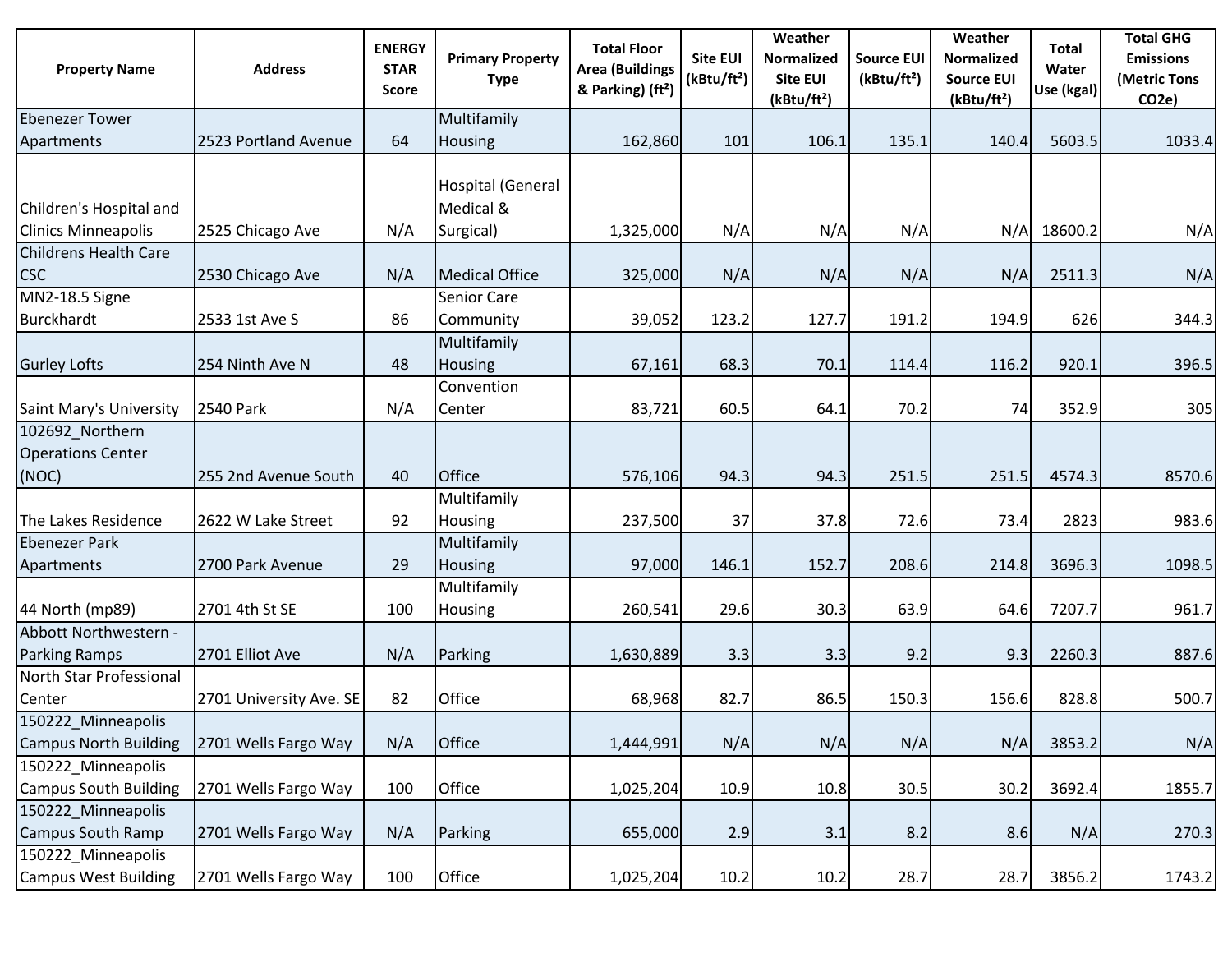| Property Name | Address | ENERGY STAR Score | Primary Property Type | Total Floor Area (Buildings & Parking) (ft²) | Site EUI (kBtu/ft²) | Weather Normalized Site EUI (kBtu/ft²) | Source EUI (kBtu/ft²) | Weather Normalized Source EUI (kBtu/ft²) | Total Water Use (kgal) | Total GHG Emissions (Metric Tons CO2e) |
|---|---|---|---|---|---|---|---|---|---|---|
| Ebenezer Tower Apartments | 2523 Portland Avenue | 64 | Multifamily Housing | 162,860 | 101 | 106.1 | 135.1 | 140.4 | 5603.5 | 1033.4 |
| Children's Hospital and Clinics Minneapolis | 2525 Chicago Ave | N/A | Hospital (General Medical & Surgical) | 1,325,000 | N/A | N/A | N/A | N/A | 18600.2 | N/A |
| Childrens Health Care CSC | 2530 Chicago Ave | N/A | Medical Office | 325,000 | N/A | N/A | N/A | N/A | 2511.3 | N/A |
| MN2-18.5 Signe Burckhardt | 2533 1st Ave S | 86 | Senior Care Community | 39,052 | 123.2 | 127.7 | 191.2 | 194.9 | 626 | 344.3 |
| Gurley Lofts | 254 Ninth Ave N | 48 | Multifamily Housing | 67,161 | 68.3 | 70.1 | 114.4 | 116.2 | 920.1 | 396.5 |
| Saint Mary's University | 2540 Park | N/A | Convention Center | 83,721 | 60.5 | 64.1 | 70.2 | 74 | 352.9 | 305 |
| 102692_Northern Operations Center (NOC) | 255 2nd Avenue South | 40 | Office | 576,106 | 94.3 | 94.3 | 251.5 | 251.5 | 4574.3 | 8570.6 |
| The Lakes Residence | 2622 W Lake Street | 92 | Multifamily Housing | 237,500 | 37 | 37.8 | 72.6 | 73.4 | 2823 | 983.6 |
| Ebenezer Park Apartments | 2700 Park Avenue | 29 | Multifamily Housing | 97,000 | 146.1 | 152.7 | 208.6 | 214.8 | 3696.3 | 1098.5 |
| 44 North (mp89) | 2701 4th St SE | 100 | Multifamily Housing | 260,541 | 29.6 | 30.3 | 63.9 | 64.6 | 7207.7 | 961.7 |
| Abbott Northwestern - Parking Ramps | 2701 Elliot Ave | N/A | Parking | 1,630,889 | 3.3 | 3.3 | 9.2 | 9.3 | 2260.3 | 887.6 |
| North Star Professional Center | 2701 University Ave. SE | 82 | Office | 68,968 | 82.7 | 86.5 | 150.3 | 156.6 | 828.8 | 500.7 |
| 150222_Minneapolis Campus North Building | 2701 Wells Fargo Way | N/A | Office | 1,444,991 | N/A | N/A | N/A | N/A | 3853.2 | N/A |
| 150222_Minneapolis Campus South Building | 2701 Wells Fargo Way | 100 | Office | 1,025,204 | 10.9 | 10.8 | 30.5 | 30.2 | 3692.4 | 1855.7 |
| 150222_Minneapolis Campus South Ramp | 2701 Wells Fargo Way | N/A | Parking | 655,000 | 2.9 | 3.1 | 8.2 | 8.6 | N/A | 270.3 |
| 150222_Minneapolis Campus West Building | 2701 Wells Fargo Way | 100 | Office | 1,025,204 | 10.2 | 10.2 | 28.7 | 28.7 | 3856.2 | 1743.2 |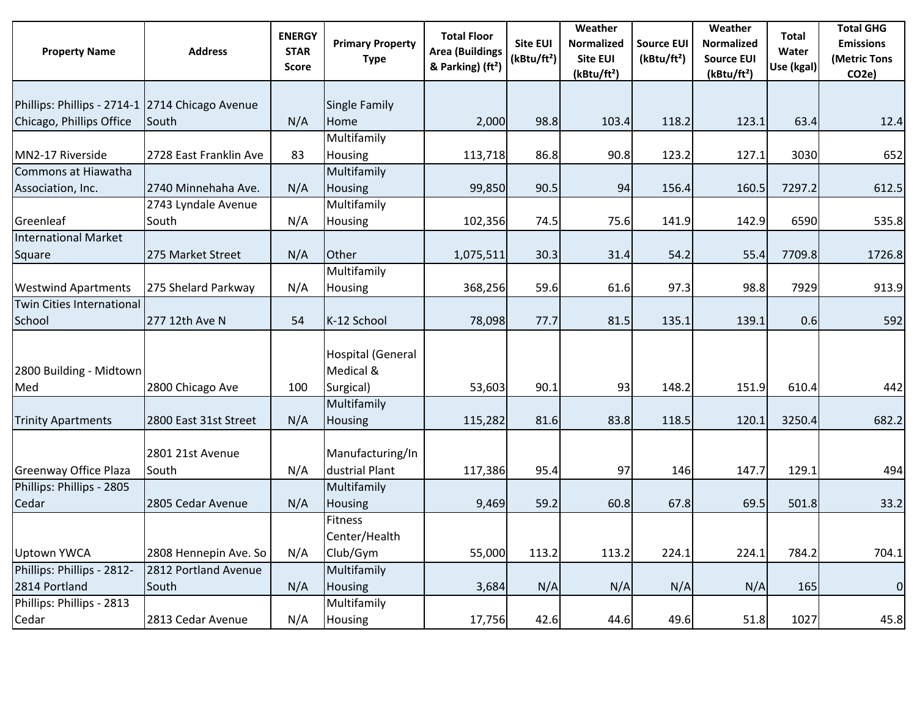| Property Name | Address | ENERGY STAR Score | Primary Property Type | Total Floor Area (Buildings & Parking) (ft²) | Site EUI (kBtu/ft²) | Weather Normalized Site EUI (kBtu/ft²) | Source EUI (kBtu/ft²) | Weather Normalized Source EUI (kBtu/ft²) | Total Water Use (kgal) | Total GHG Emissions (Metric Tons CO2e) |
|---|---|---|---|---|---|---|---|---|---|---|
| Phillips: Phillips - 2714-1 Chicago, Phillips Office | 2714 Chicago Avenue South | N/A | Single Family Home | 2,000 | 98.8 | 103.4 | 118.2 | 123.1 | 63.4 | 12.4 |
| MN2-17 Riverside | 2728 East Franklin Ave | 83 | Multifamily Housing | 113,718 | 86.8 | 90.8 | 123.2 | 127.1 | 3030 | 652 |
| Commons at Hiawatha Association, Inc. | 2740 Minnehaha Ave. | N/A | Multifamily Housing | 99,850 | 90.5 | 94 | 156.4 | 160.5 | 7297.2 | 612.5 |
| Greenleaf | 2743 Lyndale Avenue South | N/A | Multifamily Housing | 102,356 | 74.5 | 75.6 | 141.9 | 142.9 | 6590 | 535.8 |
| International Market Square | 275 Market Street | N/A | Other | 1,075,511 | 30.3 | 31.4 | 54.2 | 55.4 | 7709.8 | 1726.8 |
| Westwind Apartments | 275 Shelard Parkway | N/A | Multifamily Housing | 368,256 | 59.6 | 61.6 | 97.3 | 98.8 | 7929 | 913.9 |
| Twin Cities International School | 277 12th Ave N | 54 | K-12 School | 78,098 | 77.7 | 81.5 | 135.1 | 139.1 | 0.6 | 592 |
| 2800 Building - Midtown Med | 2800 Chicago Ave | 100 | Hospital (General Medical & Surgical) | 53,603 | 90.1 | 93 | 148.2 | 151.9 | 610.4 | 442 |
| Trinity Apartments | 2800 East 31st Street | N/A | Multifamily Housing | 115,282 | 81.6 | 83.8 | 118.5 | 120.1 | 3250.4 | 682.2 |
| Greenway Office Plaza | 2801 21st Avenue South | N/A | Manufacturing/Industrial Plant | 117,386 | 95.4 | 97 | 146 | 147.7 | 129.1 | 494 |
| Phillips: Phillips - 2805 Cedar | 2805 Cedar Avenue | N/A | Multifamily Housing | 9,469 | 59.2 | 60.8 | 67.8 | 69.5 | 501.8 | 33.2 |
| Uptown YWCA | 2808 Hennepin Ave. So | N/A | Fitness Center/Health Club/Gym | 55,000 | 113.2 | 113.2 | 224.1 | 224.1 | 784.2 | 704.1 |
| Phillips: Phillips - 2812-2814 Portland | 2812 Portland Avenue South | N/A | Multifamily Housing | 3,684 | N/A | N/A | N/A | N/A | 165 | 0 |
| Phillips: Phillips - 2813 Cedar | 2813 Cedar Avenue | N/A | Multifamily Housing | 17,756 | 42.6 | 44.6 | 49.6 | 51.8 | 1027 | 45.8 |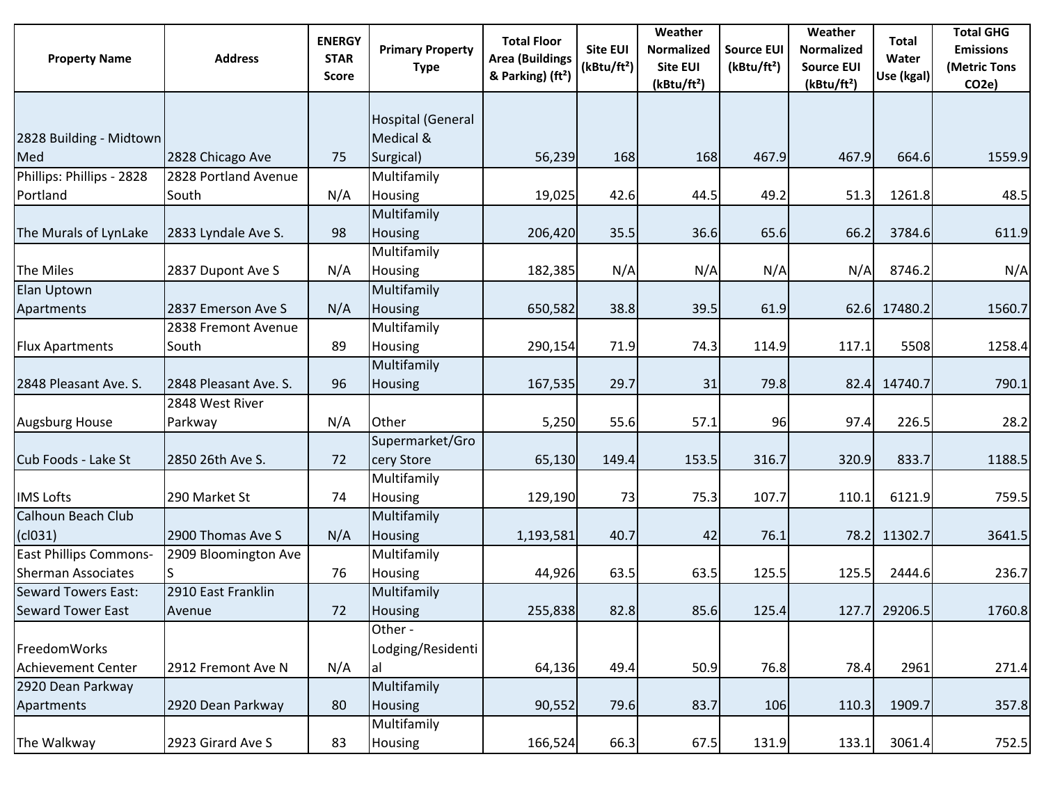| Property Name | Address | ENERGY STAR Score | Primary Property Type | Total Floor Area (Buildings & Parking) (ft²) | Site EUI (kBtu/ft²) | Weather Normalized Site EUI (kBtu/ft²) | Source EUI (kBtu/ft²) | Weather Normalized Source EUI (kBtu/ft²) | Total Water Use (kgal) | Total GHG Emissions (Metric Tons CO2e) |
|---|---|---|---|---|---|---|---|---|---|---|
| 2828 Building - Midtown Med | 2828 Chicago Ave | 75 | Hospital (General Medical & Surgical) | 56,239 | 168 | 168 | 467.9 | 467.9 | 664.6 | 1559.9 |
| Phillips: Phillips - 2828 Portland | 2828 Portland Avenue South | N/A | Multifamily Housing | 19,025 | 42.6 | 44.5 | 49.2 | 51.3 | 1261.8 | 48.5 |
| The Murals of LynLake | 2833 Lyndale Ave S. | 98 | Multifamily Housing | 206,420 | 35.5 | 36.6 | 65.6 | 66.2 | 3784.6 | 611.9 |
| The Miles | 2837 Dupont Ave S | N/A | Multifamily Housing | 182,385 | N/A | N/A | N/A | N/A | 8746.2 | N/A |
| Elan Uptown Apartments | 2837 Emerson Ave S | N/A | Multifamily Housing | 650,582 | 38.8 | 39.5 | 61.9 | 62.6 | 17480.2 | 1560.7 |
| Flux Apartments | 2838 Fremont Avenue South | 89 | Multifamily Housing | 290,154 | 71.9 | 74.3 | 114.9 | 117.1 | 5508 | 1258.4 |
| 2848 Pleasant Ave. S. | 2848 Pleasant Ave. S. | 96 | Multifamily Housing | 167,535 | 29.7 | 31 | 79.8 | 82.4 | 14740.7 | 790.1 |
| Augsburg House | 2848 West River Parkway | N/A | Other | 5,250 | 55.6 | 57.1 | 96 | 97.4 | 226.5 | 28.2 |
| Cub Foods - Lake St | 2850 26th Ave S. | 72 | Supermarket/Grocery Store | 65,130 | 149.4 | 153.5 | 316.7 | 320.9 | 833.7 | 1188.5 |
| IMS Lofts | 290 Market St | 74 | Multifamily Housing | 129,190 | 73 | 75.3 | 107.7 | 110.1 | 6121.9 | 759.5 |
| Calhoun Beach Club (cl031) | 2900 Thomas Ave S | N/A | Multifamily Housing | 1,193,581 | 40.7 | 42 | 76.1 | 78.2 | 11302.7 | 3641.5 |
| East Phillips Commons-Sherman Associates | 2909 Bloomington Ave S | 76 | Multifamily Housing | 44,926 | 63.5 | 63.5 | 125.5 | 125.5 | 2444.6 | 236.7 |
| Seward Towers East: Seward Tower East | 2910 East Franklin Avenue | 72 | Multifamily Housing | 255,838 | 82.8 | 85.6 | 125.4 | 127.7 | 29206.5 | 1760.8 |
| FreedomWorks Achievement Center | 2912 Fremont Ave N | N/A | Other - Lodging/Residential | 64,136 | 49.4 | 50.9 | 76.8 | 78.4 | 2961 | 271.4 |
| 2920 Dean Parkway Apartments | 2920 Dean Parkway | 80 | Multifamily Housing | 90,552 | 79.6 | 83.7 | 106 | 110.3 | 1909.7 | 357.8 |
| The Walkway | 2923 Girard Ave S | 83 | Multifamily Housing | 166,524 | 66.3 | 67.5 | 131.9 | 133.1 | 3061.4 | 752.5 |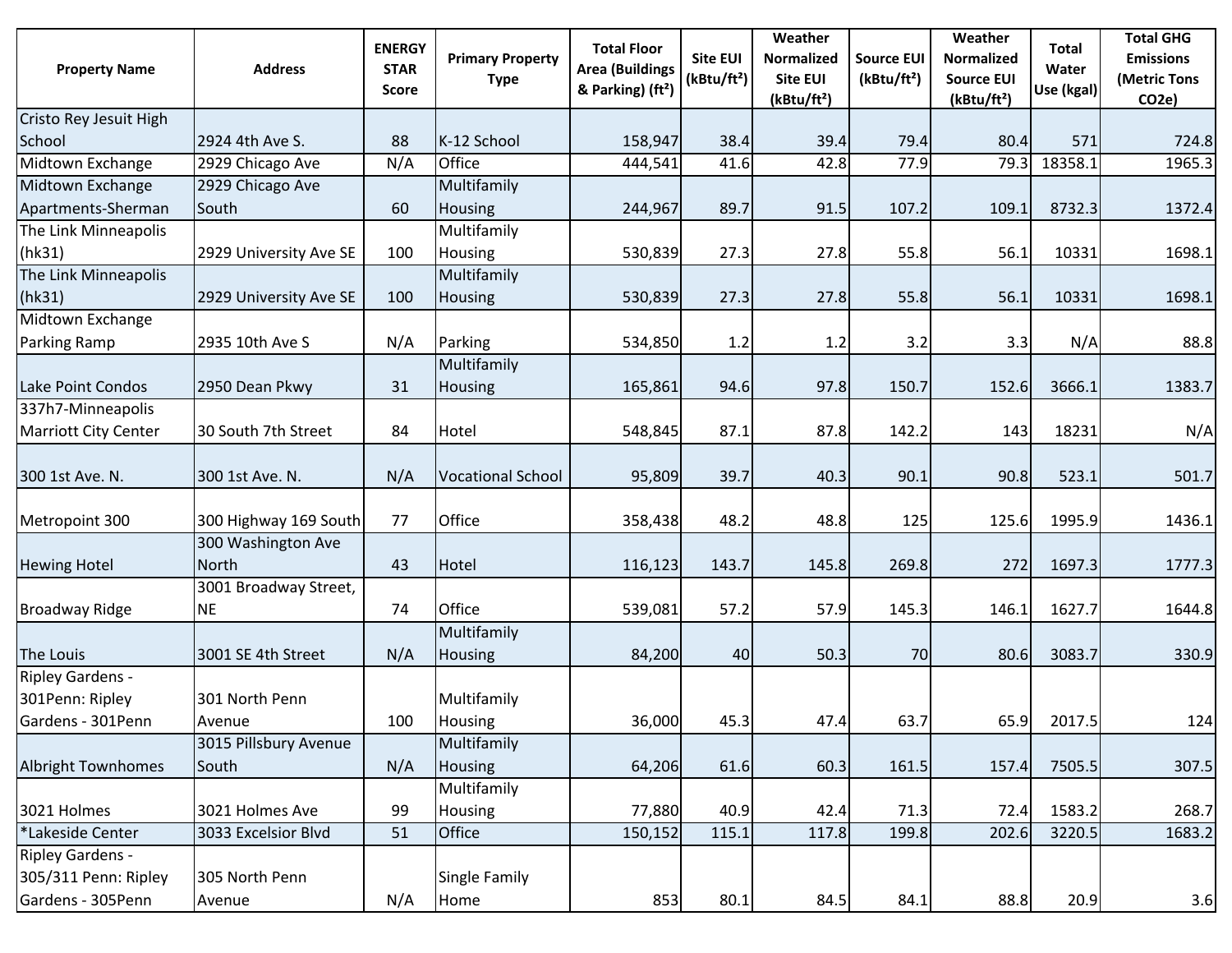| Property Name | Address | ENERGY STAR Score | Primary Property Type | Total Floor Area (Buildings & Parking) (ft²) | Site EUI (kBtu/ft²) | Weather Normalized Site EUI (kBtu/ft²) | Source EUI (kBtu/ft²) | Weather Normalized Source EUI (kBtu/ft²) | Total Water Use (kgal) | Total GHG Emissions (Metric Tons CO2e) |
|---|---|---|---|---|---|---|---|---|---|---|
| Cristo Rey Jesuit High School | 2924 4th Ave S. | 88 | K-12 School | 158,947 | 38.4 | 39.4 | 79.4 | 80.4 | 571 | 724.8 |
| Midtown Exchange | 2929 Chicago Ave | N/A | Office | 444,541 | 41.6 | 42.8 | 77.9 | 79.3 | 18358.1 | 1965.3 |
| Midtown Exchange Apartments-Sherman | 2929 Chicago Ave South | 60 | Multifamily Housing | 244,967 | 89.7 | 91.5 | 107.2 | 109.1 | 8732.3 | 1372.4 |
| The Link Minneapolis (hk31) | 2929 University Ave SE | 100 | Multifamily Housing | 530,839 | 27.3 | 27.8 | 55.8 | 56.1 | 10331 | 1698.1 |
| The Link Minneapolis (hk31) | 2929 University Ave SE | 100 | Multifamily Housing | 530,839 | 27.3 | 27.8 | 55.8 | 56.1 | 10331 | 1698.1 |
| Midtown Exchange Parking Ramp | 2935 10th Ave S | N/A | Parking | 534,850 | 1.2 | 1.2 | 3.2 | 3.3 | N/A | 88.8 |
| Lake Point Condos | 2950 Dean Pkwy | 31 | Multifamily Housing | 165,861 | 94.6 | 97.8 | 150.7 | 152.6 | 3666.1 | 1383.7 |
| 337h7-Minneapolis Marriott City Center | 30 South 7th Street | 84 | Hotel | 548,845 | 87.1 | 87.8 | 142.2 | 143 | 18231 | N/A |
| 300 1st Ave. N. | 300 1st Ave. N. | N/A | Vocational School | 95,809 | 39.7 | 40.3 | 90.1 | 90.8 | 523.1 | 501.7 |
| Metropoint 300 | 300 Highway 169 South | 77 | Office | 358,438 | 48.2 | 48.8 | 125 | 125.6 | 1995.9 | 1436.1 |
| Hewing Hotel | 300 Washington Ave North | 43 | Hotel | 116,123 | 143.7 | 145.8 | 269.8 | 272 | 1697.3 | 1777.3 |
| Broadway Ridge | 3001 Broadway Street, NE | 74 | Office | 539,081 | 57.2 | 57.9 | 145.3 | 146.1 | 1627.7 | 1644.8 |
| The Louis | 3001 SE 4th Street | N/A | Multifamily Housing | 84,200 | 40 | 50.3 | 70 | 80.6 | 3083.7 | 330.9 |
| Ripley Gardens - 301Penn: Ripley Gardens - 301Penn | 301 North Penn Avenue | 100 | Multifamily Housing | 36,000 | 45.3 | 47.4 | 63.7 | 65.9 | 2017.5 | 124 |
| Albright Townhomes | 3015 Pillsbury Avenue South | N/A | Multifamily Housing | 64,206 | 61.6 | 60.3 | 161.5 | 157.4 | 7505.5 | 307.5 |
| 3021 Holmes | 3021 Holmes Ave | 99 | Multifamily Housing | 77,880 | 40.9 | 42.4 | 71.3 | 72.4 | 1583.2 | 268.7 |
| *Lakeside Center | 3033 Excelsior Blvd | 51 | Office | 150,152 | 115.1 | 117.8 | 199.8 | 202.6 | 3220.5 | 1683.2 |
| Ripley Gardens - 305/311 Penn: Ripley Gardens - 305Penn | 305 North Penn Avenue | N/A | Single Family Home | 853 | 80.1 | 84.5 | 84.1 | 88.8 | 20.9 | 3.6 |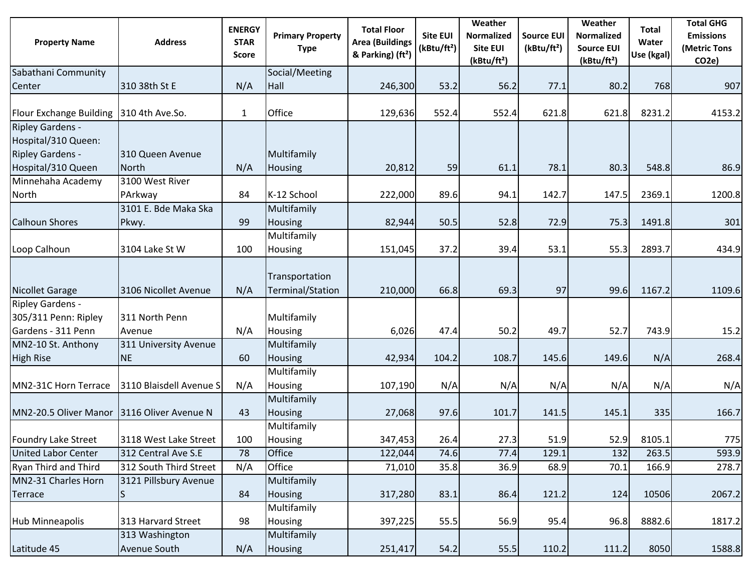| Property Name | Address | ENERGY STAR Score | Primary Property Type | Total Floor Area (Buildings & Parking) (ft²) | Site EUI (kBtu/ft²) | Weather Normalized Site EUI (kBtu/ft²) | Source EUI (kBtu/ft²) | Weather Normalized Source EUI (kBtu/ft²) | Total Water Use (kgal) | Total GHG Emissions (Metric Tons CO2e) |
|---|---|---|---|---|---|---|---|---|---|---|
| Sabathani Community Center | 310 38th St E | N/A | Social/Meeting Hall | 246,300 | 53.2 | 56.2 | 77.1 | 80.2 | 768 | 907 |
| Flour Exchange Building | 310 4th Ave.So. | 1 | Office | 129,636 | 552.4 | 552.4 | 621.8 | 621.8 | 8231.2 | 4153.2 |
| Ripley Gardens - Hospital/310 Queen: Ripley Gardens - Hospital/310 Queen | 310 Queen Avenue North | N/A | Multifamily Housing | 20,812 | 59 | 61.1 | 78.1 | 80.3 | 548.8 | 86.9 |
| Minnehaha Academy North | 3100 West River PArkway | 84 | K-12 School | 222,000 | 89.6 | 94.1 | 142.7 | 147.5 | 2369.1 | 1200.8 |
| Calhoun Shores | 3101 E. Bde Maka Ska Pkwy. | 99 | Multifamily Housing | 82,944 | 50.5 | 52.8 | 72.9 | 75.3 | 1491.8 | 301 |
| Loop Calhoun | 3104 Lake St W | 100 | Multifamily Housing | 151,045 | 37.2 | 39.4 | 53.1 | 55.3 | 2893.7 | 434.9 |
| Nicollet Garage | 3106 Nicollet Avenue | N/A | Transportation Terminal/Station | 210,000 | 66.8 | 69.3 | 97 | 99.6 | 1167.2 | 1109.6 |
| Ripley Gardens - 305/311 Penn: Ripley Gardens - 311 Penn | 311 North Penn Avenue | N/A | Multifamily Housing | 6,026 | 47.4 | 50.2 | 49.7 | 52.7 | 743.9 | 15.2 |
| MN2-10 St. Anthony High Rise | 311 University Avenue NE | 60 | Multifamily Housing | 42,934 | 104.2 | 108.7 | 145.6 | 149.6 | N/A | 268.4 |
| MN2-31C Horn Terrace | 3110 Blaisdell Avenue S | N/A | Multifamily Housing | 107,190 | N/A | N/A | N/A | N/A | N/A | N/A |
| MN2-20.5 Oliver Manor | 3116 Oliver Avenue N | 43 | Multifamily Housing | 27,068 | 97.6 | 101.7 | 141.5 | 145.1 | 335 | 166.7 |
| Foundry Lake Street | 3118 West Lake Street | 100 | Multifamily Housing | 347,453 | 26.4 | 27.3 | 51.9 | 52.9 | 8105.1 | 775 |
| United Labor Center | 312 Central Ave S.E | 78 | Office | 122,044 | 74.6 | 77.4 | 129.1 | 132 | 263.5 | 593.9 |
| Ryan Third and Third | 312 South Third Street | N/A | Office | 71,010 | 35.8 | 36.9 | 68.9 | 70.1 | 166.9 | 278.7 |
| MN2-31 Charles Horn Terrace | 3121 Pillsbury Avenue S | 84 | Multifamily Housing | 317,280 | 83.1 | 86.4 | 121.2 | 124 | 10506 | 2067.2 |
| Hub Minneapolis | 313 Harvard Street | 98 | Multifamily Housing | 397,225 | 55.5 | 56.9 | 95.4 | 96.8 | 8882.6 | 1817.2 |
| Latitude 45 | 313 Washington Avenue South | N/A | Multifamily Housing | 251,417 | 54.2 | 55.5 | 110.2 | 111.2 | 8050 | 1588.8 |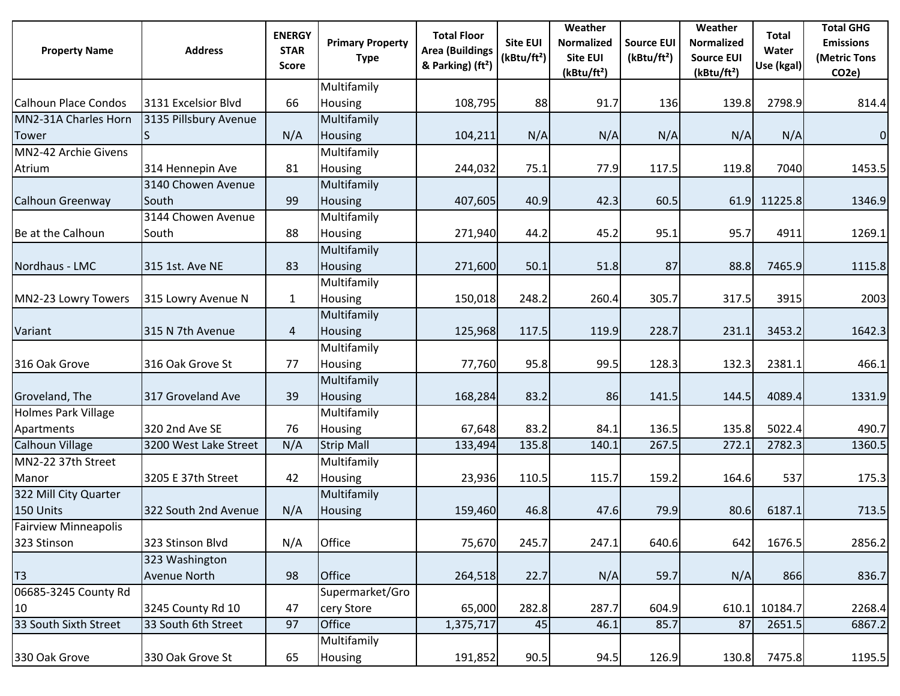| Property Name | Address | ENERGY STAR Score | Primary Property Type | Total Floor Area (Buildings & Parking) (ft²) | Site EUI (kBtu/ft²) | Weather Normalized Site EUI (kBtu/ft²) | Source EUI (kBtu/ft²) | Weather Normalized Source EUI (kBtu/ft²) | Total Water Use (kgal) | Total GHG Emissions (Metric Tons CO2e) |
|---|---|---|---|---|---|---|---|---|---|---|
| Calhoun Place Condos | 3131 Excelsior Blvd | 66 | Multifamily Housing | 108,795 | 88 | 91.7 | 136 | 139.8 | 2798.9 | 814.4 |
| MN2-31A Charles Horn Tower | 3135 Pillsbury Avenue S | N/A | Multifamily Housing | 104,211 | N/A | N/A | N/A | N/A | N/A | 0 |
| MN2-42 Archie Givens Atrium | 314 Hennepin Ave | 81 | Multifamily Housing | 244,032 | 75.1 | 77.9 | 117.5 | 119.8 | 7040 | 1453.5 |
| Calhoun Greenway | 3140 Chowen Avenue South | 99 | Multifamily Housing | 407,605 | 40.9 | 42.3 | 60.5 | 61.9 | 11225.8 | 1346.9 |
| Be at the Calhoun | 3144 Chowen Avenue South | 88 | Multifamily Housing | 271,940 | 44.2 | 45.2 | 95.1 | 95.7 | 4911 | 1269.1 |
| Nordhaus - LMC | 315 1st. Ave NE | 83 | Multifamily Housing | 271,600 | 50.1 | 51.8 | 87 | 88.8 | 7465.9 | 1115.8 |
| MN2-23 Lowry Towers | 315 Lowry Avenue N | 1 | Multifamily Housing | 150,018 | 248.2 | 260.4 | 305.7 | 317.5 | 3915 | 2003 |
| Variant | 315 N 7th Avenue | 4 | Multifamily Housing | 125,968 | 117.5 | 119.9 | 228.7 | 231.1 | 3453.2 | 1642.3 |
| 316 Oak Grove | 316 Oak Grove St | 77 | Multifamily Housing | 77,760 | 95.8 | 99.5 | 128.3 | 132.3 | 2381.1 | 466.1 |
| Groveland, The | 317 Groveland Ave | 39 | Multifamily Housing | 168,284 | 83.2 | 86 | 141.5 | 144.5 | 4089.4 | 1331.9 |
| Holmes Park Village Apartments | 320 2nd Ave SE | 76 | Multifamily Housing | 67,648 | 83.2 | 84.1 | 136.5 | 135.8 | 5022.4 | 490.7 |
| Calhoun Village | 3200 West Lake Street | N/A | Strip Mall | 133,494 | 135.8 | 140.1 | 267.5 | 272.1 | 2782.3 | 1360.5 |
| MN2-22 37th Street Manor | 3205 E 37th Street | 42 | Multifamily Housing | 23,936 | 110.5 | 115.7 | 159.2 | 164.6 | 537 | 175.3 |
| 322 Mill City Quarter 150 Units | 322 South 2nd Avenue | N/A | Multifamily Housing | 159,460 | 46.8 | 47.6 | 79.9 | 80.6 | 6187.1 | 713.5 |
| Fairview Minneapolis 323 Stinson | 323 Stinson Blvd | N/A | Office | 75,670 | 245.7 | 247.1 | 640.6 | 642 | 1676.5 | 2856.2 |
| T3 | 323 Washington Avenue North | 98 | Office | 264,518 | 22.7 | N/A | 59.7 | N/A | 866 | 836.7 |
| 06685-3245 County Rd 10 | 3245 County Rd 10 | 47 | Supermarket/Grocery Store | 65,000 | 282.8 | 287.7 | 604.9 | 610.1 | 10184.7 | 2268.4 |
| 33 South Sixth Street | 33 South 6th Street | 97 | Office | 1,375,717 | 45 | 46.1 | 85.7 | 87 | 2651.5 | 6867.2 |
| 330 Oak Grove | 330 Oak Grove St | 65 | Multifamily Housing | 191,852 | 90.5 | 94.5 | 126.9 | 130.8 | 7475.8 | 1195.5 |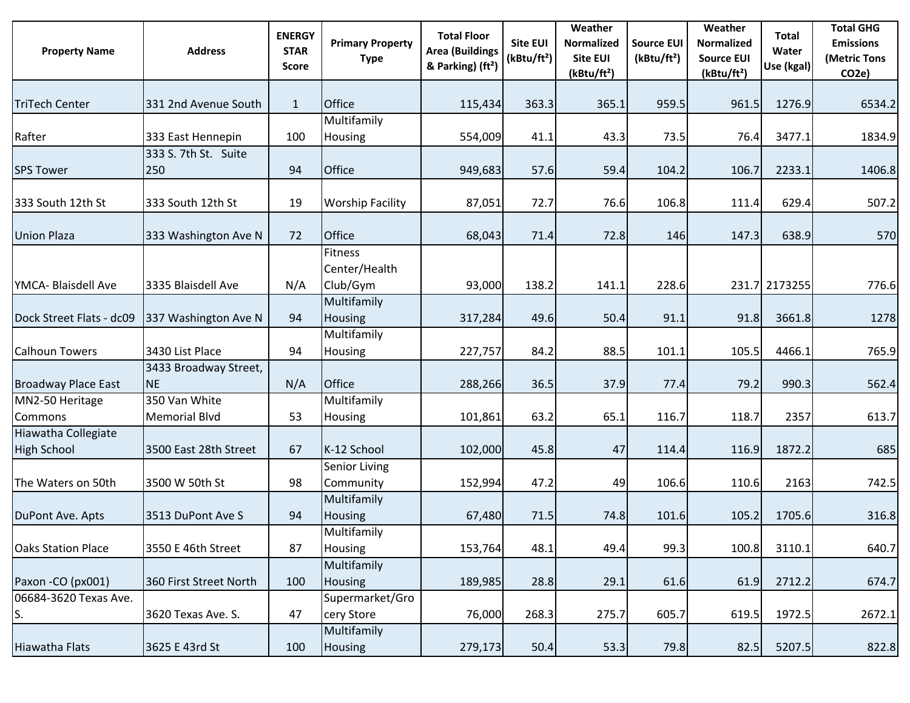| Property Name | Address | ENERGY STAR Score | Primary Property Type | Total Floor Area (Buildings & Parking) (ft²) | Site EUI (kBtu/ft²) | Weather Normalized Site EUI (kBtu/ft²) | Source EUI (kBtu/ft²) | Weather Normalized Source EUI (kBtu/ft²) | Total Water Use (kgal) | Total GHG Emissions (Metric Tons CO2e) |
|---|---|---|---|---|---|---|---|---|---|---|
| TriTech Center | 331 2nd Avenue South | 1 | Office | 115,434 | 363.3 | 365.1 | 959.5 | 961.5 | 1276.9 | 6534.2 |
| Rafter | 333 East Hennepin | 100 | Multifamily Housing | 554,009 | 41.1 | 43.3 | 73.5 | 76.4 | 3477.1 | 1834.9 |
| SPS Tower | 333 S. 7th St. Suite 250 | 94 | Office | 949,683 | 57.6 | 59.4 | 104.2 | 106.7 | 2233.1 | 1406.8 |
| 333 South 12th St | 333 South 12th St | 19 | Worship Facility | 87,051 | 72.7 | 76.6 | 106.8 | 111.4 | 629.4 | 507.2 |
| Union Plaza | 333 Washington Ave N | 72 | Office | 68,043 | 71.4 | 72.8 | 146 | 147.3 | 638.9 | 570 |
| YMCA- Blaisdell Ave | 3335 Blaisdell Ave | N/A | Fitness Center/Health Club/Gym | 93,000 | 138.2 | 141.1 | 228.6 | 231.7 | 2173255 | 776.6 |
| Dock Street Flats - dc09 | 337 Washington Ave N | 94 | Multifamily Housing | 317,284 | 49.6 | 50.4 | 91.1 | 91.8 | 3661.8 | 1278 |
| Calhoun Towers | 3430 List Place | 94 | Multifamily Housing | 227,757 | 84.2 | 88.5 | 101.1 | 105.5 | 4466.1 | 765.9 |
| Broadway Place East | 3433 Broadway Street, NE | N/A | Office | 288,266 | 36.5 | 37.9 | 77.4 | 79.2 | 990.3 | 562.4 |
| MN2-50 Heritage Commons | 350 Van White Memorial Blvd | 53 | Multifamily Housing | 101,861 | 63.2 | 65.1 | 116.7 | 118.7 | 2357 | 613.7 |
| Hiawatha Collegiate High School | 3500 East 28th Street | 67 | K-12 School | 102,000 | 45.8 | 47 | 114.4 | 116.9 | 1872.2 | 685 |
| The Waters on 50th | 3500 W 50th St | 98 | Senior Living Community | 152,994 | 47.2 | 49 | 106.6 | 110.6 | 2163 | 742.5 |
| DuPont Ave. Apts | 3513 DuPont Ave S | 94 | Multifamily Housing | 67,480 | 71.5 | 74.8 | 101.6 | 105.2 | 1705.6 | 316.8 |
| Oaks Station Place | 3550 E 46th Street | 87 | Multifamily Housing | 153,764 | 48.1 | 49.4 | 99.3 | 100.8 | 3110.1 | 640.7 |
| Paxon -CO (px001) | 360 First Street North | 100 | Multifamily Housing | 189,985 | 28.8 | 29.1 | 61.6 | 61.9 | 2712.2 | 674.7 |
| 06684-3620 Texas Ave. S. | 3620 Texas Ave. S. | 47 | Supermarket/Grocery Store | 76,000 | 268.3 | 275.7 | 605.7 | 619.5 | 1972.5 | 2672.1 |
| Hiawatha Flats | 3625 E 43rd St | 100 | Multifamily Housing | 279,173 | 50.4 | 53.3 | 79.8 | 82.5 | 5207.5 | 822.8 |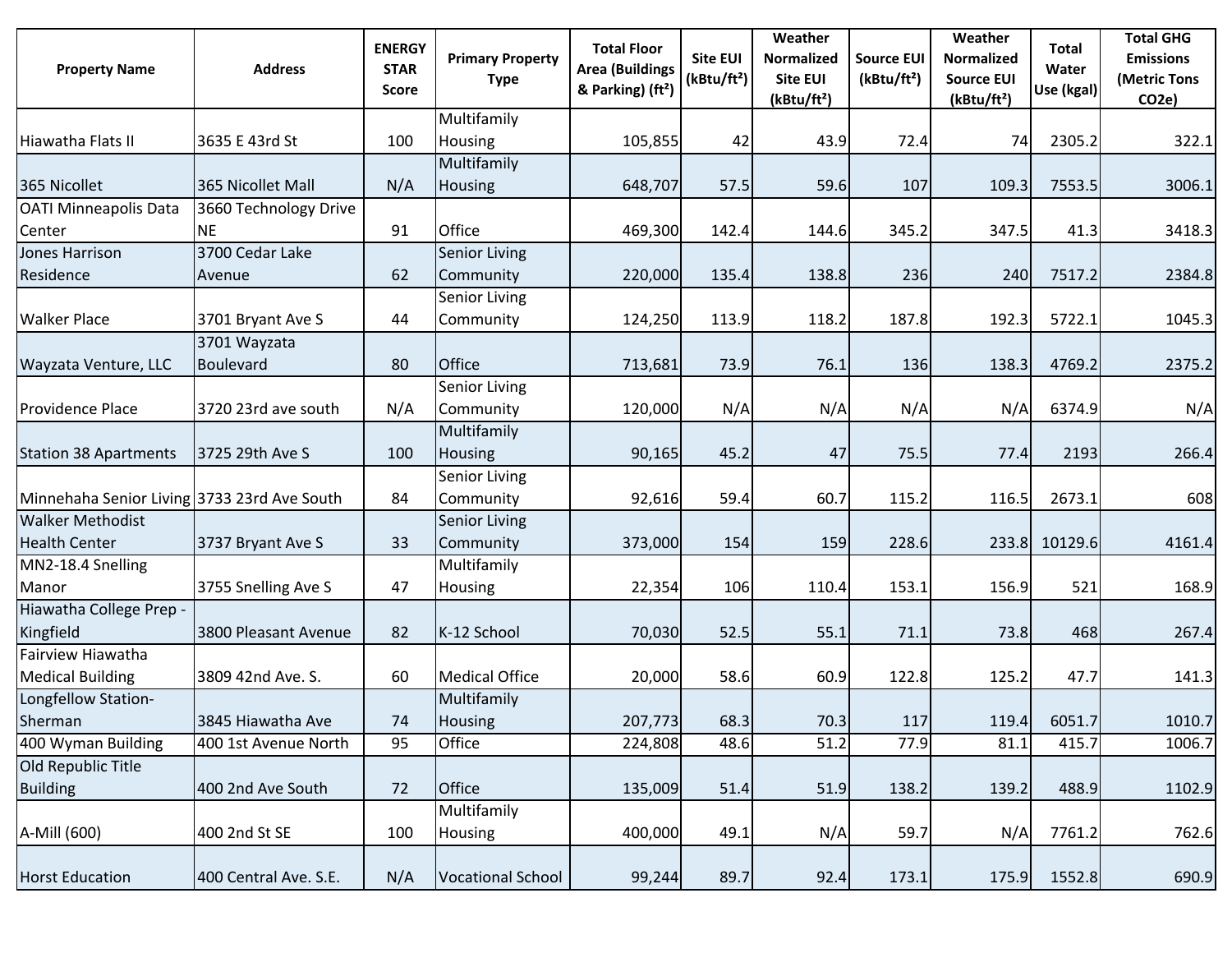| Property Name | Address | ENERGY STAR Score | Primary Property Type | Total Floor Area (Buildings & Parking) (ft²) | Site EUI (kBtu/ft²) | Weather Normalized Site EUI (kBtu/ft²) | Source EUI (kBtu/ft²) | Weather Normalized Source EUI (kBtu/ft²) | Total Water Use (kgal) | Total GHG Emissions (Metric Tons CO2e) |
|---|---|---|---|---|---|---|---|---|---|---|
| Hiawatha Flats II | 3635 E 43rd St | 100 | Multifamily Housing | 105,855 | 42 | 43.9 | 72.4 | 74 | 2305.2 | 322.1 |
| 365 Nicollet | 365 Nicollet Mall | N/A | Multifamily Housing | 648,707 | 57.5 | 59.6 | 107 | 109.3 | 7553.5 | 3006.1 |
| OATI Minneapolis Data Center | 3660 Technology Drive NE | 91 | Office | 469,300 | 142.4 | 144.6 | 345.2 | 347.5 | 41.3 | 3418.3 |
| Jones Harrison Residence | 3700 Cedar Lake Avenue | 62 | Senior Living Community | 220,000 | 135.4 | 138.8 | 236 | 240 | 7517.2 | 2384.8 |
| Walker Place | 3701 Bryant Ave S | 44 | Senior Living Community | 124,250 | 113.9 | 118.2 | 187.8 | 192.3 | 5722.1 | 1045.3 |
| Wayzata Venture, LLC | 3701 Wayzata Boulevard | 80 | Office | 713,681 | 73.9 | 76.1 | 136 | 138.3 | 4769.2 | 2375.2 |
| Providence Place | 3720 23rd ave south | N/A | Senior Living Community | 120,000 | N/A | N/A | N/A | N/A | 6374.9 | N/A |
| Station 38 Apartments | 3725 29th Ave S | 100 | Multifamily Housing | 90,165 | 45.2 | 47 | 75.5 | 77.4 | 2193 | 266.4 |
| Minnehaha Senior Living | 3733 23rd Ave South | 84 | Senior Living Community | 92,616 | 59.4 | 60.7 | 115.2 | 116.5 | 2673.1 | 608 |
| Walker Methodist Health Center | 3737 Bryant Ave S | 33 | Senior Living Community | 373,000 | 154 | 159 | 228.6 | 233.8 | 10129.6 | 4161.4 |
| MN2-18.4 Snelling Manor | 3755 Snelling Ave S | 47 | Multifamily Housing | 22,354 | 106 | 110.4 | 153.1 | 156.9 | 521 | 168.9 |
| Hiawatha College Prep - Kingfield | 3800 Pleasant Avenue | 82 | K-12 School | 70,030 | 52.5 | 55.1 | 71.1 | 73.8 | 468 | 267.4 |
| Fairview Hiawatha Medical Building | 3809 42nd Ave. S. | 60 | Medical Office | 20,000 | 58.6 | 60.9 | 122.8 | 125.2 | 47.7 | 141.3 |
| Longfellow Station-Sherman | 3845 Hiawatha Ave | 74 | Multifamily Housing | 207,773 | 68.3 | 70.3 | 117 | 119.4 | 6051.7 | 1010.7 |
| 400 Wyman Building | 400 1st Avenue North | 95 | Office | 224,808 | 48.6 | 51.2 | 77.9 | 81.1 | 415.7 | 1006.7 |
| Old Republic Title Building | 400 2nd Ave South | 72 | Office | 135,009 | 51.4 | 51.9 | 138.2 | 139.2 | 488.9 | 1102.9 |
| A-Mill (600) | 400 2nd St SE | 100 | Multifamily Housing | 400,000 | 49.1 | N/A | 59.7 | N/A | 7761.2 | 762.6 |
| Horst Education | 400 Central Ave. S.E. | N/A | Vocational School | 99,244 | 89.7 | 92.4 | 173.1 | 175.9 | 1552.8 | 690.9 |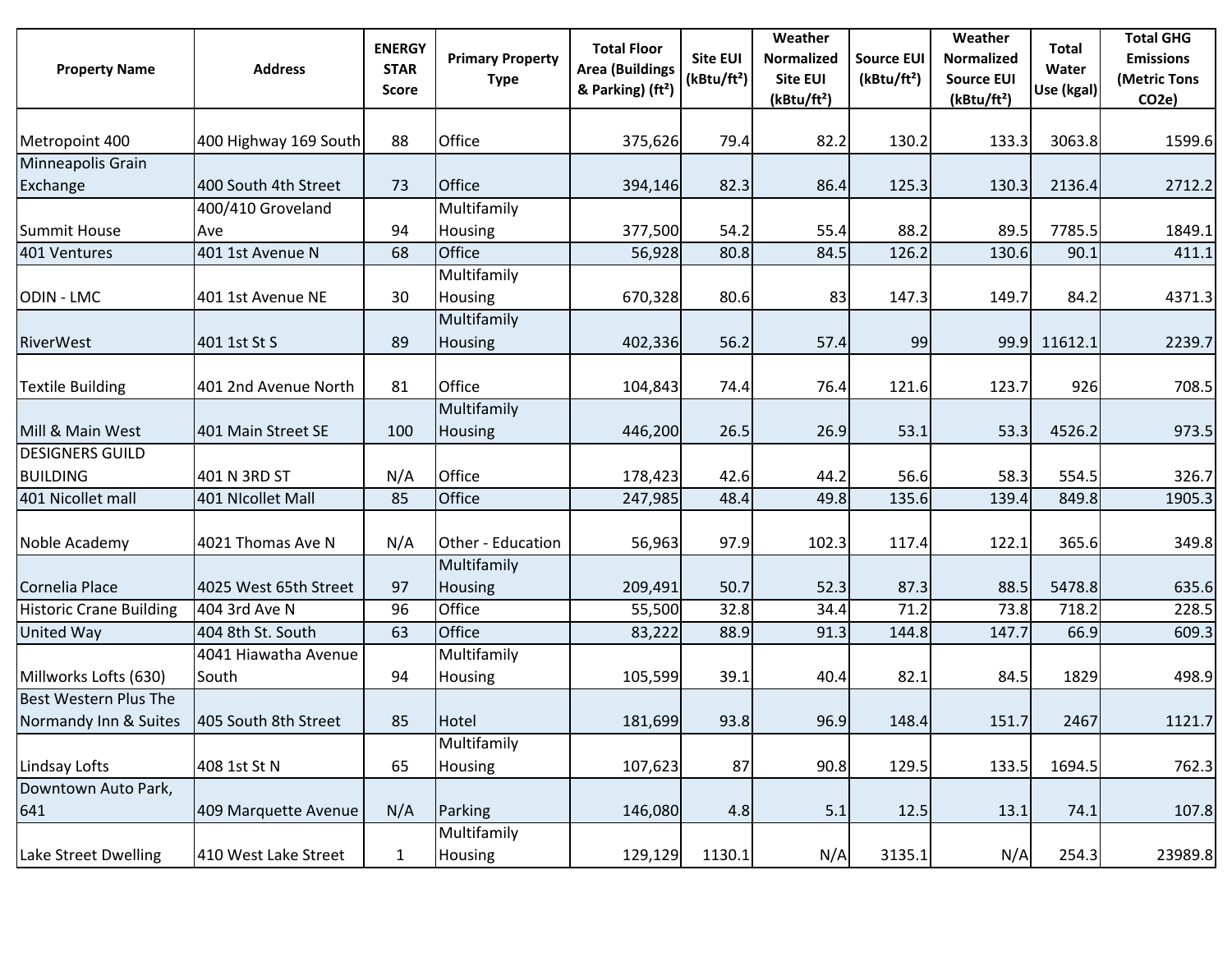| Property Name | Address | ENERGY STAR Score | Primary Property Type | Total Floor Area (Buildings & Parking) (ft²) | Site EUI (kBtu/ft²) | Weather Normalized Site EUI (kBtu/ft²) | Source EUI (kBtu/ft²) | Weather Normalized Source EUI (kBtu/ft²) | Total Water Use (kgal) | Total GHG Emissions (Metric Tons CO2e) |
|---|---|---|---|---|---|---|---|---|---|---|
| Metropoint 400 | 400 Highway 169 South | 88 | Office | 375,626 | 79.4 | 82.2 | 130.2 | 133.3 | 3063.8 | 1599.6 |
| Minneapolis Grain Exchange | 400 South 4th Street | 73 | Office | 394,146 | 82.3 | 86.4 | 125.3 | 130.3 | 2136.4 | 2712.2 |
| Summit House | 400/410 Groveland Ave | 94 | Multifamily Housing | 377,500 | 54.2 | 55.4 | 88.2 | 89.5 | 7785.5 | 1849.1 |
| 401 Ventures | 401 1st Avenue N | 68 | Office | 56,928 | 80.8 | 84.5 | 126.2 | 130.6 | 90.1 | 411.1 |
| ODIN - LMC | 401 1st Avenue NE | 30 | Multifamily Housing | 670,328 | 80.6 | 83 | 147.3 | 149.7 | 84.2 | 4371.3 |
| RiverWest | 401 1st St S | 89 | Multifamily Housing | 402,336 | 56.2 | 57.4 | 99 | 99.9 | 11612.1 | 2239.7 |
| Textile Building | 401 2nd Avenue North | 81 | Office | 104,843 | 74.4 | 76.4 | 121.6 | 123.7 | 926 | 708.5 |
| Mill & Main West | 401 Main Street SE | 100 | Multifamily Housing | 446,200 | 26.5 | 26.9 | 53.1 | 53.3 | 4526.2 | 973.5 |
| DESIGNERS GUILD BUILDING | 401 N 3RD ST | N/A | Office | 178,423 | 42.6 | 44.2 | 56.6 | 58.3 | 554.5 | 326.7 |
| 401 Nicollet mall | 401 NIcollet Mall | 85 | Office | 247,985 | 48.4 | 49.8 | 135.6 | 139.4 | 849.8 | 1905.3 |
| Noble Academy | 4021 Thomas Ave N | N/A | Other - Education | 56,963 | 97.9 | 102.3 | 117.4 | 122.1 | 365.6 | 349.8 |
| Cornelia Place | 4025 West 65th Street | 97 | Multifamily Housing | 209,491 | 50.7 | 52.3 | 87.3 | 88.5 | 5478.8 | 635.6 |
| Historic Crane Building | 404 3rd Ave N | 96 | Office | 55,500 | 32.8 | 34.4 | 71.2 | 73.8 | 718.2 | 228.5 |
| United Way | 404 8th St. South | 63 | Office | 83,222 | 88.9 | 91.3 | 144.8 | 147.7 | 66.9 | 609.3 |
| Millworks Lofts (630) | 4041 Hiawatha Avenue South | 94 | Multifamily Housing | 105,599 | 39.1 | 40.4 | 82.1 | 84.5 | 1829 | 498.9 |
| Best Western Plus The Normandy Inn & Suites | 405 South 8th Street | 85 | Hotel | 181,699 | 93.8 | 96.9 | 148.4 | 151.7 | 2467 | 1121.7 |
| Lindsay Lofts | 408 1st St N | 65 | Multifamily Housing | 107,623 | 87 | 90.8 | 129.5 | 133.5 | 1694.5 | 762.3 |
| Downtown Auto Park, 641 | 409 Marquette Avenue | N/A | Parking | 146,080 | 4.8 | 5.1 | 12.5 | 13.1 | 74.1 | 107.8 |
| Lake Street Dwelling | 410 West Lake Street | 1 | Multifamily Housing | 129,129 | 1130.1 | N/A | 3135.1 | N/A | 254.3 | 23989.8 |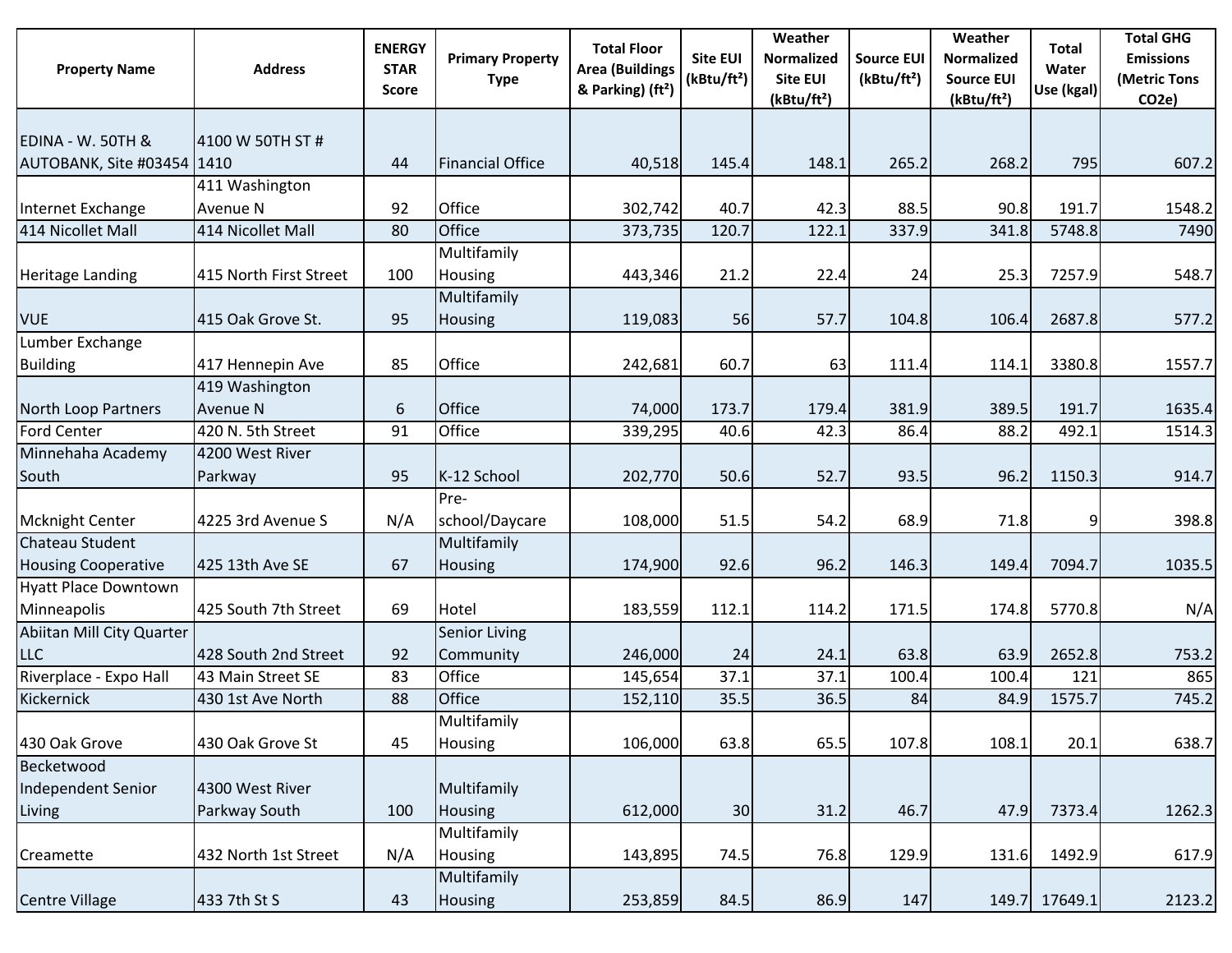| Property Name | Address | ENERGY STAR Score | Primary Property Type | Total Floor Area (Buildings & Parking) (ft²) | Site EUI (kBtu/ft²) | Weather Normalized Site EUI (kBtu/ft²) | Source EUI (kBtu/ft²) | Weather Normalized Source EUI (kBtu/ft²) | Total Water Use (kgal) | Total GHG Emissions (Metric Tons CO2e) |
|---|---|---|---|---|---|---|---|---|---|---|
| EDINA - W. 50TH & AUTOBANK, Site #03454 | 4100 W 50TH ST # 1410 | 44 | Financial Office | 40,518 | 145.4 | 148.1 | 265.2 | 268.2 | 795 | 607.2 |
| Internet Exchange | 411 Washington Avenue N | 92 | Office | 302,742 | 40.7 | 42.3 | 88.5 | 90.8 | 191.7 | 1548.2 |
| 414 Nicollet Mall | 414 Nicollet Mall | 80 | Office | 373,735 | 120.7 | 122.1 | 337.9 | 341.8 | 5748.8 | 7490 |
| Heritage Landing | 415 North First Street | 100 | Multifamily Housing | 443,346 | 21.2 | 22.4 | 24 | 25.3 | 7257.9 | 548.7 |
| VUE | 415 Oak Grove St. | 95 | Multifamily Housing | 119,083 | 56 | 57.7 | 104.8 | 106.4 | 2687.8 | 577.2 |
| Lumber Exchange Building | 417 Hennepin Ave | 85 | Office | 242,681 | 60.7 | 63 | 111.4 | 114.1 | 3380.8 | 1557.7 |
| North Loop Partners | 419 Washington Avenue N | 6 | Office | 74,000 | 173.7 | 179.4 | 381.9 | 389.5 | 191.7 | 1635.4 |
| Ford Center | 420 N. 5th Street | 91 | Office | 339,295 | 40.6 | 42.3 | 86.4 | 88.2 | 492.1 | 1514.3 |
| Minnehaha Academy South | 4200 West River Parkway | 95 | K-12 School | 202,770 | 50.6 | 52.7 | 93.5 | 96.2 | 1150.3 | 914.7 |
| Mcknight Center | 4225 3rd Avenue S | N/A | Pre-school/Daycare | 108,000 | 51.5 | 54.2 | 68.9 | 71.8 | 9 | 398.8 |
| Chateau Student Housing Cooperative | 425 13th Ave SE | 67 | Multifamily Housing | 174,900 | 92.6 | 96.2 | 146.3 | 149.4 | 7094.7 | 1035.5 |
| Hyatt Place Downtown Minneapolis | 425 South 7th Street | 69 | Hotel | 183,559 | 112.1 | 114.2 | 171.5 | 174.8 | 5770.8 | N/A |
| Abiitan Mill City Quarter LLC | 428 South 2nd Street | 92 | Senior Living Community | 246,000 | 24 | 24.1 | 63.8 | 63.9 | 2652.8 | 753.2 |
| Riverplace - Expo Hall | 43 Main Street SE | 83 | Office | 145,654 | 37.1 | 37.1 | 100.4 | 100.4 | 121 | 865 |
| Kickernick | 430 1st Ave North | 88 | Office | 152,110 | 35.5 | 36.5 | 84 | 84.9 | 1575.7 | 745.2 |
| 430 Oak Grove | 430 Oak Grove St | 45 | Multifamily Housing | 106,000 | 63.8 | 65.5 | 107.8 | 108.1 | 20.1 | 638.7 |
| Becketwood Independent Senior Living | 4300 West River Parkway South | 100 | Multifamily Housing | 612,000 | 30 | 31.2 | 46.7 | 47.9 | 7373.4 | 1262.3 |
| Creamette | 432 North 1st Street | N/A | Multifamily Housing | 143,895 | 74.5 | 76.8 | 129.9 | 131.6 | 1492.9 | 617.9 |
| Centre Village | 433 7th St S | 43 | Multifamily Housing | 253,859 | 84.5 | 86.9 | 147 | 149.7 | 17649.1 | 2123.2 |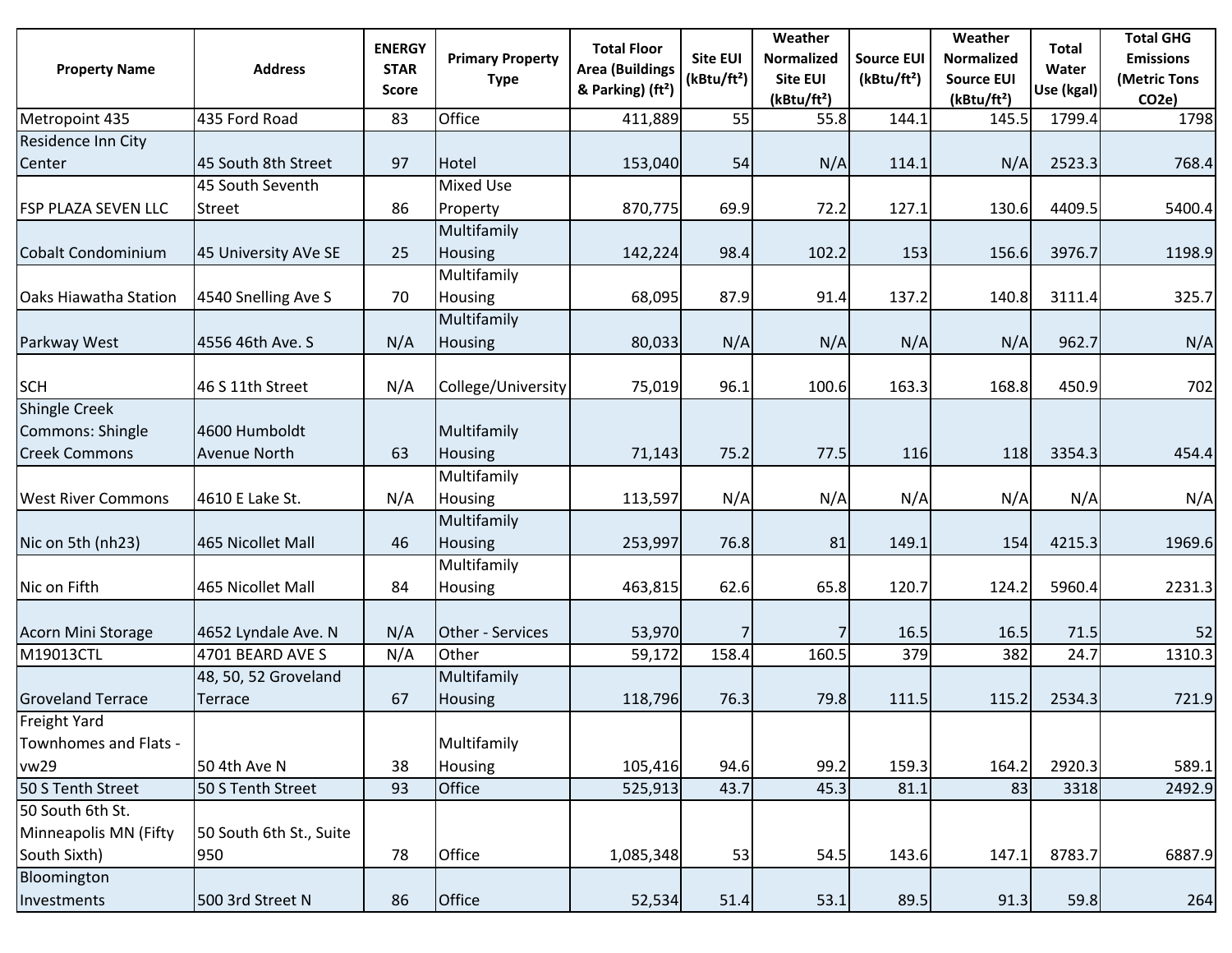| Property Name | Address | ENERGY STAR Score | Primary Property Type | Total Floor Area (Buildings & Parking) (ft²) | Site EUI (kBtu/ft²) | Weather Normalized Site EUI (kBtu/ft²) | Source EUI (kBtu/ft²) | Weather Normalized Source EUI (kBtu/ft²) | Total Water Use (kgal) | Total GHG Emissions (Metric Tons CO2e) |
|---|---|---|---|---|---|---|---|---|---|---|
| Metropoint 435 | 435 Ford Road | 83 | Office | 411,889 | 55 | 55.8 | 144.1 | 145.5 | 1799.4 | 1798 |
| Residence Inn City Center | 45 South 8th Street | 97 | Hotel | 153,040 | 54 | N/A | 114.1 | N/A | 2523.3 | 768.4 |
| FSP PLAZA SEVEN LLC | 45 South Seventh Street | 86 | Mixed Use Property | 870,775 | 69.9 | 72.2 | 127.1 | 130.6 | 4409.5 | 5400.4 |
| Cobalt Condominium | 45 University AVe SE | 25 | Multifamily Housing | 142,224 | 98.4 | 102.2 | 153 | 156.6 | 3976.7 | 1198.9 |
| Oaks Hiawatha Station | 4540 Snelling Ave S | 70 | Multifamily Housing | 68,095 | 87.9 | 91.4 | 137.2 | 140.8 | 3111.4 | 325.7 |
| Parkway West | 4556 46th Ave. S | N/A | Multifamily Housing | 80,033 | N/A | N/A | N/A | N/A | 962.7 | N/A |
| SCH | 46 S 11th Street | N/A | College/University | 75,019 | 96.1 | 100.6 | 163.3 | 168.8 | 450.9 | 702 |
| Shingle Creek Commons: Shingle Creek Commons | 4600 Humboldt Avenue North | 63 | Multifamily Housing | 71,143 | 75.2 | 77.5 | 116 | 118 | 3354.3 | 454.4 |
| West River Commons | 4610 E Lake St. | N/A | Multifamily Housing | 113,597 | N/A | N/A | N/A | N/A | N/A | N/A |
| Nic on 5th (nh23) | 465 Nicollet Mall | 46 | Multifamily Housing | 253,997 | 76.8 | 81 | 149.1 | 154 | 4215.3 | 1969.6 |
| Nic on Fifth | 465 Nicollet Mall | 84 | Multifamily Housing | 463,815 | 62.6 | 65.8 | 120.7 | 124.2 | 5960.4 | 2231.3 |
| Acorn Mini Storage | 4652 Lyndale Ave. N | N/A | Other - Services | 53,970 | 7 | 7 | 16.5 | 16.5 | 71.5 | 52 |
| M19013CTL | 4701 BEARD AVE S | N/A | Other | 59,172 | 158.4 | 160.5 | 379 | 382 | 24.7 | 1310.3 |
| Groveland Terrace | 48, 50, 52 Groveland Terrace | 67 | Multifamily Housing | 118,796 | 76.3 | 79.8 | 111.5 | 115.2 | 2534.3 | 721.9 |
| Freight Yard Townhomes and Flats - vw29 | 50 4th Ave N | 38 | Multifamily Housing | 105,416 | 94.6 | 99.2 | 159.3 | 164.2 | 2920.3 | 589.1 |
| 50 S Tenth Street | 50 S Tenth Street | 93 | Office | 525,913 | 43.7 | 45.3 | 81.1 | 83 | 3318 | 2492.9 |
| 50 South 6th St. Minneapolis MN (Fifty South Sixth) | 50 South 6th St., Suite 950 | 78 | Office | 1,085,348 | 53 | 54.5 | 143.6 | 147.1 | 8783.7 | 6887.9 |
| Bloomington Investments | 500 3rd Street N | 86 | Office | 52,534 | 51.4 | 53.1 | 89.5 | 91.3 | 59.8 | 264 |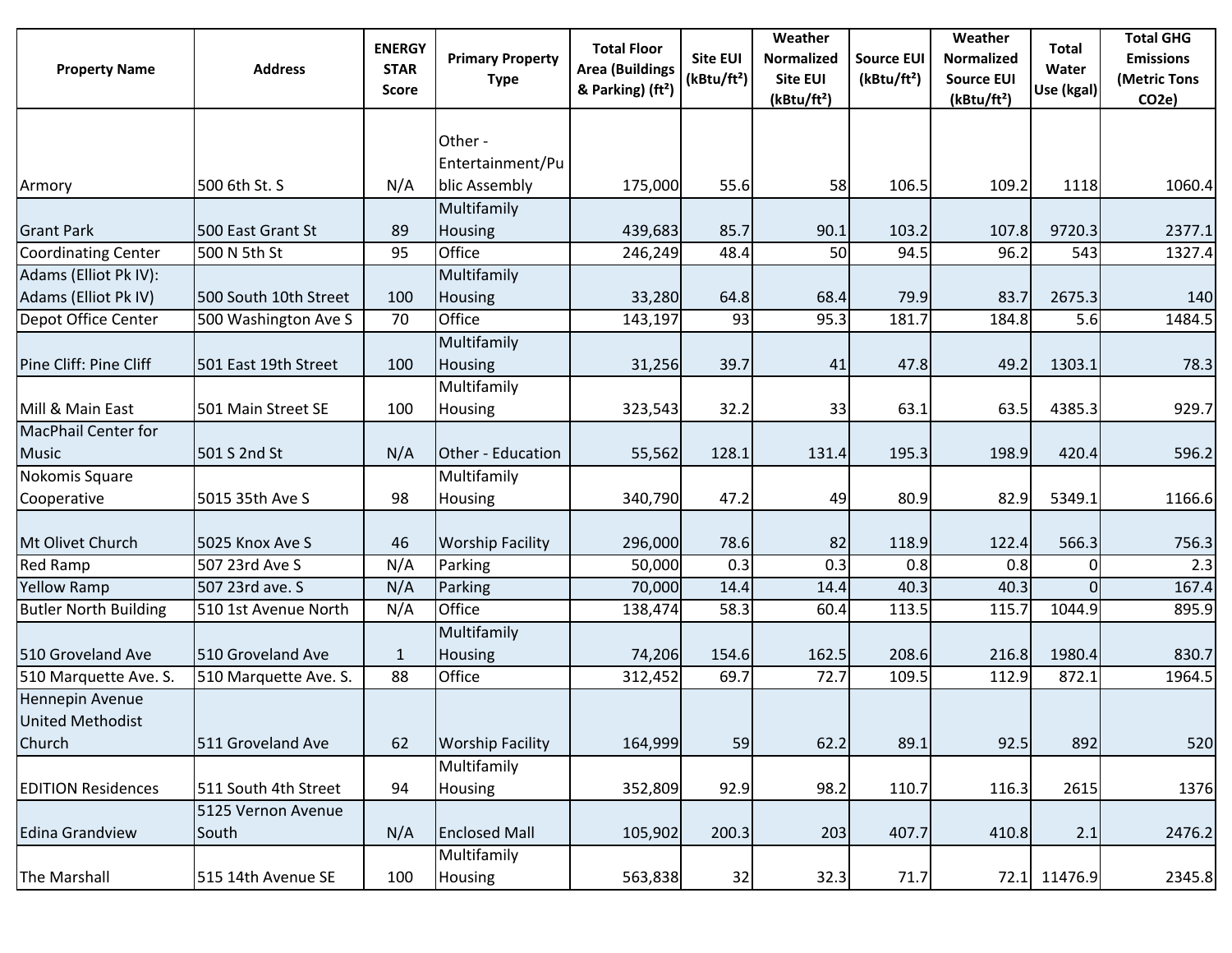| Property Name | Address | ENERGY STAR Score | Primary Property Type | Total Floor Area (Buildings & Parking) (ft²) | Site EUI (kBtu/ft²) | Weather Normalized Site EUI (kBtu/ft²) | Source EUI (kBtu/ft²) | Weather Normalized Source EUI (kBtu/ft²) | Total Water Use (kgal) | Total GHG Emissions (Metric Tons CO2e) |
|---|---|---|---|---|---|---|---|---|---|---|
| Armory | 500 6th St. S | N/A | Other - Entertainment/Public Assembly | 175,000 | 55.6 | 58 | 106.5 | 109.2 | 1118 | 1060.4 |
| Grant Park | 500 East Grant St | 89 | Multifamily Housing | 439,683 | 85.7 | 90.1 | 103.2 | 107.8 | 9720.3 | 2377.1 |
| Coordinating Center | 500 N 5th St | 95 | Office | 246,249 | 48.4 | 50 | 94.5 | 96.2 | 543 | 1327.4 |
| Adams (Elliot Pk IV): Adams (Elliot Pk IV) | 500 South 10th Street | 100 | Multifamily Housing | 33,280 | 64.8 | 68.4 | 79.9 | 83.7 | 2675.3 | 140 |
| Depot Office Center | 500 Washington Ave S | 70 | Office | 143,197 | 93 | 95.3 | 181.7 | 184.8 | 5.6 | 1484.5 |
| Pine Cliff: Pine Cliff | 501 East 19th Street | 100 | Multifamily Housing | 31,256 | 39.7 | 41 | 47.8 | 49.2 | 1303.1 | 78.3 |
| Mill & Main East | 501 Main Street SE | 100 | Multifamily Housing | 323,543 | 32.2 | 33 | 63.1 | 63.5 | 4385.3 | 929.7 |
| MacPhail Center for Music | 501 S 2nd St | N/A | Other - Education | 55,562 | 128.1 | 131.4 | 195.3 | 198.9 | 420.4 | 596.2 |
| Nokomis Square Cooperative | 5015 35th Ave S | 98 | Multifamily Housing | 340,790 | 47.2 | 49 | 80.9 | 82.9 | 5349.1 | 1166.6 |
| Mt Olivet Church | 5025 Knox Ave S | 46 | Worship Facility | 296,000 | 78.6 | 82 | 118.9 | 122.4 | 566.3 | 756.3 |
| Red Ramp | 507 23rd Ave S | N/A | Parking | 50,000 | 0.3 | 0.3 | 0.8 | 0.8 | 0 | 2.3 |
| Yellow Ramp | 507 23rd ave. S | N/A | Parking | 70,000 | 14.4 | 14.4 | 40.3 | 40.3 | 0 | 167.4 |
| Butler North Building | 510 1st Avenue North | N/A | Office | 138,474 | 58.3 | 60.4 | 113.5 | 115.7 | 1044.9 | 895.9 |
| 510 Groveland Ave | 510 Groveland Ave | 1 | Multifamily Housing | 74,206 | 154.6 | 162.5 | 208.6 | 216.8 | 1980.4 | 830.7 |
| 510 Marquette Ave. S. | 510 Marquette Ave. S. | 88 | Office | 312,452 | 69.7 | 72.7 | 109.5 | 112.9 | 872.1 | 1964.5 |
| Hennepin Avenue United Methodist Church | 511 Groveland Ave | 62 | Worship Facility | 164,999 | 59 | 62.2 | 89.1 | 92.5 | 892 | 520 |
| EDITION Residences | 511 South 4th Street | 94 | Multifamily Housing | 352,809 | 92.9 | 98.2 | 110.7 | 116.3 | 2615 | 1376 |
| Edina Grandview | 5125 Vernon Avenue South | N/A | Enclosed Mall | 105,902 | 200.3 | 203 | 407.7 | 410.8 | 2.1 | 2476.2 |
| The Marshall | 515 14th Avenue SE | 100 | Multifamily Housing | 563,838 | 32 | 32.3 | 71.7 | 72.1 | 11476.9 | 2345.8 |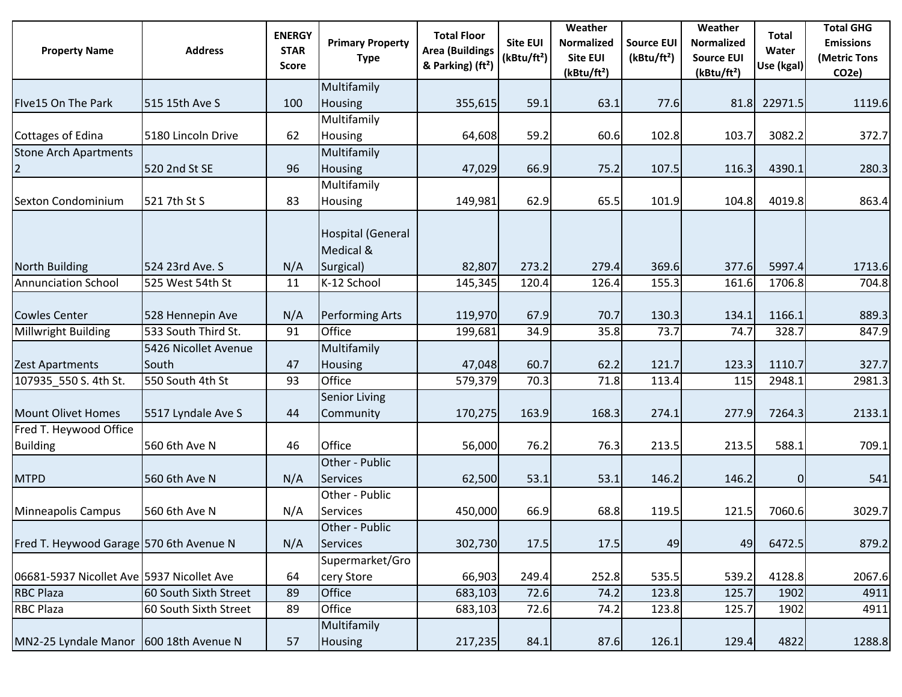| Property Name | Address | ENERGY STAR Score | Primary Property Type | Total Floor Area (Buildings & Parking) (ft²) | Site EUI (kBtu/ft²) | Weather Normalized Site EUI (kBtu/ft²) | Source EUI (kBtu/ft²) | Weather Normalized Source EUI (kBtu/ft²) | Total Water Use (kgal) | Total GHG Emissions (Metric Tons CO2e) |
|---|---|---|---|---|---|---|---|---|---|---|
| FIve15 On The Park | 515 15th Ave S | 100 | Multifamily Housing | 355,615 | 59.1 | 63.1 | 77.6 | 81.8 | 22971.5 | 1119.6 |
| Cottages of Edina | 5180 Lincoln Drive | 62 | Multifamily Housing | 64,608 | 59.2 | 60.6 | 102.8 | 103.7 | 3082.2 | 372.7 |
| Stone Arch Apartments 2 | 520 2nd St SE | 96 | Multifamily Housing | 47,029 | 66.9 | 75.2 | 107.5 | 116.3 | 4390.1 | 280.3 |
| Sexton Condominium | 521 7th St S | 83 | Multifamily Housing | 149,981 | 62.9 | 65.5 | 101.9 | 104.8 | 4019.8 | 863.4 |
| North Building | 524 23rd Ave. S | N/A | Hospital (General Medical & Surgical) | 82,807 | 273.2 | 279.4 | 369.6 | 377.6 | 5997.4 | 1713.6 |
| Annunciation School | 525 West 54th St | 11 | K-12 School | 145,345 | 120.4 | 126.4 | 155.3 | 161.6 | 1706.8 | 704.8 |
| Cowles Center | 528 Hennepin Ave | N/A | Performing Arts | 119,970 | 67.9 | 70.7 | 130.3 | 134.1 | 1166.1 | 889.3 |
| Millwright Building | 533 South Third St. | 91 | Office | 199,681 | 34.9 | 35.8 | 73.7 | 74.7 | 328.7 | 847.9 |
| Zest Apartments | 5426 Nicollet Avenue South | 47 | Multifamily Housing | 47,048 | 60.7 | 62.2 | 121.7 | 123.3 | 1110.7 | 327.7 |
| 107935_550 S. 4th St. | 550 South 4th St | 93 | Office | 579,379 | 70.3 | 71.8 | 113.4 | 115 | 2948.1 | 2981.3 |
| Mount Olivet Homes | 5517 Lyndale Ave S | 44 | Senior Living Community | 170,275 | 163.9 | 168.3 | 274.1 | 277.9 | 7264.3 | 2133.1 |
| Fred T. Heywood Office Building | 560 6th Ave N | 46 | Office | 56,000 | 76.2 | 76.3 | 213.5 | 213.5 | 588.1 | 709.1 |
| MTPD | 560 6th Ave N | N/A | Other - Public Services | 62,500 | 53.1 | 53.1 | 146.2 | 146.2 | 0 | 541 |
| Minneapolis Campus | 560 6th Ave N | N/A | Other - Public Services | 450,000 | 66.9 | 68.8 | 119.5 | 121.5 | 7060.6 | 3029.7 |
| Fred T. Heywood Garage | 570 6th Avenue N | N/A | Other - Public Services | 302,730 | 17.5 | 17.5 | 49 | 49 | 6472.5 | 879.2 |
| 06681-5937 Nicollet Ave | 5937 Nicollet Ave | 64 | Supermarket/Grocery Store | 66,903 | 249.4 | 252.8 | 535.5 | 539.2 | 4128.8 | 2067.6 |
| RBC Plaza | 60 South Sixth Street | 89 | Office | 683,103 | 72.6 | 74.2 | 123.8 | 125.7 | 1902 | 4911 |
| RBC Plaza | 60 South Sixth Street | 89 | Office | 683,103 | 72.6 | 74.2 | 123.8 | 125.7 | 1902 | 4911 |
| MN2-25 Lyndale Manor | 600 18th Avenue N | 57 | Multifamily Housing | 217,235 | 84.1 | 87.6 | 126.1 | 129.4 | 4822 | 1288.8 |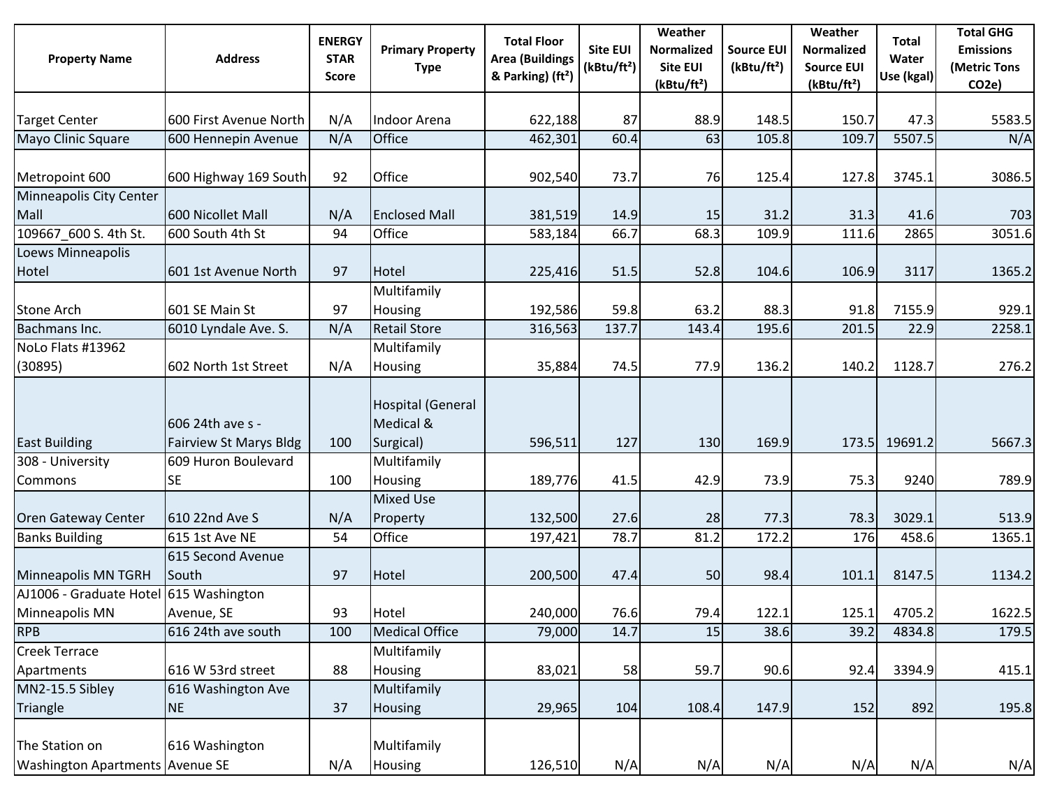| Property Name | Address | ENERGY STAR Score | Primary Property Type | Total Floor Area (Buildings & Parking) (ft²) | Site EUI (kBtu/ft²) | Weather Normalized Site EUI (kBtu/ft²) | Source EUI (kBtu/ft²) | Weather Normalized Source EUI (kBtu/ft²) | Total Water Use (kgal) | Total GHG Emissions (Metric Tons CO2e) |
|---|---|---|---|---|---|---|---|---|---|---|
| Target Center | 600 First Avenue North | N/A | Indoor Arena | 622,188 | 87 | 88.9 | 148.5 | 150.7 | 47.3 | 5583.5 |
| Mayo Clinic Square | 600 Hennepin Avenue | N/A | Office | 462,301 | 60.4 | 63 | 105.8 | 109.7 | 5507.5 | N/A |
| Metropoint 600 | 600 Highway 169 South | 92 | Office | 902,540 | 73.7 | 76 | 125.4 | 127.8 | 3745.1 | 3086.5 |
| Minneapolis City Center Mall | 600 Nicollet Mall | N/A | Enclosed Mall | 381,519 | 14.9 | 15 | 31.2 | 31.3 | 41.6 | 703 |
| 109667_600 S. 4th St. | 600 South 4th St | 94 | Office | 583,184 | 66.7 | 68.3 | 109.9 | 111.6 | 2865 | 3051.6 |
| Loews Minneapolis Hotel | 601 1st Avenue North | 97 | Hotel | 225,416 | 51.5 | 52.8 | 104.6 | 106.9 | 3117 | 1365.2 |
| Stone Arch | 601 SE Main St | 97 | Multifamily Housing | 192,586 | 59.8 | 63.2 | 88.3 | 91.8 | 7155.9 | 929.1 |
| Bachmans Inc. | 6010 Lyndale Ave. S. | N/A | Retail Store | 316,563 | 137.7 | 143.4 | 195.6 | 201.5 | 22.9 | 2258.1 |
| NoLo Flats #13962 (30895) | 602 North 1st Street | N/A | Multifamily Housing | 35,884 | 74.5 | 77.9 | 136.2 | 140.2 | 1128.7 | 276.2 |
| East Building | 606 24th ave s - Fairview St Marys Bldg | 100 | Hospital (General Medical & Surgical) | 596,511 | 127 | 130 | 169.9 | 173.5 | 19691.2 | 5667.3 |
| 308 - University Commons | 609 Huron Boulevard SE | 100 | Multifamily Housing | 189,776 | 41.5 | 42.9 | 73.9 | 75.3 | 9240 | 789.9 |
| Oren Gateway Center | 610 22nd Ave S | N/A | Mixed Use Property | 132,500 | 27.6 | 28 | 77.3 | 78.3 | 3029.1 | 513.9 |
| Banks Building | 615 1st Ave NE | 54 | Office | 197,421 | 78.7 | 81.2 | 172.2 | 176 | 458.6 | 1365.1 |
| Minneapolis MN TGRH | 615 Second Avenue South | 97 | Hotel | 200,500 | 47.4 | 50 | 98.4 | 101.1 | 8147.5 | 1134.2 |
| AJ1006 - Graduate Hotel Minneapolis MN | 615 Washington Avenue, SE | 93 | Hotel | 240,000 | 76.6 | 79.4 | 122.1 | 125.1 | 4705.2 | 1622.5 |
| RPB | 616 24th ave south | 100 | Medical Office | 79,000 | 14.7 | 15 | 38.6 | 39.2 | 4834.8 | 179.5 |
| Creek Terrace Apartments | 616 W 53rd street | 88 | Multifamily Housing | 83,021 | 58 | 59.7 | 90.6 | 92.4 | 3394.9 | 415.1 |
| MN2-15.5 Sibley Triangle | 616 Washington Ave NE | 37 | Multifamily Housing | 29,965 | 104 | 108.4 | 147.9 | 152 | 892 | 195.8 |
| The Station on Washington Apartments | 616 Washington Avenue SE | N/A | Multifamily Housing | 126,510 | N/A | N/A | N/A | N/A | N/A | N/A |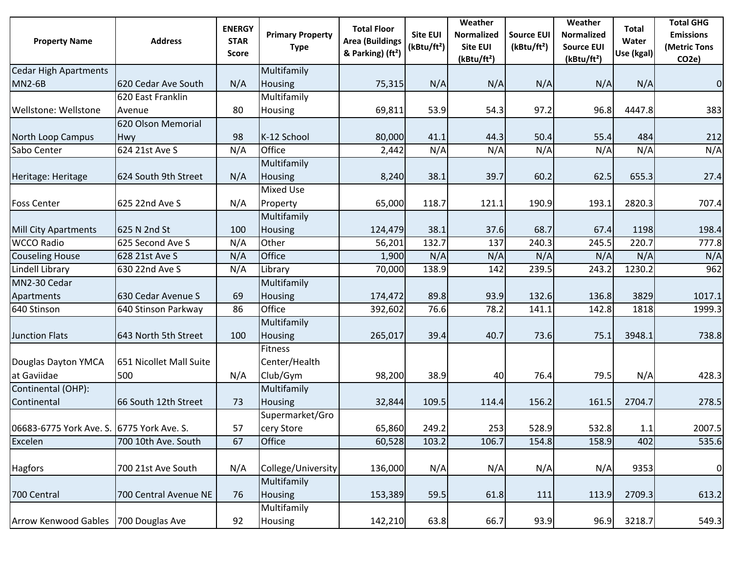| Property Name | Address | ENERGY STAR Score | Primary Property Type | Total Floor Area (Buildings & Parking) (ft²) | Site EUI (kBtu/ft²) | Weather Normalized Site EUI (kBtu/ft²) | Source EUI (kBtu/ft²) | Weather Normalized Source EUI (kBtu/ft²) | Total Water Use (kgal) | Total GHG Emissions (Metric Tons CO2e) |
|---|---|---|---|---|---|---|---|---|---|---|
| Cedar High Apartments MN2-6B | 620 Cedar Ave South | N/A | Multifamily Housing | 75,315 | N/A | N/A | N/A | N/A | N/A | 0 |
| Wellstone: Wellstone | 620 East Franklin Avenue | 80 | Multifamily Housing | 69,811 | 53.9 | 54.3 | 97.2 | 96.8 | 4447.8 | 383 |
| North Loop Campus | 620 Olson Memorial Hwy | 98 | K-12 School | 80,000 | 41.1 | 44.3 | 50.4 | 55.4 | 484 | 212 |
| Sabo Center | 624 21st Ave S | N/A | Office | 2,442 | N/A | N/A | N/A | N/A | N/A | N/A |
| Heritage: Heritage | 624 South 9th Street | N/A | Multifamily Housing | 8,240 | 38.1 | 39.7 | 60.2 | 62.5 | 655.3 | 27.4 |
| Foss Center | 625 22nd Ave S | N/A | Mixed Use Property | 65,000 | 118.7 | 121.1 | 190.9 | 193.1 | 2820.3 | 707.4 |
| Mill City Apartments | 625 N 2nd St | 100 | Multifamily Housing | 124,479 | 38.1 | 37.6 | 68.7 | 67.4 | 1198 | 198.4 |
| WCCO Radio | 625 Second Ave S | N/A | Other | 56,201 | 132.7 | 137 | 240.3 | 245.5 | 220.7 | 777.8 |
| Couseling House | 628 21st Ave S | N/A | Office | 1,900 | N/A | N/A | N/A | N/A | N/A | N/A |
| Lindell Library | 630 22nd Ave S | N/A | Library | 70,000 | 138.9 | 142 | 239.5 | 243.2 | 1230.2 | 962 |
| MN2-30 Cedar Apartments | 630 Cedar Avenue S | 69 | Multifamily Housing | 174,472 | 89.8 | 93.9 | 132.6 | 136.8 | 3829 | 1017.1 |
| 640 Stinson | 640 Stinson Parkway | 86 | Office | 392,602 | 76.6 | 78.2 | 141.1 | 142.8 | 1818 | 1999.3 |
| Junction Flats | 643 North 5th Street | 100 | Multifamily Housing | 265,017 | 39.4 | 40.7 | 73.6 | 75.1 | 3948.1 | 738.8 |
| Douglas Dayton YMCA at Gaviidae | 651 Nicollet Mall Suite 500 | N/A | Fitness Center/Health Club/Gym | 98,200 | 38.9 | 40 | 76.4 | 79.5 | N/A | 428.3 |
| Continental (OHP): Continental | 66 South 12th Street | 73 | Multifamily Housing | 32,844 | 109.5 | 114.4 | 156.2 | 161.5 | 2704.7 | 278.5 |
| 06683-6775 York Ave. S. | 6775 York Ave. S. | 57 | Supermarket/Grocery Store | 65,860 | 249.2 | 253 | 528.9 | 532.8 | 1.1 | 2007.5 |
| Excelen | 700 10th Ave. South | 67 | Office | 60,528 | 103.2 | 106.7 | 154.8 | 158.9 | 402 | 535.6 |
| Hagfors | 700 21st Ave South | N/A | College/University | 136,000 | N/A | N/A | N/A | N/A | 9353 | 0 |
| 700 Central | 700 Central Avenue NE | 76 | Multifamily Housing | 153,389 | 59.5 | 61.8 | 111 | 113.9 | 2709.3 | 613.2 |
| Arrow Kenwood Gables | 700 Douglas Ave | 92 | Multifamily Housing | 142,210 | 63.8 | 66.7 | 93.9 | 96.9 | 3218.7 | 549.3 |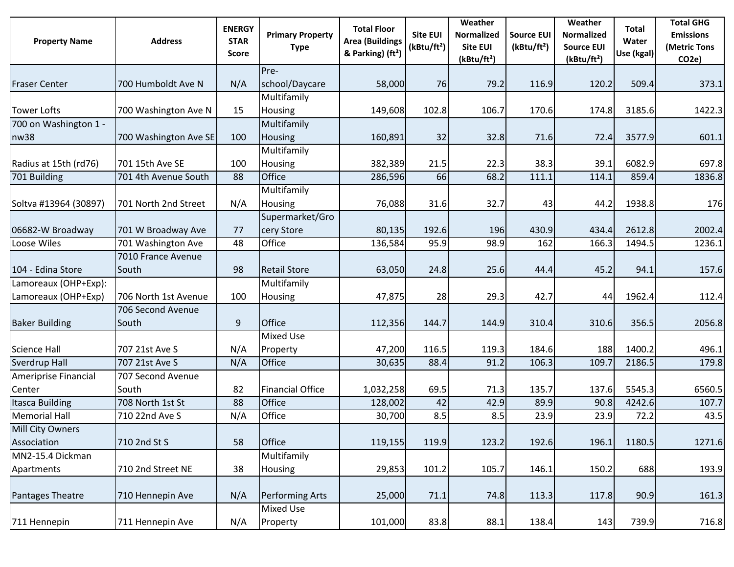| Property Name | Address | ENERGY STAR Score | Primary Property Type | Total Floor Area (Buildings & Parking) (ft²) | Site EUI (kBtu/ft²) | Weather Normalized Site EUI (kBtu/ft²) | Source EUI (kBtu/ft²) | Weather Normalized Source EUI (kBtu/ft²) | Total Water Use (kgal) | Total GHG Emissions (Metric Tons CO2e) |
|---|---|---|---|---|---|---|---|---|---|---|
| Fraser Center | 700 Humboldt Ave N | N/A | Pre-school/Daycare | 58,000 | 76 | 79.2 | 116.9 | 120.2 | 509.4 | 373.1 |
| Tower Lofts | 700 Washington Ave N | 15 | Multifamily Housing | 149,608 | 102.8 | 106.7 | 170.6 | 174.8 | 3185.6 | 1422.3 |
| 700 on Washington 1 - nw38 | 700 Washington Ave SE | 100 | Multifamily Housing | 160,891 | 32 | 32.8 | 71.6 | 72.4 | 3577.9 | 601.1 |
| Radius at 15th (rd76) | 701 15th Ave SE | 100 | Multifamily Housing | 382,389 | 21.5 | 22.3 | 38.3 | 39.1 | 6082.9 | 697.8 |
| 701 Building | 701 4th Avenue South | 88 | Office | 286,596 | 66 | 68.2 | 111.1 | 114.1 | 859.4 | 1836.8 |
| Soltva #13964 (30897) | 701 North 2nd Street | N/A | Multifamily Housing | 76,088 | 31.6 | 32.7 | 43 | 44.2 | 1938.8 | 176 |
| 06682-W Broadway | 701 W Broadway Ave | 77 | Supermarket/Grocery Store | 80,135 | 192.6 | 196 | 430.9 | 434.4 | 2612.8 | 2002.4 |
| Loose Wiles | 701 Washington Ave | 48 | Office | 136,584 | 95.9 | 98.9 | 162 | 166.3 | 1494.5 | 1236.1 |
| 104 - Edina Store | 7010 France Avenue South | 98 | Retail Store | 63,050 | 24.8 | 25.6 | 44.4 | 45.2 | 94.1 | 157.6 |
| Lamoreaux (OHP+Exp): Lamoreaux (OHP+Exp) | 706 North 1st Avenue | 100 | Multifamily Housing | 47,875 | 28 | 29.3 | 42.7 | 44 | 1962.4 | 112.4 |
| Baker Building | 706 Second Avenue South | 9 | Office | 112,356 | 144.7 | 144.9 | 310.4 | 310.6 | 356.5 | 2056.8 |
| Science Hall | 707 21st Ave S | N/A | Mixed Use Property | 47,200 | 116.5 | 119.3 | 184.6 | 188 | 1400.2 | 496.1 |
| Sverdrup Hall | 707 21st Ave S | N/A | Office | 30,635 | 88.4 | 91.2 | 106.3 | 109.7 | 2186.5 | 179.8 |
| Ameriprise Financial Center | 707 Second Avenue South | 82 | Financial Office | 1,032,258 | 69.5 | 71.3 | 135.7 | 137.6 | 5545.3 | 6560.5 |
| Itasca Building | 708 North 1st St | 88 | Office | 128,002 | 42 | 42.9 | 89.9 | 90.8 | 4242.6 | 107.7 |
| Memorial Hall | 710 22nd Ave S | N/A | Office | 30,700 | 8.5 | 8.5 | 23.9 | 23.9 | 72.2 | 43.5 |
| Mill City Owners Association | 710 2nd St S | 58 | Office | 119,155 | 119.9 | 123.2 | 192.6 | 196.1 | 1180.5 | 1271.6 |
| MN2-15.4 Dickman Apartments | 710 2nd Street NE | 38 | Multifamily Housing | 29,853 | 101.2 | 105.7 | 146.1 | 150.2 | 688 | 193.9 |
| Pantages Theatre | 710 Hennepin Ave | N/A | Performing Arts | 25,000 | 71.1 | 74.8 | 113.3 | 117.8 | 90.9 | 161.3 |
| 711 Hennepin | 711 Hennepin Ave | N/A | Mixed Use Property | 101,000 | 83.8 | 88.1 | 138.4 | 143 | 739.9 | 716.8 |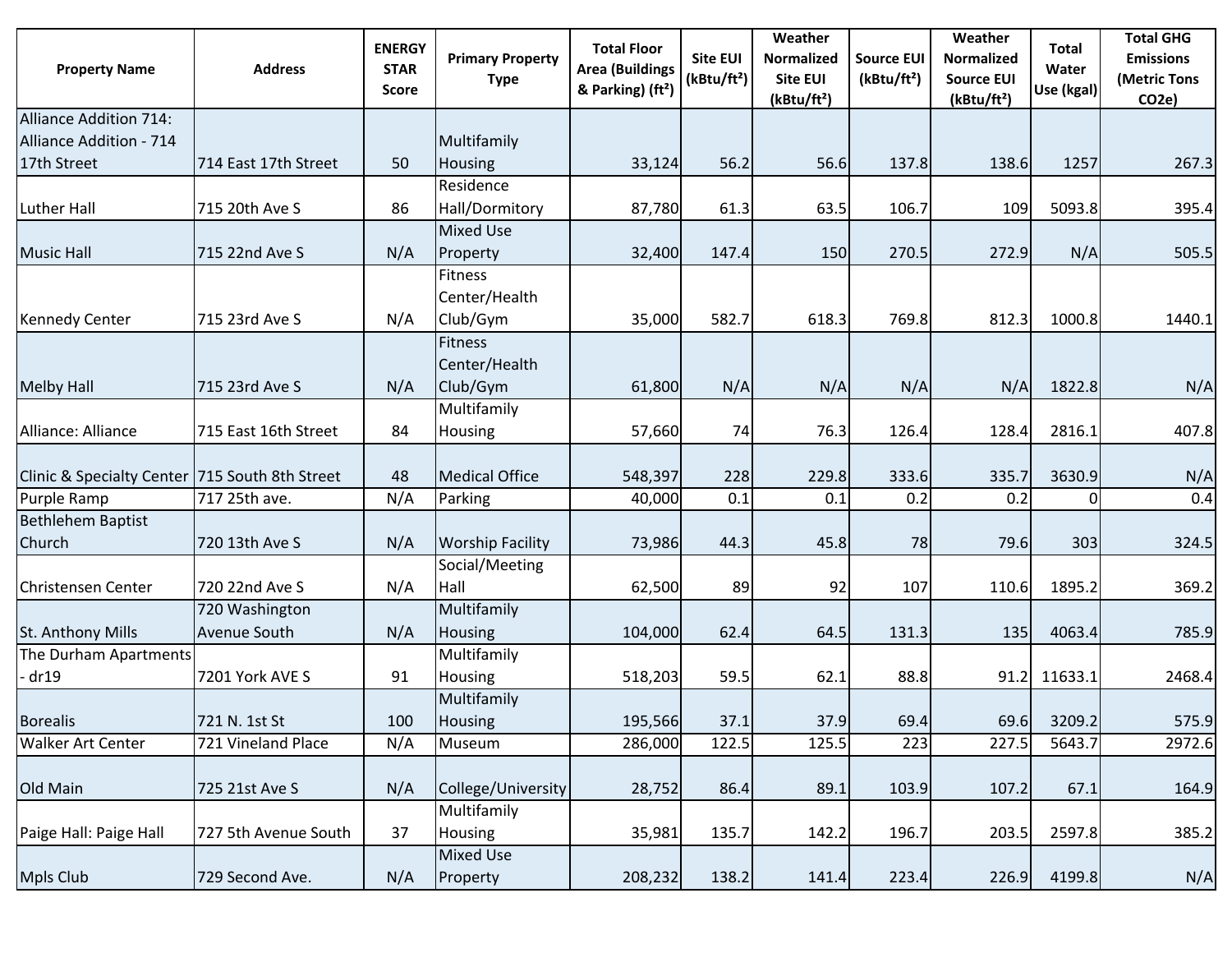| Property Name | Address | ENERGY STAR Score | Primary Property Type | Total Floor Area (Buildings & Parking) (ft²) | Site EUI (kBtu/ft²) | Weather Normalized Site EUI (kBtu/ft²) | Source EUI (kBtu/ft²) | Weather Normalized Source EUI (kBtu/ft²) | Total Water Use (kgal) | Total GHG Emissions (Metric Tons CO2e) |
|---|---|---|---|---|---|---|---|---|---|---|
| Alliance Addition 714: Alliance Addition - 714 17th Street | 714 East 17th Street | 50 | Multifamily Housing | 33,124 | 56.2 | 56.6 | 137.8 | 138.6 | 1257 | 267.3 |
| Luther Hall | 715 20th Ave S | 86 | Residence Hall/Dormitory | 87,780 | 61.3 | 63.5 | 106.7 | 109 | 5093.8 | 395.4 |
| Music Hall | 715 22nd Ave S | N/A | Mixed Use Property | 32,400 | 147.4 | 150 | 270.5 | 272.9 | N/A | 505.5 |
| Kennedy Center | 715 23rd Ave S | N/A | Fitness Center/Health Club/Gym | 35,000 | 582.7 | 618.3 | 769.8 | 812.3 | 1000.8 | 1440.1 |
| Melby Hall | 715 23rd Ave S | N/A | Fitness Center/Health Club/Gym | 61,800 | N/A | N/A | N/A | N/A | 1822.8 | N/A |
| Alliance: Alliance | 715 East 16th Street | 84 | Multifamily Housing | 57,660 | 74 | 76.3 | 126.4 | 128.4 | 2816.1 | 407.8 |
| Clinic & Specialty Center | 715 South 8th Street | 48 | Medical Office | 548,397 | 228 | 229.8 | 333.6 | 335.7 | 3630.9 | N/A |
| Purple Ramp | 717 25th ave. | N/A | Parking | 40,000 | 0.1 | 0.1 | 0.2 | 0.2 | 0 | 0.4 |
| Bethlehem Baptist Church | 720 13th Ave S | N/A | Worship Facility | 73,986 | 44.3 | 45.8 | 78 | 79.6 | 303 | 324.5 |
| Christensen Center | 720 22nd Ave S | N/A | Social/Meeting Hall | 62,500 | 89 | 92 | 107 | 110.6 | 1895.2 | 369.2 |
| St. Anthony Mills | 720 Washington Avenue South | N/A | Multifamily Housing | 104,000 | 62.4 | 64.5 | 131.3 | 135 | 4063.4 | 785.9 |
| The Durham Apartments - dr19 | 7201 York AVE S | 91 | Multifamily Housing | 518,203 | 59.5 | 62.1 | 88.8 | 91.2 | 11633.1 | 2468.4 |
| Borealis | 721 N. 1st St | 100 | Multifamily Housing | 195,566 | 37.1 | 37.9 | 69.4 | 69.6 | 3209.2 | 575.9 |
| Walker Art Center | 721 Vineland Place | N/A | Museum | 286,000 | 122.5 | 125.5 | 223 | 227.5 | 5643.7 | 2972.6 |
| Old Main | 725 21st Ave S | N/A | College/University | 28,752 | 86.4 | 89.1 | 103.9 | 107.2 | 67.1 | 164.9 |
| Paige Hall: Paige Hall | 727 5th Avenue South | 37 | Multifamily Housing | 35,981 | 135.7 | 142.2 | 196.7 | 203.5 | 2597.8 | 385.2 |
| Mpls Club | 729 Second Ave. | N/A | Mixed Use Property | 208,232 | 138.2 | 141.4 | 223.4 | 226.9 | 4199.8 | N/A |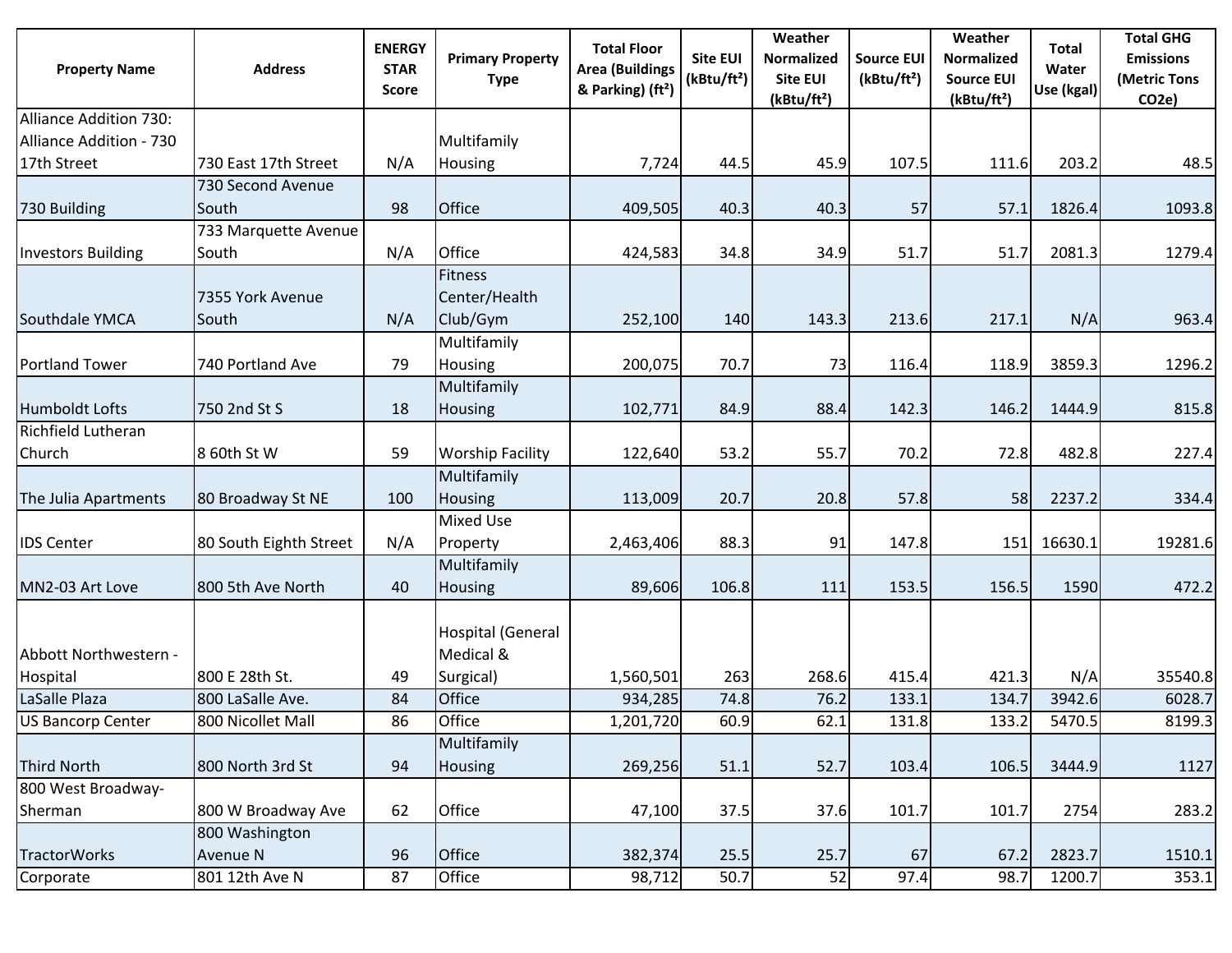| Property Name | Address | ENERGY STAR Score | Primary Property Type | Total Floor Area (Buildings & Parking) (ft²) | Site EUI (kBtu/ft²) | Weather Normalized Site EUI (kBtu/ft²) | Source EUI (kBtu/ft²) | Weather Normalized Source EUI (kBtu/ft²) | Total Water Use (kgal) | Total GHG Emissions (Metric Tons CO2e) |
|---|---|---|---|---|---|---|---|---|---|---|
| Alliance Addition 730: Alliance Addition - 730 17th Street | 730 East 17th Street | N/A | Multifamily Housing | 7,724 | 44.5 | 45.9 | 107.5 | 111.6 | 203.2 | 48.5 |
| 730 Building | 730 Second Avenue South | 98 | Office | 409,505 | 40.3 | 40.3 | 57 | 57.1 | 1826.4 | 1093.8 |
| Investors Building | 733 Marquette Avenue South | N/A | Office | 424,583 | 34.8 | 34.9 | 51.7 | 51.7 | 2081.3 | 1279.4 |
| Southdale YMCA | 7355 York Avenue South | N/A | Fitness Center/Health Club/Gym | 252,100 | 140 | 143.3 | 213.6 | 217.1 | N/A | 963.4 |
| Portland Tower | 740 Portland Ave | 79 | Multifamily Housing | 200,075 | 70.7 | 73 | 116.4 | 118.9 | 3859.3 | 1296.2 |
| Humboldt Lofts | 750 2nd St S | 18 | Multifamily Housing | 102,771 | 84.9 | 88.4 | 142.3 | 146.2 | 1444.9 | 815.8 |
| Richfield Lutheran Church | 8 60th St W | 59 | Worship Facility | 122,640 | 53.2 | 55.7 | 70.2 | 72.8 | 482.8 | 227.4 |
| The Julia Apartments | 80 Broadway St NE | 100 | Multifamily Housing | 113,009 | 20.7 | 20.8 | 57.8 | 58 | 2237.2 | 334.4 |
| IDS Center | 80 South Eighth Street | N/A | Mixed Use Property | 2,463,406 | 88.3 | 91 | 147.8 | 151 | 16630.1 | 19281.6 |
| MN2-03 Art Love | 800 5th Ave North | 40 | Multifamily Housing | 89,606 | 106.8 | 111 | 153.5 | 156.5 | 1590 | 472.2 |
| Abbott Northwestern - Hospital | 800 E 28th St. | 49 | Hospital (General Medical & Surgical) | 1,560,501 | 263 | 268.6 | 415.4 | 421.3 | N/A | 35540.8 |
| LaSalle Plaza | 800 LaSalle Ave. | 84 | Office | 934,285 | 74.8 | 76.2 | 133.1 | 134.7 | 3942.6 | 6028.7 |
| US Bancorp Center | 800 Nicollet Mall | 86 | Office | 1,201,720 | 60.9 | 62.1 | 131.8 | 133.2 | 5470.5 | 8199.3 |
| Third North | 800 North 3rd St | 94 | Multifamily Housing | 269,256 | 51.1 | 52.7 | 103.4 | 106.5 | 3444.9 | 1127 |
| 800 West Broadway-Sherman | 800 W Broadway Ave | 62 | Office | 47,100 | 37.5 | 37.6 | 101.7 | 101.7 | 2754 | 283.2 |
| TractorWorks | 800 Washington Avenue N | 96 | Office | 382,374 | 25.5 | 25.7 | 67 | 67.2 | 2823.7 | 1510.1 |
| Corporate | 801 12th Ave N | 87 | Office | 98,712 | 50.7 | 52 | 97.4 | 98.7 | 1200.7 | 353.1 |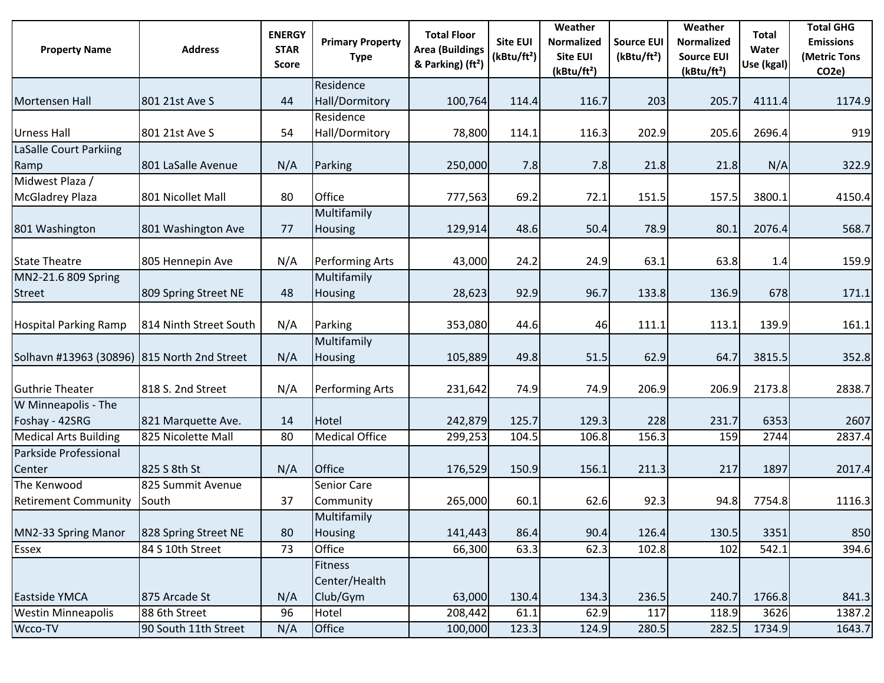| Property Name | Address | ENERGY STAR Score | Primary Property Type | Total Floor Area (Buildings & Parking) (ft²) | Site EUI (kBtu/ft²) | Weather Normalized Site EUI (kBtu/ft²) | Source EUI (kBtu/ft²) | Weather Normalized Source EUI (kBtu/ft²) | Total Water Use (kgal) | Total GHG Emissions (Metric Tons CO2e) |
|---|---|---|---|---|---|---|---|---|---|---|
| Mortensen Hall | 801 21st Ave S | 44 | Residence Hall/Dormitory | 100,764 | 114.4 | 116.7 | 203 | 205.7 | 4111.4 | 1174.9 |
| Urness Hall | 801 21st Ave S | 54 | Residence Hall/Dormitory | 78,800 | 114.1 | 116.3 | 202.9 | 205.6 | 2696.4 | 919 |
| LaSalle Court Parkiing Ramp | 801 LaSalle Avenue | N/A | Parking | 250,000 | 7.8 | 7.8 | 21.8 | 21.8 | N/A | 322.9 |
| Midwest Plaza / McGladrey Plaza | 801 Nicollet Mall | 80 | Office | 777,563 | 69.2 | 72.1 | 151.5 | 157.5 | 3800.1 | 4150.4 |
| 801 Washington | 801 Washington Ave | 77 | Multifamily Housing | 129,914 | 48.6 | 50.4 | 78.9 | 80.1 | 2076.4 | 568.7 |
| State Theatre | 805 Hennepin Ave | N/A | Performing Arts | 43,000 | 24.2 | 24.9 | 63.1 | 63.8 | 1.4 | 159.9 |
| MN2-21.6 809 Spring Street | 809 Spring Street NE | 48 | Multifamily Housing | 28,623 | 92.9 | 96.7 | 133.8 | 136.9 | 678 | 171.1 |
| Hospital Parking Ramp | 814 Ninth Street South | N/A | Parking | 353,080 | 44.6 | 46 | 111.1 | 113.1 | 139.9 | 161.1 |
| Solhavn #13963 (30896) | 815 North 2nd Street | N/A | Multifamily Housing | 105,889 | 49.8 | 51.5 | 62.9 | 64.7 | 3815.5 | 352.8 |
| Guthrie Theater | 818 S. 2nd Street | N/A | Performing Arts | 231,642 | 74.9 | 74.9 | 206.9 | 206.9 | 2173.8 | 2838.7 |
| W Minneapolis - The Foshay - 42SRG | 821 Marquette Ave. | 14 | Hotel | 242,879 | 125.7 | 129.3 | 228 | 231.7 | 6353 | 2607 |
| Medical Arts Building | 825 Nicolette Mall | 80 | Medical Office | 299,253 | 104.5 | 106.8 | 156.3 | 159 | 2744 | 2837.4 |
| Parkside Professional Center | 825 S 8th St | N/A | Office | 176,529 | 150.9 | 156.1 | 211.3 | 217 | 1897 | 2017.4 |
| The Kenwood Retirement Community | 825 Summit Avenue South | 37 | Senior Care Community | 265,000 | 60.1 | 62.6 | 92.3 | 94.8 | 7754.8 | 1116.3 |
| MN2-33 Spring Manor | 828 Spring Street NE | 80 | Multifamily Housing | 141,443 | 86.4 | 90.4 | 126.4 | 130.5 | 3351 | 850 |
| Essex | 84 S 10th Street | 73 | Office | 66,300 | 63.3 | 62.3 | 102.8 | 102 | 542.1 | 394.6 |
| Eastside YMCA | 875 Arcade St | N/A | Fitness Center/Health Club/Gym | 63,000 | 130.4 | 134.3 | 236.5 | 240.7 | 1766.8 | 841.3 |
| Westin Minneapolis | 88 6th Street | 96 | Hotel | 208,442 | 61.1 | 62.9 | 117 | 118.9 | 3626 | 1387.2 |
| Wcco-TV | 90 South 11th Street | N/A | Office | 100,000 | 123.3 | 124.9 | 280.5 | 282.5 | 1734.9 | 1643.7 |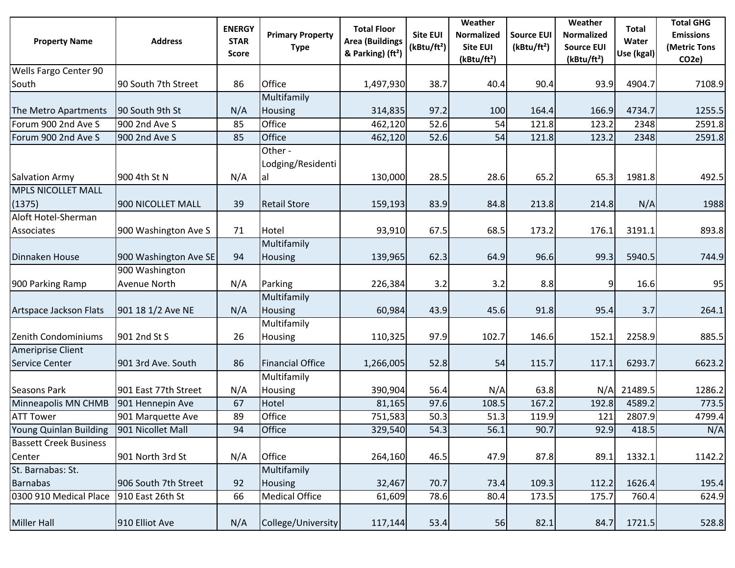| Property Name | Address | ENERGY STAR Score | Primary Property Type | Total Floor Area (Buildings & Parking) (ft²) | Site EUI (kBtu/ft²) | Weather Normalized Site EUI (kBtu/ft²) | Source EUI (kBtu/ft²) | Weather Normalized Source EUI (kBtu/ft²) | Total Water Use (kgal) | Total GHG Emissions (Metric Tons CO2e) |
|---|---|---|---|---|---|---|---|---|---|---|
| Wells Fargo Center 90 South | 90 South 7th Street | 86 | Office | 1,497,930 | 38.7 | 40.4 | 90.4 | 93.9 | 4904.7 | 7108.9 |
| The Metro Apartments | 90 South 9th St | N/A | Multifamily Housing | 314,835 | 97.2 | 100 | 164.4 | 166.9 | 4734.7 | 1255.5 |
| Forum 900 2nd Ave S | 900 2nd Ave S | 85 | Office | 462,120 | 52.6 | 54 | 121.8 | 123.2 | 2348 | 2591.8 |
| Forum 900 2nd Ave S | 900 2nd Ave S | 85 | Office | 462,120 | 52.6 | 54 | 121.8 | 123.2 | 2348 | 2591.8 |
| Salvation Army | 900 4th St N | N/A | Other - Lodging/Residential | 130,000 | 28.5 | 28.6 | 65.2 | 65.3 | 1981.8 | 492.5 |
| MPLS NICOLLET MALL (1375) | 900 NICOLLET MALL | 39 | Retail Store | 159,193 | 83.9 | 84.8 | 213.8 | 214.8 | N/A | 1988 |
| Aloft Hotel-Sherman Associates | 900 Washington Ave S | 71 | Hotel | 93,910 | 67.5 | 68.5 | 173.2 | 176.1 | 3191.1 | 893.8 |
| Dinnaken House | 900 Washington Ave SE | 94 | Multifamily Housing | 139,965 | 62.3 | 64.9 | 96.6 | 99.3 | 5940.5 | 744.9 |
| 900 Parking Ramp | 900 Washington Avenue North | N/A | Parking | 226,384 | 3.2 | 3.2 | 8.8 | 9 | 16.6 | 95 |
| Artspace Jackson Flats | 901 18 1/2 Ave NE | N/A | Multifamily Housing | 60,984 | 43.9 | 45.6 | 91.8 | 95.4 | 3.7 | 264.1 |
| Zenith Condominiums | 901 2nd St S | 26 | Multifamily Housing | 110,325 | 97.9 | 102.7 | 146.6 | 152.1 | 2258.9 | 885.5 |
| Ameriprise Client Service Center | 901 3rd Ave. South | 86 | Financial Office | 1,266,005 | 52.8 | 54 | 115.7 | 117.1 | 6293.7 | 6623.2 |
| Seasons Park | 901 East 77th Street | N/A | Multifamily Housing | 390,904 | 56.4 | N/A | 63.8 | N/A | 21489.5 | 1286.2 |
| Minneapolis MN CHMB | 901 Hennepin Ave | 67 | Hotel | 81,165 | 97.6 | 108.5 | 167.2 | 192.8 | 4589.2 | 773.5 |
| ATT Tower | 901 Marquette Ave | 89 | Office | 751,583 | 50.3 | 51.3 | 119.9 | 121 | 2807.9 | 4799.4 |
| Young Quinlan Building | 901 Nicollet Mall | 94 | Office | 329,540 | 54.3 | 56.1 | 90.7 | 92.9 | 418.5 | N/A |
| Bassett Creek Business Center | 901 North 3rd St | N/A | Office | 264,160 | 46.5 | 47.9 | 87.8 | 89.1 | 1332.1 | 1142.2 |
| St. Barnabas: St. Barnabas | 906 South 7th Street | 92 | Multifamily Housing | 32,467 | 70.7 | 73.4 | 109.3 | 112.2 | 1626.4 | 195.4 |
| 0300 910 Medical Place | 910 East 26th St | 66 | Medical Office | 61,609 | 78.6 | 80.4 | 173.5 | 175.7 | 760.4 | 624.9 |
| Miller Hall | 910 Elliot Ave | N/A | College/University | 117,144 | 53.4 | 56 | 82.1 | 84.7 | 1721.5 | 528.8 |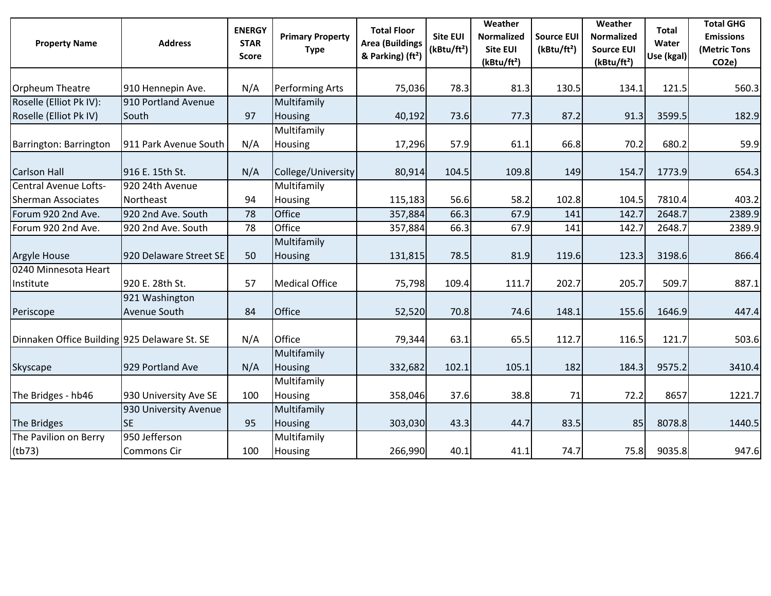| Property Name | Address | ENERGY STAR Score | Primary Property Type | Total Floor Area (Buildings & Parking) (ft²) | Site EUI (kBtu/ft²) | Weather Normalized Site EUI (kBtu/ft²) | Source EUI (kBtu/ft²) | Weather Normalized Source EUI (kBtu/ft²) | Total Water Use (kgal) | Total GHG Emissions (Metric Tons CO2e) |
|---|---|---|---|---|---|---|---|---|---|---|
| Orpheum Theatre | 910 Hennepin Ave. | N/A | Performing Arts | 75,036 | 78.3 | 81.3 | 130.5 | 134.1 | 121.5 | 560.3 |
| Roselle (Elliot Pk IV): Roselle (Elliot Pk IV) | 910 Portland Avenue South | 97 | Multifamily Housing | 40,192 | 73.6 | 77.3 | 87.2 | 91.3 | 3599.5 | 182.9 |
| Barrington: Barrington | 911 Park Avenue South | N/A | Multifamily Housing | 17,296 | 57.9 | 61.1 | 66.8 | 70.2 | 680.2 | 59.9 |
| Carlson Hall | 916 E. 15th St. | N/A | College/University | 80,914 | 104.5 | 109.8 | 149 | 154.7 | 1773.9 | 654.3 |
| Central Avenue Lofts-Sherman Associates | 920 24th Avenue Northeast | 94 | Multifamily Housing | 115,183 | 56.6 | 58.2 | 102.8 | 104.5 | 7810.4 | 403.2 |
| Forum 920 2nd Ave. | 920 2nd Ave. South | 78 | Office | 357,884 | 66.3 | 67.9 | 141 | 142.7 | 2648.7 | 2389.9 |
| Forum 920 2nd Ave. | 920 2nd Ave. South | 78 | Office | 357,884 | 66.3 | 67.9 | 141 | 142.7 | 2648.7 | 2389.9 |
| Argyle House | 920 Delaware Street SE | 50 | Multifamily Housing | 131,815 | 78.5 | 81.9 | 119.6 | 123.3 | 3198.6 | 866.4 |
| 0240 Minnesota Heart Institute | 920 E. 28th St. | 57 | Medical Office | 75,798 | 109.4 | 111.7 | 202.7 | 205.7 | 509.7 | 887.1 |
| Periscope | 921 Washington Avenue South | 84 | Office | 52,520 | 70.8 | 74.6 | 148.1 | 155.6 | 1646.9 | 447.4 |
| Dinnaken Office Building | 925 Delaware St. SE | N/A | Office | 79,344 | 63.1 | 65.5 | 112.7 | 116.5 | 121.7 | 503.6 |
| Skyscape | 929 Portland Ave | N/A | Multifamily Housing | 332,682 | 102.1 | 105.1 | 182 | 184.3 | 9575.2 | 3410.4 |
| The Bridges - hb46 | 930 University Ave SE | 100 | Multifamily Housing | 358,046 | 37.6 | 38.8 | 71 | 72.2 | 8657 | 1221.7 |
| The Bridges | 930 University Avenue SE | 95 | Multifamily Housing | 303,030 | 43.3 | 44.7 | 83.5 | 85 | 8078.8 | 1440.5 |
| The Pavilion on Berry (tb73) | 950 Jefferson Commons Cir | 100 | Multifamily Housing | 266,990 | 40.1 | 41.1 | 74.7 | 75.8 | 9035.8 | 947.6 |